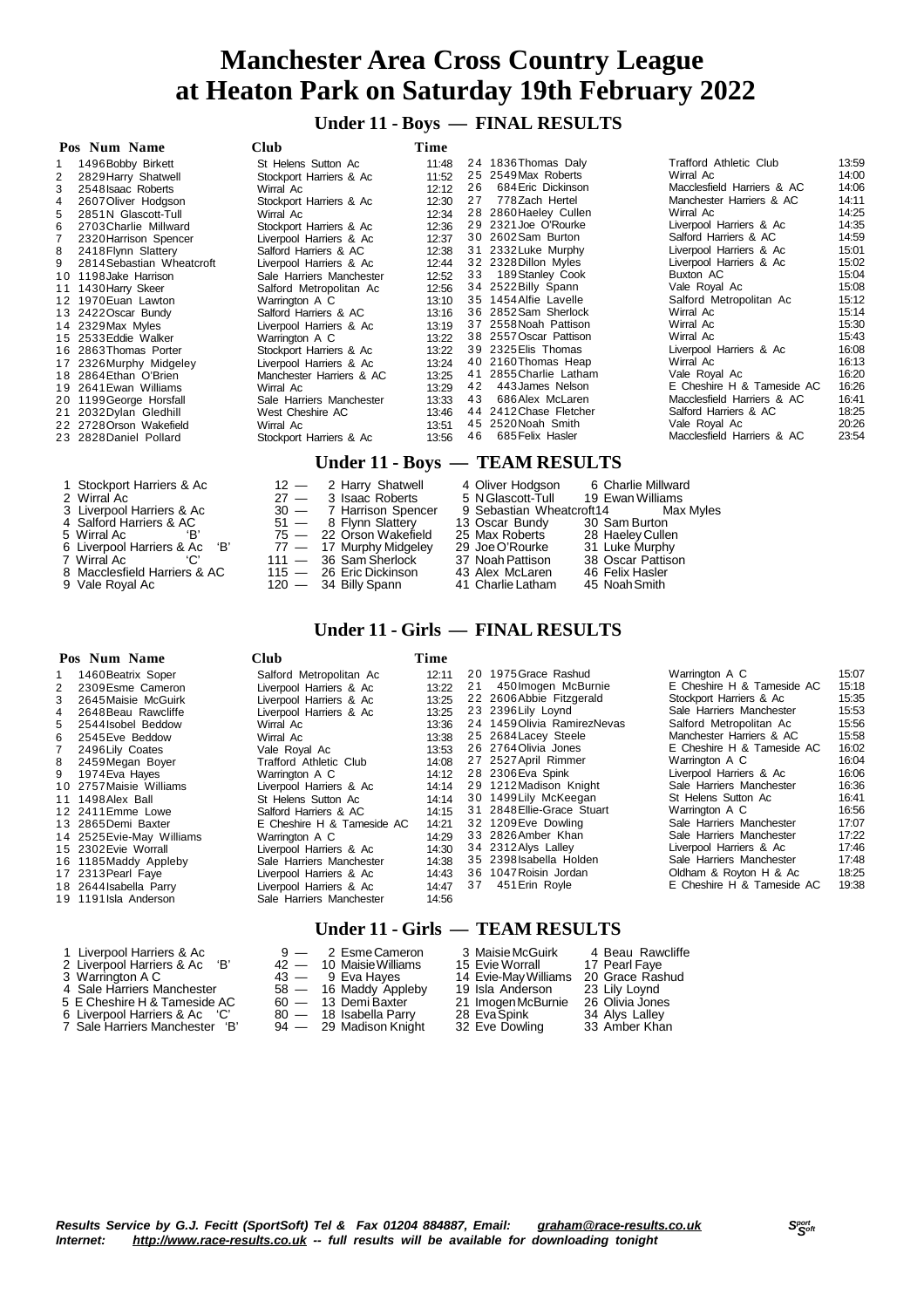# Manchester Area Cross Country League at Heaton Park on Saturday 19th February 2022

## Under 11 - Boys — FINAL RESULTS

| Pos | Num | Name | Club | Time |
|---|---|---|---|---|
| 1 | 1496 | Bobby Birkett | St Helens Sutton Ac | 11:48 |
| 2 | 2829 | Harry Shatwell | Stockport Harriers & Ac | 11:52 |
| 3 | 2548 | Isaac Roberts | Wirral Ac | 12:12 |
| 4 | 2607 | Oliver Hodgson | Stockport Harriers & Ac | 12:30 |
| 5 | 2851 | N Glascott-Tull | Wirral Ac | 12:34 |
| 6 | 2703 | Charlie Millward | Stockport Harriers & Ac | 12:36 |
| 7 | 2320 | Harrison Spencer | Liverpool Harriers & Ac | 12:37 |
| 8 | 2418 | Flynn Slattery | Salford Harriers & AC | 12:38 |
| 9 | 2814 | Sebastian Wheatcroft | Liverpool Harriers & Ac | 12:44 |
| 10 | 1198 | Jake Harrison | Sale Harriers Manchester | 12:52 |
| 11 | 1430 | Harry Skeer | Salford Metropolitan Ac | 12:56 |
| 12 | 1970 | Euan Lawton | Warrington A C | 13:10 |
| 13 | 2422 | Oscar Bundy | Salford Harriers & AC | 13:16 |
| 14 | 2329 | Max Myles | Liverpool Harriers & Ac | 13:19 |
| 15 | 2533 | Eddie Walker | Warrington A C | 13:22 |
| 16 | 2863 | Thomas Porter | Stockport Harriers & Ac | 13:22 |
| 17 | 2326 | Murphy Midgeley | Liverpool Harriers & Ac | 13:24 |
| 18 | 2864 | Ethan O'Brien | Manchester Harriers & AC | 13:25 |
| 19 | 2641 | Ewan Williams | Wirral Ac | 13:29 |
| 20 | 1199 | George Horsfall | Sale Harriers Manchester | 13:33 |
| 21 | 2032 | Dylan Gledhill | West Cheshire AC | 13:46 |
| 22 | 2728 | Orson Wakefield | Wirral Ac | 13:51 |
| 23 | 2828 | Daniel Pollard | Stockport Harriers & Ac | 13:56 |
| 24 | 1836 | Thomas Daly | Trafford Athletic Club | 13:59 |
| 25 | 2549 | Max Roberts | Wirral Ac | 14:00 |
| 26 | 684 | Eric Dickinson | Macclesfield Harriers & AC | 14:06 |
| 27 | 778 | Zach Hertel | Manchester Harriers & AC | 14:11 |
| 28 | 2860 | Haeley Cullen | Wirral Ac | 14:25 |
| 29 | 2321 | Joe O'Rourke | Liverpool Harriers & Ac | 14:35 |
| 30 | 2602 | Sam Burton | Salford Harriers & AC | 14:59 |
| 31 | 2332 | Luke Murphy | Liverpool Harriers & Ac | 15:01 |
| 32 | 2328 | Dillon Myles | Liverpool Harriers & Ac | 15:02 |
| 33 | 189 | Stanley Cook | Buxton AC | 15:04 |
| 34 | 2522 | Billy Spann | Vale Royal Ac | 15:08 |
| 35 | 1454 | Alfie Lavelle | Salford Metropolitan Ac | 15:12 |
| 36 | 2852 | Sam Sherlock | Wirral Ac | 15:14 |
| 37 | 2558 | Noah Pattison | Wirral Ac | 15:30 |
| 38 | 2557 | Oscar Pattison | Wirral Ac | 15:43 |
| 39 | 2325 | Elis Thomas | Liverpool Harriers & Ac | 16:08 |
| 40 | 2160 | Thomas Heap | Wirral Ac | 16:13 |
| 41 | 2855 | Charlie Latham | Vale Royal Ac | 16:20 |
| 42 | 443 | James Nelson | E Cheshire H & Tameside AC | 16:26 |
| 43 | 686 | Alex McLaren | Macclesfield Harriers & AC | 16:41 |
| 44 | 2412 | Chase Fletcher | Salford Harriers & AC | 18:25 |
| 45 | 2520 | Noah Smith | Vale Royal Ac | 20:26 |
| 46 | 685 | Felix Hasler | Macclesfield Harriers & AC | 23:54 |

## Under 11 - Boys — TEAM RESULTS

| Pos | Team | Points | 1st | 2nd | 3rd | 4th |
|---|---|---|---|---|---|---|
| 1 | Stockport Harriers & Ac | 12 | 2 Harry Shatwell | 4 Oliver Hodgson | 6 Charlie Millward | |
| 2 | Wirral Ac | 27 | 3 Isaac Roberts | 5 N Glascott-Tull | 19 Ewan Williams | |
| 3 | Liverpool Harriers & Ac | 30 | 7 Harrison Spencer | 9 Sebastian Wheatcroft | 14 Max Myles | |
| 4 | Salford Harriers & AC | 51 | 8 Flynn Slattery | 13 Oscar Bundy | 30 Sam Burton | |
| 5 | Wirral Ac 'B' | 75 | 22 Orson Wakefield | 25 Max Roberts | 28 Haeley Cullen | |
| 6 | Liverpool Harriers & Ac 'B' | 77 | 17 Murphy Midgeley | 29 Joe O'Rourke | 31 Luke Murphy | |
| 7 | Wirral Ac 'C' | 111 | 36 Sam Sherlock | 37 Noah Pattison | 38 Oscar Pattison | |
| 8 | Macclesfield Harriers & AC | 115 | 26 Eric Dickinson | 43 Alex McLaren | 46 Felix Hasler | |
| 9 | Vale Royal Ac | 120 | 34 Billy Spann | 41 Charlie Latham | 45 Noah Smith | |

## Under 11 - Girls — FINAL RESULTS

| Pos | Num | Name | Club | Time |
|---|---|---|---|---|
| 1 | 1460 | Beatrix Soper | Salford Metropolitan Ac | 12:11 |
| 2 | 2309 | Esme Cameron | Liverpool Harriers & Ac | 13:22 |
| 3 | 2645 | Maisie McGuirk | Liverpool Harriers & Ac | 13:25 |
| 4 | 2648 | Beau Rawcliffe | Liverpool Harriers & Ac | 13:25 |
| 5 | 2544 | Isobel Beddow | Wirral Ac | 13:36 |
| 6 | 2545 | Eve Beddow | Wirral Ac | 13:38 |
| 7 | 2496 | Lily Coates | Vale Royal Ac | 13:53 |
| 8 | 2459 | Megan Boyer | Trafford Athletic Club | 14:08 |
| 9 | 1974 | Eva Hayes | Warrington A C | 14:12 |
| 10 | 2757 | Maisie Williams | Liverpool Harriers & Ac | 14:14 |
| 11 | 1498 | Alex Ball | St Helens Sutton Ac | 14:14 |
| 12 | 2411 | Emme Lowe | Salford Harriers & AC | 14:15 |
| 13 | 2865 | Demi Baxter | E Cheshire H & Tameside AC | 14:21 |
| 14 | 2525 | Evie-May Williams | Warrington A C | 14:29 |
| 15 | 2302 | Evie Worrall | Liverpool Harriers & Ac | 14:30 |
| 16 | 1185 | Maddy Appleby | Sale Harriers Manchester | 14:38 |
| 17 | 2313 | Pearl Faye | Liverpool Harriers & Ac | 14:43 |
| 18 | 2644 | Isabella Parry | Liverpool Harriers & Ac | 14:47 |
| 19 | 1191 | Isla Anderson | Sale Harriers Manchester | 14:56 |
| 20 | 1975 | Grace Rashud | Warrington A C | 15:07 |
| 21 | 450 | Imogen McBurnie | E Cheshire H & Tameside AC | 15:18 |
| 22 | 2606 | Abbie Fitzgerald | Stockport Harriers & Ac | 15:35 |
| 23 | 2396 | Lily Loynd | Sale Harriers Manchester | 15:53 |
| 24 | 1459 | Olivia RamirezNevas | Salford Metropolitan Ac | 15:56 |
| 25 | 2684 | Lacey Steele | Manchester Harriers & AC | 15:58 |
| 26 | 2764 | Olivia Jones | E Cheshire H & Tameside AC | 16:02 |
| 27 | 2527 | April Rimmer | Warrington A C | 16:04 |
| 28 | 2306 | Eva Spink | Liverpool Harriers & Ac | 16:06 |
| 29 | 1212 | Madison Knight | Sale Harriers Manchester | 16:36 |
| 30 | 1499 | Lily McKeegan | St Helens Sutton Ac | 16:41 |
| 31 | 2848 | Ellie-Grace Stuart | Warrington A C | 16:56 |
| 32 | 1209 | Eve Dowling | Sale Harriers Manchester | 17:07 |
| 33 | 2826 | Amber Khan | Sale Harriers Manchester | 17:22 |
| 34 | 2312 | Alys Lalley | Liverpool Harriers & Ac | 17:46 |
| 35 | 2398 | Isabella Holden | Sale Harriers Manchester | 17:48 |
| 36 | 1047 | Roisin Jordan | Oldham & Royton H & Ac | 18:25 |
| 37 | 451 | Erin Royle | E Cheshire H & Tameside AC | 19:38 |

## Under 11 - Girls — TEAM RESULTS

| Pos | Team | Points | 1st | 2nd | 3rd |
|---|---|---|---|---|---|
| 1 | Liverpool Harriers & Ac | 9 | 2 Esme Cameron | 3 Maisie McGuirk | 4 Beau Rawcliffe |
| 2 | Liverpool Harriers & Ac 'B' | 42 | 10 Maisie Williams | 15 Evie Worrall | 17 Pearl Faye |
| 3 | Warrington A C | 43 | 9 Eva Hayes | 14 Evie-May Williams | 20 Grace Rashud |
| 4 | Sale Harriers Manchester | 58 | 16 Maddy Appleby | 19 Isla Anderson | 23 Lily Loynd |
| 5 | E Cheshire H & Tameside AC | 60 | 13 Demi Baxter | 21 Imogen McBurnie | 26 Olivia Jones |
| 6 | Liverpool Harriers & Ac 'C' | 80 | 18 Isabella Parry | 28 Eva Spink | 34 Alys Lalley |
| 7 | Sale Harriers Manchester 'B' | 94 | 29 Madison Knight | 32 Eve Dowling | 33 Amber Khan |

*Results Service by G.J. Fecitt (SportSoft) Tel & Fax 01204 884887, Email: graham@race-results.co.uk*
*Internet: http://www.race-results.co.uk -- full results will be available for downloading tonight*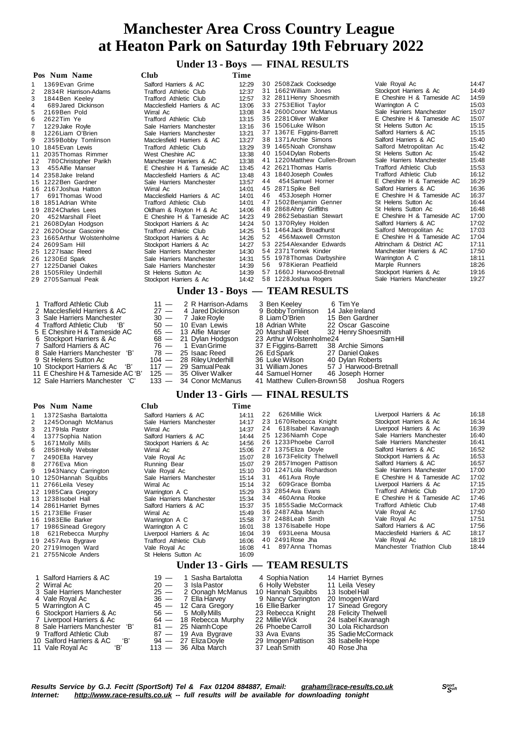# Manchester Area Cross Country League at Heaton Park on Saturday 19th February 2022

## Under 13 - Boys — FINAL RESULTS

| Pos | Num | Name | Club | Time |
|---|---|---|---|---|
| 1 | 1369 | Evan Grime | Salford Harriers & AC | 12:29 |
| 2 | 2834 | R Harrison-Adams | Trafford Athletic Club | 12:37 |
| 3 | 1844 | Ben Keeley | Trafford Athletic Club | 12:57 |
| 4 | 689 | Jared Dickinson | Macclesfield Harriers & AC | 13:06 |
| 5 | 2169 | Ben Pold | Wirral Ac | 13:08 |
| 6 | 2622 | Tim Ye | Trafford Athletic Club | 13:15 |
| 7 | 1229 | Jake Royle | Sale Harriers Manchester | 13:16 |
| 8 | 1226 | Liam O'Brien | Sale Harriers Manchester | 13:21 |
| 9 | 2359 | Bobby Tomlinson | Macclesfield Harriers & AC | 13:27 |
| 10 | 1845 | Evan Lewis | Trafford Athletic Club | 13:29 |
| 11 | 2035 | Thomas Rimmer | West Cheshire AC | 13:38 |
| 12 | 780 | Christopher Parikh | Manchester Harriers & AC | 13:38 |
| 13 | 455 | Alfie Manser | E Cheshire H & Tameside AC | 13:45 |
| 14 | 2358 | Jake Ireland | Macclesfield Harriers & AC | 13:48 |
| 15 | 1222 | Ben Gardner | Sale Harriers Manchester | 13:57 |
| 16 | 2167 | Joshua Hatton | Wirral Ac | 14:01 |
| 17 | 691 | Thomas Wood | Macclesfield Harriers & AC | 14:01 |
| 18 | 1851 | Adrian White | Trafford Athletic Club | 14:01 |
| 19 | 2824 | Charles Lees | Oldham & Royton H & Ac | 14:06 |
| 20 | 452 | Marshall Fleet | E Cheshire H & Tameside AC | 14:23 |
| 21 | 2608 | Dylan Hodgson | Stockport Harriers & Ac | 14:24 |
| 22 | 2620 | Oscar Gascoine | Trafford Athletic Club | 14:25 |
| 23 | 1665 | Arthur Wolstenholme | Stockport Harriers & Ac | 14:26 |
| 24 | 2609 | Sam Hill | Stockport Harriers & Ac | 14:27 |
| 25 | 1227 | Isaac Reed | Sale Harriers Manchester | 14:30 |
| 26 | 1230 | Ed Spark | Sale Harriers Manchester | 14:31 |
| 27 | 1225 | Daniel Oakes | Sale Harriers Manchester | 14:39 |
| 28 | 1505 | Riley Underhill | St Helens Sutton Ac | 14:39 |
| 29 | 2705 | Samual Peak | Stockport Harriers & Ac | 14:42 |
| 30 | 2508 | Zack Cocksedge | Vale Royal Ac | 14:47 |
| 31 | 1662 | William Jones | Stockport Harriers & Ac | 14:49 |
| 32 | 2811 | Henry Shoesmith | E Cheshire H & Tameside AC | 14:59 |
| 33 | 2753 | Elliot Taylor | Warrington A C | 15:03 |
| 34 | 2600 | Conor McManus | Sale Harriers Manchester | 15:07 |
| 35 | 2281 | Oliver Walker | E Cheshire H & Tameside AC | 15:07 |
| 36 | 1506 | Luke Wilson | St Helens Sutton Ac | 15:15 |
| 37 | 1367 | E Figgins-Barrett | Salford Harriers & AC | 15:15 |
| 38 | 1371 | Archie Simons | Salford Harriers & AC | 15:40 |
| 39 | 1465 | Noah Cronshaw | Salford Metropolitan Ac | 15:42 |
| 40 | 1504 | Dylan Roberts | St Helens Sutton Ac | 15:42 |
| 41 | 1220 | Matthew Cullen-Brown | Sale Harriers Manchester | 15:48 |
| 42 | 2621 | Thomas Harris | Trafford Athletic Club | 15:53 |
| 43 | 1840 | Joseph Cowles | Trafford Athletic Club | 16:12 |
| 44 | 454 | Samuel Horner | E Cheshire H & Tameside AC | 16:29 |
| 45 | 2871 | Spike Bell | Salford Harriers & AC | 16:36 |
| 46 | 453 | Joseph Horner | E Cheshire H & Tameside AC | 16:37 |
| 47 | 1502 | Benjamin Genner | St Helens Sutton Ac | 16:44 |
| 48 | 2868 | Ahrry Griffiths | St Helens Sutton Ac | 16:48 |
| 49 | 2862 | Sebastian Stewart | E Cheshire H & Tameside AC | 17:00 |
| 50 | 1370 | Ryley Holden | Salford Harriers & AC | 17:02 |
| 51 | 1464 | Jack Broadhurst | Salford Metropolitan Ac | 17:03 |
| 52 | 456 | Maxwell Ormston | E Cheshire H & Tameside AC | 17:04 |
| 53 | 2254 | Alexander Edwards | Altrincham & District AC | 17:11 |
| 54 | 2371 | Tomek Kinder | Manchester Harriers & AC | 17:50 |
| 55 | 1978 | Thomas Darbyshire | Warrington A C | 18:11 |
| 56 | 978 | Kieran Peatfield | Marple Runners | 18:26 |
| 57 | 1660 | J Harwood-Bretnall | Stockport Harriers & Ac | 19:16 |
| 58 | 1228 | Joshua Rogers | Sale Harriers Manchester | 19:27 |

## Under 13 - Boys — TEAM RESULTS

| Pos | Team | Pts | | | | |
|---|---|---|---|---|---|---|
| 1 | Trafford Athletic Club | 11 | 2 R Harrison-Adams | 3 Ben Keeley | 6 Tim Ye | |
| 2 | Macclesfield Harriers & AC | 27 | 4 Jared Dickinson | 9 Bobby Tomlinson | 14 Jake Ireland | |
| 3 | Sale Harriers Manchester | 30 | 7 Jake Royle | 8 Liam O'Brien | 15 Ben Gardner | |
| 4 | Trafford Athletic Club 'B' | 50 | 10 Evan Lewis | 18 Adrian White | 22 Oscar Gascoine | |
| 5 | E Cheshire H & Tameside AC | 65 | 13 Alfie Manser | 20 Marshall Fleet | 32 Henry Shoesmith | |
| 6 | Stockport Harriers & Ac | 68 | 21 Dylan Hodgson | 23 Arthur Wolstenholme | 24 Sam Hill | |
| 7 | Salford Harriers & AC | 76 | 1 Evan Grime | 37 E Figgins-Barrett | 38 Archie Simons | |
| 8 | Sale Harriers Manchester 'B' | 78 | 25 Isaac Reed | 26 Ed Spark | 27 Daniel Oakes | |
| 9 | St Helens Sutton Ac | 104 | 28 Riley Underhill | 36 Luke Wilson | 40 Dylan Roberts | |
| 10 | Stockport Harriers & Ac 'B' | 117 | 29 Samual Peak | 31 William Jones | 57 J Harwood-Bretnall | |
| 11 | E Cheshire H & Tameside AC 'B' | 125 | 35 Oliver Walker | 44 Samuel Horner | 46 Joseph Horner | |
| 12 | Sale Harriers Manchester 'C' | 133 | 34 Conor McManus | 41 Matthew Cullen-Brown | 58 Joshua Rogers | |

## Under 13 - Girls — FINAL RESULTS

| Pos | Num | Name | Club | Time |
|---|---|---|---|---|
| 1 | 1372 | Sasha Bartalotta | Salford Harriers & AC | 14:11 |
| 2 | 1245 | Oonagh McManus | Sale Harriers Manchester | 14:17 |
| 3 | 2179 | Isla Pastor | Wirral Ac | 14:37 |
| 4 | 1377 | Sophia Nation | Salford Harriers & AC | 14:44 |
| 5 | 1671 | Molly Mills | Stockport Harriers & Ac | 14:56 |
| 6 | 2858 | Holly Webster | Wirral Ac | 15:06 |
| 7 | 2490 | Ella Harvey | Vale Royal Ac | 15:07 |
| 8 | 2776 | Eva Mion | Running Bear | 15:07 |
| 9 | 1943 | Nancy Carrington | Vale Royal Ac | 15:10 |
| 10 | 1250 | Hannah Squibbs | Sale Harriers Manchester | 15:14 |
| 11 | 2766 | Leila Vesey | Wirral Ac | 15:14 |
| 12 | 1985 | Cara Gregory | Warrington A C | 15:29 |
| 13 | 1238 | Isobel Hall | Sale Harriers Manchester | 15:34 |
| 14 | 2861 | Harriet Byrnes | Salford Harriers & AC | 15:37 |
| 15 | 2173 | Ellie Fraser | Wirral Ac | 15:49 |
| 16 | 1983 | Ellie Barker | Warrington A C | 15:58 |
| 17 | 1986 | Sinead Gregory | Warrington A C | 16:01 |
| 18 | 621 | Rebecca Murphy | Liverpool Harriers & Ac | 16:04 |
| 19 | 2457 | Ava Bygrave | Trafford Athletic Club | 16:06 |
| 20 | 2719 | Imogen Ward | Vale Royal Ac | 16:08 |
| 21 | 2755 | Nicole Anders | St Helens Sutton Ac | 16:09 |
| 22 | 626 | Millie Wick | Liverpool Harriers & Ac | 16:18 |
| 23 | 1670 | Rebecca Knight | Stockport Harriers & Ac | 16:34 |
| 24 | 618 | Isabel Kavanagh | Liverpool Harriers & Ac | 16:39 |
| 25 | 1236 | Niamh Cope | Sale Harriers Manchester | 16:40 |
| 26 | 1233 | Phoebe Carroll | Sale Harriers Manchester | 16:41 |
| 27 | 1375 | Eliza Doyle | Salford Harriers & AC | 16:52 |
| 28 | 1673 | Felicity Thelwell | Stockport Harriers & Ac | 16:53 |
| 29 | 2857 | Imogen Pattison | Salford Harriers & AC | 16:57 |
| 30 | 1247 | Lola Richardson | Sale Harriers Manchester | 17:00 |
| 31 | 461 | Ava Royle | E Cheshire H & Tameside AC | 17:02 |
| 32 | 609 | Grace Bomba | Liverpool Harriers & Ac | 17:15 |
| 33 | 2854 | Ava Evans | Trafford Athletic Club | 17:20 |
| 34 | 460 | Anna Rooke | E Cheshire H & Tameside AC | 17:46 |
| 35 | 1855 | Sadie McCormack | Trafford Athletic Club | 17:48 |
| 36 | 2487 | Alba March | Vale Royal Ac | 17:50 |
| 37 | 2488 | Leah Smith | Vale Royal Ac | 17:51 |
| 38 | 1376 | Isabelle Hope | Salford Harriers & AC | 17:56 |
| 39 | 693 | Leena Mousa | Macclesfield Harriers & AC | 18:17 |
| 40 | 2491 | Rose Jha | Vale Royal Ac | 18:19 |
| 41 | 897 | Anna Thomas | Manchester Triathlon Club | 18:44 |

## Under 13 - Girls — TEAM RESULTS

| Pos | Team | Pts | | | |
|---|---|---|---|---|---|
| 1 | Salford Harriers & AC | 19 | 1 Sasha Bartalotta | 4 Sophia Nation | 14 Harriet Byrnes |
| 2 | Wirral Ac | 20 | 3 Isla Pastor | 6 Holly Webster | 11 Leila Vesey |
| 3 | Sale Harriers Manchester | 25 | 2 Oonagh McManus | 10 Hannah Squibbs | 13 Isobel Hall |
| 4 | Vale Royal Ac | 36 | 7 Ella Harvey | 9 Nancy Carrington | 20 Imogen Ward |
| 5 | Warrington A C | 45 | 12 Cara Gregory | 16 Ellie Barker | 17 Sinead Gregory |
| 6 | Stockport Harriers & Ac | 56 | 5 Molly Mills | 23 Rebecca Knight | 28 Felicity Thelwell |
| 7 | Liverpool Harriers & Ac | 64 | 18 Rebecca Murphy | 22 Millie Wick | 24 Isabel Kavanagh |
| 8 | Sale Harriers Manchester 'B' | 81 | 25 Niamh Cope | 26 Phoebe Carroll | 30 Lola Richardson |
| 9 | Trafford Athletic Club | 87 | 19 Ava Bygrave | 33 Ava Evans | 35 Sadie McCormack |
| 10 | Salford Harriers & AC 'B' | 94 | 27 Eliza Doyle | 29 Imogen Pattison | 38 Isabelle Hope |
| 11 | Vale Royal Ac 'B' | 113 | 36 Alba March | 37 Leah Smith | 40 Rose Jha |

*Results Service by G.J. Fecitt (SportSoft) Tel & Fax 01204 884887, Email: graham@race-results.co.uk*
*Internet: http://www.race-results.co.uk -- full results will be available for downloading tonight*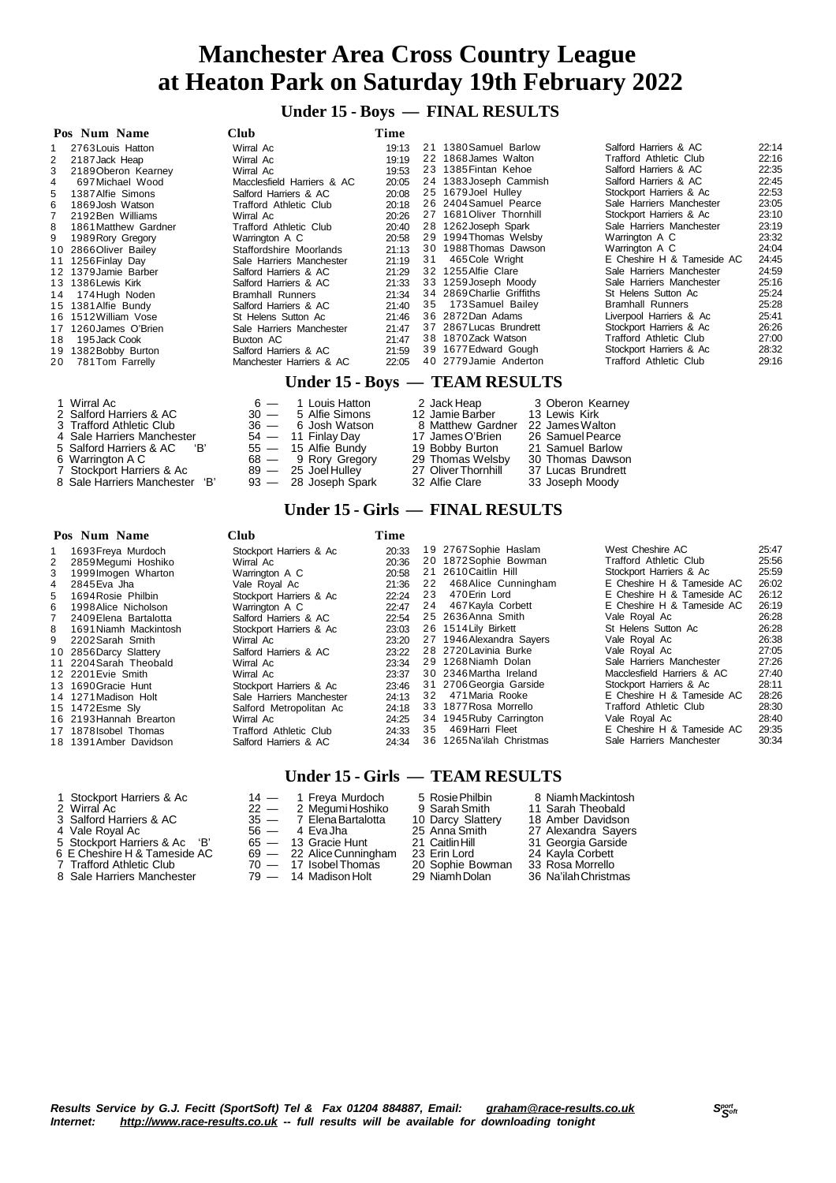# Manchester Area Cross Country League at Heaton Park on Saturday 19th February 2022

## Under 15 - Boys — FINAL RESULTS

| Pos | Num | Name | Club | Time |
|---|---|---|---|---|
| 1 | 2763 | Louis Hatton | Wirral Ac | 19:13 |
| 2 | 2187 | Jack Heap | Wirral Ac | 19:19 |
| 3 | 2189 | Oberon Kearney | Wirral Ac | 19:53 |
| 4 | 697 | Michael Wood | Macclesfield Harriers & AC | 20:05 |
| 5 | 1387 | Alfie Simons | Salford Harriers & AC | 20:08 |
| 6 | 1869 | Josh Watson | Trafford Athletic Club | 20:18 |
| 7 | 2192 | Ben Williams | Wirral Ac | 20:26 |
| 8 | 1861 | Matthew Gardner | Trafford Athletic Club | 20:40 |
| 9 | 1989 | Rory Gregory | Warrington A C | 20:58 |
| 10 | 2866 | Oliver Bailey | Staffordshire Moorlands | 21:13 |
| 11 | 1256 | Finlay Day | Sale Harriers Manchester | 21:19 |
| 12 | 1379 | Jamie Barber | Salford Harriers & AC | 21:29 |
| 13 | 1386 | Lewis Kirk | Salford Harriers & AC | 21:33 |
| 14 | 174 | Hugh Noden | Bramhall Runners | 21:34 |
| 15 | 1381 | Alfie Bundy | Salford Harriers & AC | 21:40 |
| 16 | 1512 | William Vose | St Helens Sutton Ac | 21:46 |
| 17 | 1260 | James O'Brien | Sale Harriers Manchester | 21:47 |
| 18 | 195 | Jack Cook | Buxton AC | 21:47 |
| 19 | 1382 | Bobby Burton | Salford Harriers & AC | 21:59 |
| 20 | 781 | Tom Farrelly | Manchester Harriers & AC | 22:05 |
| 21 | 1380 | Samuel Barlow | Salford Harriers & AC | 22:14 |
| 22 | 1868 | James Walton | Trafford Athletic Club | 22:16 |
| 23 | 1385 | Fintan Kehoe | Salford Harriers & AC | 22:35 |
| 24 | 1383 | Joseph Cammish | Salford Harriers & AC | 22:45 |
| 25 | 1679 | Joel Hulley | Stockport Harriers & Ac | 22:53 |
| 26 | 2404 | Samuel Pearce | Sale Harriers Manchester | 23:05 |
| 27 | 1681 | Oliver Thornhill | Stockport Harriers & Ac | 23:10 |
| 28 | 1262 | Joseph Spark | Sale Harriers Manchester | 23:19 |
| 29 | 1994 | Thomas Welsby | Warrington A C | 23:32 |
| 30 | 1988 | Thomas Dawson | Warrington A C | 24:04 |
| 31 | 465 | Cole Wright | E Cheshire H & Tameside AC | 24:45 |
| 32 | 1255 | Alfie Clare | Sale Harriers Manchester | 24:59 |
| 33 | 1259 | Joseph Moody | Sale Harriers Manchester | 25:16 |
| 34 | 2869 | Charlie Griffiths | St Helens Sutton Ac | 25:24 |
| 35 | 173 | Samuel Bailey | Bramhall Runners | 25:28 |
| 36 | 2872 | Dan Adams | Liverpool Harriers & Ac | 25:41 |
| 37 | 2867 | Lucas Brundrett | Stockport Harriers & Ac | 26:26 |
| 38 | 1870 | Zack Watson | Trafford Athletic Club | 27:00 |
| 39 | 1677 | Edward Gough | Stockport Harriers & Ac | 28:32 |
| 40 | 2779 | Jamie Anderton | Trafford Athletic Club | 29:16 |

## Under 15 - Boys — TEAM RESULTS

| Pos | Team | Pts | 1st | 2nd | 3rd |
|---|---|---|---|---|---|
| 1 | Wirral Ac | 6 | 1 Louis Hatton | 2 Jack Heap | 3 Oberon Kearney |
| 2 | Salford Harriers & AC | 30 | 5 Alfie Simons | 12 Jamie Barber | 13 Lewis Kirk |
| 3 | Trafford Athletic Club | 36 | 6 Josh Watson | 8 Matthew Gardner | 22 James Walton |
| 4 | Sale Harriers Manchester | 54 | 11 Finlay Day | 17 James O'Brien | 26 Samuel Pearce |
| 5 | Salford Harriers & AC 'B' | 55 | 15 Alfie Bundy | 19 Bobby Burton | 21 Samuel Barlow |
| 6 | Warrington A C | 68 | 9 Rory Gregory | 29 Thomas Welsby | 30 Thomas Dawson |
| 7 | Stockport Harriers & Ac | 89 | 25 Joel Hulley | 27 Oliver Thornhill | 37 Lucas Brundrett |
| 8 | Sale Harriers Manchester 'B' | 93 | 28 Joseph Spark | 32 Alfie Clare | 33 Joseph Moody |

## Under 15 - Girls — FINAL RESULTS

| Pos | Num | Name | Club | Time |
|---|---|---|---|---|
| 1 | 1693 | Freya Murdoch | Stockport Harriers & Ac | 20:33 |
| 2 | 2859 | Megumi Hoshiko | Wirral Ac | 20:36 |
| 3 | 1999 | Imogen Wharton | Warrington A C | 20:58 |
| 4 | 2845 | Eva Jha | Vale Royal Ac | 21:36 |
| 5 | 1694 | Rosie Philbin | Stockport Harriers & Ac | 22:24 |
| 6 | 1998 | Alice Nicholson | Warrington A C | 22:47 |
| 7 | 2409 | Elena Bartalotta | Salford Harriers & AC | 22:54 |
| 8 | 1691 | Niamh Mackintosh | Stockport Harriers & Ac | 23:03 |
| 9 | 2202 | Sarah Smith | Wirral Ac | 23:20 |
| 10 | 2856 | Darcy Slattery | Salford Harriers & AC | 23:22 |
| 11 | 2204 | Sarah Theobald | Wirral Ac | 23:34 |
| 12 | 2201 | Evie Smith | Wirral Ac | 23:37 |
| 13 | 1690 | Gracie Hunt | Stockport Harriers & Ac | 23:46 |
| 14 | 1271 | Madison Holt | Sale Harriers Manchester | 24:13 |
| 15 | 1472 | Esme Sly | Salford Metropolitan Ac | 24:18 |
| 16 | 2193 | Hannah Brearton | Wirral Ac | 24:25 |
| 17 | 1878 | Isobel Thomas | Trafford Athletic Club | 24:33 |
| 18 | 1391 | Amber Davidson | Salford Harriers & AC | 24:34 |
| 19 | 2767 | Sophie Haslam | West Cheshire AC | 25:47 |
| 20 | 1872 | Sophie Bowman | Trafford Athletic Club | 25:56 |
| 21 | 2610 | Caitlin Hill | Stockport Harriers & Ac | 25:59 |
| 22 | 468 | Alice Cunningham | E Cheshire H & Tameside AC | 26:02 |
| 23 | 470 | Erin Lord | E Cheshire H & Tameside AC | 26:12 |
| 24 | 467 | Kayla Corbett | E Cheshire H & Tameside AC | 26:19 |
| 25 | 2636 | Anna Smith | Vale Royal Ac | 26:28 |
| 26 | 1514 | Lily Birkett | St Helens Sutton Ac | 26:28 |
| 27 | 1946 | Alexandra Sayers | Vale Royal Ac | 26:38 |
| 28 | 2720 | Lavinia Burke | Vale Royal Ac | 27:05 |
| 29 | 1268 | Niamh Dolan | Sale Harriers Manchester | 27:26 |
| 30 | 2346 | Martha Ireland | Macclesfield Harriers & AC | 27:40 |
| 31 | 2706 | Georgia Garside | Stockport Harriers & Ac | 28:11 |
| 32 | 471 | Maria Rooke | E Cheshire H & Tameside AC | 28:26 |
| 33 | 1877 | Rosa Morrello | Trafford Athletic Club | 28:30 |
| 34 | 1945 | Ruby Carrington | Vale Royal Ac | 28:40 |
| 35 | 469 | Harri Fleet | E Cheshire H & Tameside AC | 29:35 |
| 36 | 1265 | Na'ilah Christmas | Sale Harriers Manchester | 30:34 |

## Under 15 - Girls — TEAM RESULTS

| Pos | Team | Pts | 1st | 2nd | 3rd |
|---|---|---|---|---|---|
| 1 | Stockport Harriers & Ac | 14 | 1 Freya Murdoch | 5 Rosie Philbin | 8 Niamh Mackintosh |
| 2 | Wirral Ac | 22 | 2 Megumi Hoshiko | 9 Sarah Smith | 11 Sarah Theobald |
| 3 | Salford Harriers & AC | 35 | 7 Elena Bartalotta | 10 Darcy Slattery | 18 Amber Davidson |
| 4 | Vale Royal Ac | 56 | 4 Eva Jha | 25 Anna Smith | 27 Alexandra Sayers |
| 5 | Stockport Harriers & Ac 'B' | 65 | 13 Gracie Hunt | 21 Caitlin Hill | 31 Georgia Garside |
| 6 | E Cheshire H & Tameside AC | 69 | 22 Alice Cunningham | 23 Erin Lord | 24 Kayla Corbett |
| 7 | Trafford Athletic Club | 70 | 17 Isobel Thomas | 20 Sophie Bowman | 33 Rosa Morrello |
| 8 | Sale Harriers Manchester | 79 | 14 Madison Holt | 29 Niamh Dolan | 36 Na'ilah Christmas |

*Results Service by G.J. Fecitt (SportSoft) Tel & Fax 01204 884887, Email: graham@race-results.co.uk*
*Internet: http://www.race-results.co.uk -- full results will be available for downloading tonight*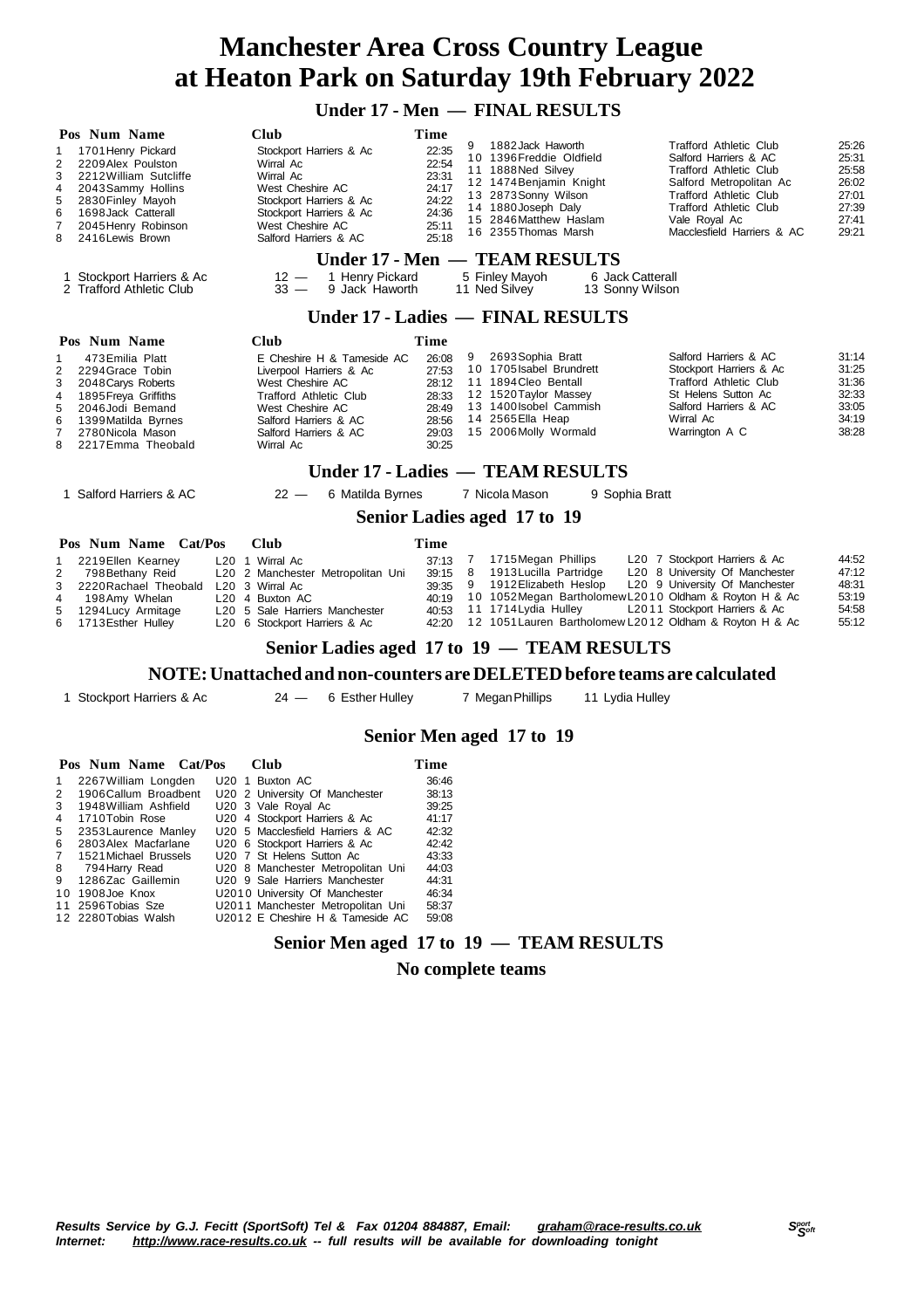# Manchester Area Cross Country League at Heaton Park on Saturday 19th February 2022

## Under 17 - Men — FINAL RESULTS

| Pos | Num | Name | Club | Time |
|---|---|---|---|---|
| 1 | 1701 | Henry Pickard | Stockport Harriers & Ac | 22:35 |
| 2 | 2209 | Alex Poulston | Wirral Ac | 22:54 |
| 3 | 2212 | William Sutcliffe | Wirral Ac | 23:31 |
| 4 | 2043 | Sammy Hollins | West Cheshire AC | 24:17 |
| 5 | 2830 | Finley Mayoh | Stockport Harriers & Ac | 24:22 |
| 6 | 1698 | Jack Catterall | Stockport Harriers & Ac | 24:36 |
| 7 | 2045 | Henry Robinson | West Cheshire AC | 25:11 |
| 8 | 2416 | Lewis Brown | Salford Harriers & AC | 25:18 |
| 9 | 1882 | Jack Haworth | Trafford Athletic Club | 25:26 |
| 10 | 1396 | Freddie Oldfield | Salford Harriers & AC | 25:31 |
| 11 | 1888 | Ned Silvey | Trafford Athletic Club | 25:58 |
| 12 | 1474 | Benjamin Knight | Salford Metropolitan Ac | 26:02 |
| 13 | 2873 | Sonny Wilson | Trafford Athletic Club | 27:01 |
| 14 | 1880 | Joseph Daly | Trafford Athletic Club | 27:39 |
| 15 | 2846 | Matthew Haslam | Vale Royal Ac | 27:41 |
| 16 | 2355 | Thomas Marsh | Macclesfield Harriers & AC | 29:21 |

## Under 17 - Men — TEAM RESULTS

| Pos | Team | Points | | | |
|---|---|---|---|---|---|
| 1 | Stockport Harriers & Ac | 12 — | 1 Henry Pickard | 5 Finley Mayoh | 6 Jack Catterall |
| 2 | Trafford Athletic Club | 33 — | 9 Jack Haworth | 11 Ned Silvey | 13 Sonny Wilson |

## Under 17 - Ladies — FINAL RESULTS

| Pos | Num | Name | Club | Time |
|---|---|---|---|---|
| 1 | 473 | Emilia Platt | E Cheshire H & Tameside AC | 26:08 |
| 2 | 2294 | Grace Tobin | Liverpool Harriers & Ac | 27:53 |
| 3 | 2048 | Carys Roberts | West Cheshire AC | 28:12 |
| 4 | 1895 | Freya Griffiths | Trafford Athletic Club | 28:33 |
| 5 | 2046 | Jodi Bemand | West Cheshire AC | 28:49 |
| 6 | 1399 | Matilda Byrnes | Salford Harriers & AC | 28:56 |
| 7 | 2780 | Nicola Mason | Salford Harriers & AC | 29:03 |
| 8 | 2217 | Emma Theobald | Wirral Ac | 30:25 |
| 9 | 2693 | Sophia Bratt | Salford Harriers & AC | 31:14 |
| 10 | 1705 | Isabel Brundrett | Stockport Harriers & Ac | 31:25 |
| 11 | 1894 | Cleo Bentall | Trafford Athletic Club | 31:36 |
| 12 | 1520 | Taylor Massey | St Helens Sutton Ac | 32:33 |
| 13 | 1400 | Isobel Cammish | Salford Harriers & AC | 33:05 |
| 14 | 2565 | Ella Heap | Wirral Ac | 34:19 |
| 15 | 2006 | Molly Wormald | Warrington A C | 38:28 |

## Under 17 - Ladies — TEAM RESULTS

| Pos | Team | Points | | | |
|---|---|---|---|---|---|
| 1 | Salford Harriers & AC | 22 — | 6 Matilda Byrnes | 7 Nicola Mason | 9 Sophia Bratt |

## Senior Ladies aged 17 to 19

| Pos | Num | Name | Cat/Pos | Club | Time |
|---|---|---|---|---|---|
| 1 | 2219 | Ellen Kearney | L20 1 | Wirral Ac | 37:13 |
| 2 | 798 | Bethany Reid | L20 2 | Manchester Metropolitan Uni | 39:15 |
| 3 | 2220 | Rachael Theobald | L20 3 | Wirral Ac | 39:35 |
| 4 | 198 | Amy Whelan | L20 4 | Buxton AC | 40:19 |
| 5 | 1294 | Lucy Armitage | L20 5 | Sale Harriers Manchester | 40:53 |
| 6 | 1713 | Esther Hulley | L20 6 | Stockport Harriers & Ac | 42:20 |
| 7 | 1715 | Megan Phillips | L20 7 | Stockport Harriers & Ac | 44:52 |
| 8 | 1913 | Lucilla Partridge | L20 8 | University Of Manchester | 47:12 |
| 9 | 1912 | Elizabeth Heslop | L20 9 | University Of Manchester | 48:31 |
| 10 | 1052 | Megan Bartholomew | L20 10 | Oldham & Royton H & Ac | 53:19 |
| 11 | 1714 | Lydia Hulley | L20 11 | Stockport Harriers & Ac | 54:58 |
| 12 | 1051 | Lauren Bartholomew | L20 12 | Oldham & Royton H & Ac | 55:12 |

## Senior Ladies aged 17 to 19 — TEAM RESULTS

### NOTE: Unattached and non-counters are DELETED before teams are calculated

| Pos | Team | Points | | | |
|---|---|---|---|---|---|
| 1 | Stockport Harriers & Ac | 24 — | 6 Esther Hulley | 7 Megan Phillips | 11 Lydia Hulley |

## Senior Men aged 17 to 19

| Pos | Num | Name | Cat/Pos | Club | Time |
|---|---|---|---|---|---|
| 1 | 2267 | William Longden | U20 1 | Buxton AC | 36:46 |
| 2 | 1906 | Callum Broadbent | U20 2 | University Of Manchester | 38:13 |
| 3 | 1948 | William Ashfield | U20 3 | Vale Royal Ac | 39:25 |
| 4 | 1710 | Tobin Rose | U20 4 | Stockport Harriers & Ac | 41:17 |
| 5 | 2353 | Laurence Manley | U20 5 | Macclesfield Harriers & AC | 42:32 |
| 6 | 2803 | Alex Macfarlane | U20 6 | Stockport Harriers & Ac | 42:42 |
| 7 | 1521 | Michael Brussels | U20 7 | St Helens Sutton Ac | 43:33 |
| 8 | 794 | Harry Read | U20 8 | Manchester Metropolitan Uni | 44:03 |
| 9 | 1286 | Zac Gaillemin | U20 9 | Sale Harriers Manchester | 44:31 |
| 10 | 1908 | Joe Knox | U20 10 | University Of Manchester | 46:34 |
| 11 | 2596 | Tobias Sze | U20 11 | Manchester Metropolitan Uni | 58:37 |
| 12 | 2280 | Tobias Walsh | U20 12 | E Cheshire H & Tameside AC | 59:08 |

## Senior Men aged 17 to 19 — TEAM RESULTS

**No complete teams**

*Results Service by G.J. Fecitt (SportSoft) Tel & Fax 01204 884887, Email: graham@race-results.co.uk*
*Internet: http://www.race-results.co.uk -- full results will be available for downloading tonight*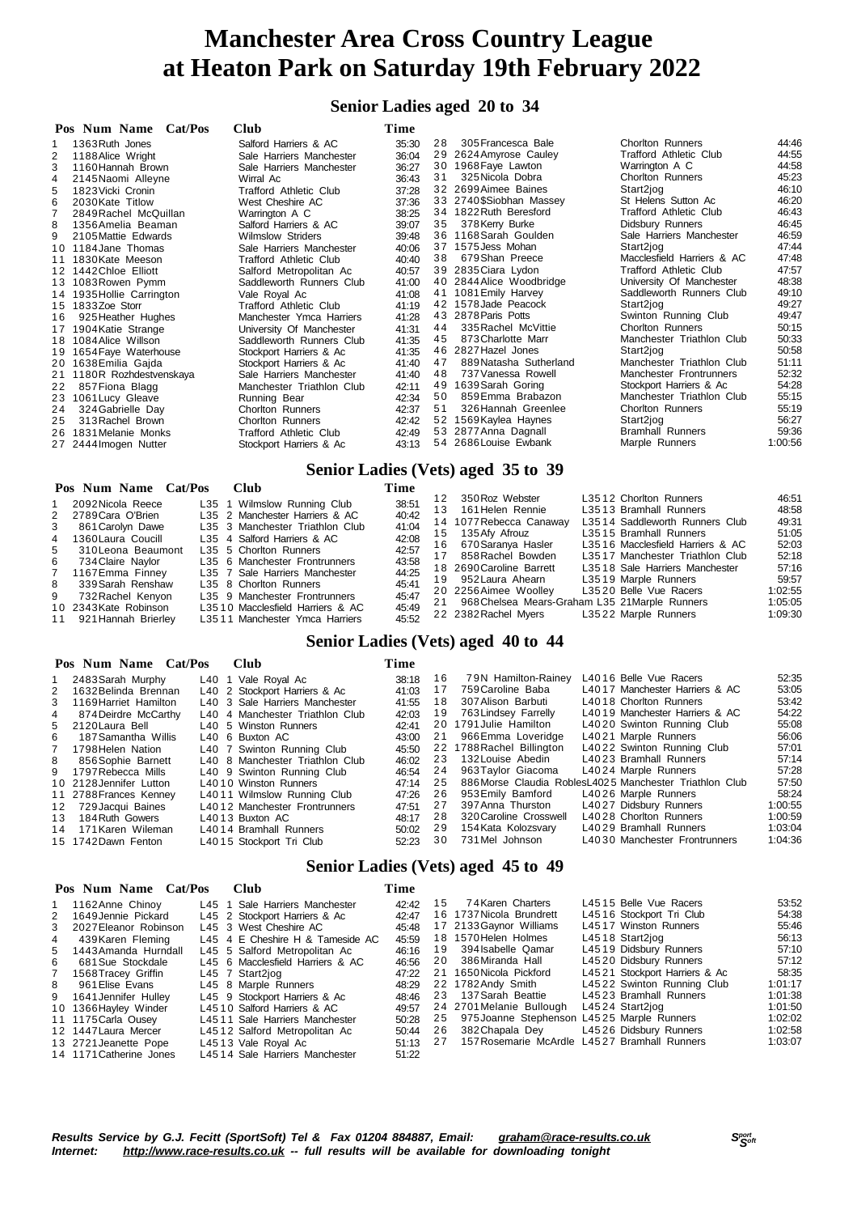# Manchester Area Cross Country League at Heaton Park on Saturday 19th February 2022

## Senior Ladies aged 20 to 34

| Pos | Num | Name | Cat/Pos | Club | Time |
|---|---|---|---|---|---|
| 1 | 1363 | Ruth Jones | | Salford Harriers & AC | 35:30 |
| 2 | 1188 | Alice Wright | | Sale Harriers Manchester | 36:04 |
| 3 | 1160 | Hannah Brown | | Sale Harriers Manchester | 36:27 |
| 4 | 2145 | Naomi Alleyne | | Wirral Ac | 36:43 |
| 5 | 1823 | Vicki Cronin | | Trafford Athletic Club | 37:28 |
| 6 | 2030 | Kate Titlow | | West Cheshire AC | 37:36 |
| 7 | 2849 | Rachel McQuillan | | Warrington A C | 38:25 |
| 8 | 1356 | Amelia Beaman | | Salford Harriers & AC | 39:07 |
| 9 | 2105 | Mattie Edwards | | Wilmslow Striders | 39:48 |
| 10 | 1184 | Jane Thomas | | Sale Harriers Manchester | 40:06 |
| 11 | 1830 | Kate Meeson | | Trafford Athletic Club | 40:40 |
| 12 | 1442 | Chloe Elliott | | Salford Metropolitan Ac | 40:57 |
| 13 | 1083 | Rowen Pymm | | Saddleworth Runners Club | 41:00 |
| 14 | 1935 | Hollie Carrington | | Vale Royal Ac | 41:08 |
| 15 | 1833 | Zoe Storr | | Trafford Athletic Club | 41:19 |
| 16 | 925 | Heather Hughes | | Manchester Ymca Harriers | 41:28 |
| 17 | 1904 | Katie Strange | | University Of Manchester | 41:31 |
| 18 | 1084 | Alice Willson | | Saddleworth Runners Club | 41:35 |
| 19 | 1654 | Faye Waterhouse | | Stockport Harriers & Ac | 41:35 |
| 20 | 1638 | Emilia Gajda | | Stockport Harriers & Ac | 41:40 |
| 21 | 1180 | R Rozhdestvenskaya | | Sale Harriers Manchester | 41:40 |
| 22 | 857 | Fiona Blagg | | Manchester Triathlon Club | 42:11 |
| 23 | 1061 | Lucy Gleave | | Running Bear | 42:34 |
| 24 | 324 | Gabrielle Day | | Chorlton Runners | 42:37 |
| 25 | 313 | Rachel Brown | | Chorlton Runners | 42:42 |
| 26 | 1831 | Melanie Monks | | Trafford Athletic Club | 42:49 |
| 27 | 2444 | Imogen Nutter | | Stockport Harriers & Ac | 43:13 |
| 28 | 305 | Francesca Bale | | Chorlton Runners | 44:46 |
| 29 | 2624 | Amyrose Cauley | | Trafford Athletic Club | 44:55 |
| 30 | 1968 | Faye Lawton | | Warrington A C | 44:58 |
| 31 | 325 | Nicola Dobra | | Chorlton Runners | 45:23 |
| 32 | 2699 | Aimee Baines | | Start2jog | 46:10 |
| 33 | 2740 | $Siobhan Massey | | St Helens Sutton Ac | 46:20 |
| 34 | 1822 | Ruth Beresford | | Trafford Athletic Club | 46:43 |
| 35 | 378 | Kerry Burke | | Didsbury Runners | 46:45 |
| 36 | 1168 | Sarah Goulden | | Sale Harriers Manchester | 46:59 |
| 37 | 1575 | Jess Mohan | | Start2jog | 47:44 |
| 38 | 679 | Shan Preece | | Macclesfield Harriers & AC | 47:48 |
| 39 | 2835 | Ciara Lydon | | Trafford Athletic Club | 47:57 |
| 40 | 2844 | Alice Woodbridge | | University Of Manchester | 48:38 |
| 41 | 1081 | Emily Harvey | | Saddleworth Runners Club | 49:10 |
| 42 | 1578 | Jade Peacock | | Start2jog | 49:27 |
| 43 | 2878 | Paris Potts | | Swinton Running Club | 49:47 |
| 44 | 335 | Rachel McVittie | | Chorlton Runners | 50:15 |
| 45 | 873 | Charlotte Marr | | Manchester Triathlon Club | 50:33 |
| 46 | 2827 | Hazel Jones | | Start2jog | 50:58 |
| 47 | 889 | Natasha Sutherland | | Manchester Triathlon Club | 51:11 |
| 48 | 737 | Vanessa Rowell | | Manchester Frontrunners | 52:32 |
| 49 | 1639 | Sarah Goring | | Stockport Harriers & Ac | 54:28 |
| 50 | 859 | Emma Brabazon | | Manchester Triathlon Club | 55:15 |
| 51 | 326 | Hannah Greenlee | | Chorlton Runners | 55:19 |
| 52 | 1569 | Kaylea Haynes | | Start2jog | 56:27 |
| 53 | 2877 | Anna Dagnall | | Bramhall Runners | 59:36 |
| 54 | 2686 | Louise Ewbank | | Marple Runners | 1:00:56 |

## Senior Ladies (Vets) aged 35 to 39

| Pos | Num | Name | Cat/Pos | Club | Time |
|---|---|---|---|---|---|
| 1 | 2092 | Nicola Reece | L35 1 | Wilmslow Running Club | 38:51 |
| 2 | 2789 | Cara O'Brien | L35 2 | Manchester Harriers & AC | 40:42 |
| 3 | 861 | Carolyn Dawe | L35 3 | Manchester Triathlon Club | 41:04 |
| 4 | 1360 | Laura Coucill | L35 4 | Salford Harriers & AC | 42:08 |
| 5 | 310 | Leona Beaumont | L35 5 | Chorlton Runners | 42:57 |
| 6 | 734 | Claire Naylor | L35 6 | Manchester Frontrunners | 43:58 |
| 7 | 1167 | Emma Finney | L35 7 | Sale Harriers Manchester | 44:25 |
| 8 | 339 | Sarah Renshaw | L35 8 | Chorlton Runners | 45:41 |
| 9 | 732 | Rachel Kenyon | L35 9 | Manchester Frontrunners | 45:47 |
| 10 | 2343 | Kate Robinson | L35 10 | Macclesfield Harriers & AC | 45:49 |
| 11 | 921 | Hannah Brierley | L35 11 | Manchester Ymca Harriers | 45:52 |
| 12 | 350 | Roz Webster | L35 12 | Chorlton Runners | 46:51 |
| 13 | 161 | Helen Rennie | L35 13 | Bramhall Runners | 48:58 |
| 14 | 1077 | Rebecca Canaway | L35 14 | Saddleworth Runners Club | 49:31 |
| 15 | 135 | Afy Afrouz | L35 15 | Bramhall Runners | 51:05 |
| 16 | 670 | Saranya Hasler | L35 16 | Macclesfield Harriers & AC | 52:03 |
| 17 | 858 | Rachel Bowden | L35 17 | Manchester Triathlon Club | 52:18 |
| 18 | 2690 | Caroline Barrett | L35 18 | Sale Harriers Manchester | 57:16 |
| 19 | 952 | Laura Ahearn | L35 19 | Marple Runners | 59:57 |
| 20 | 2256 | Aimee Woolley | L35 20 | Belle Vue Racers | 1:02:55 |
| 21 | 968 | Chelsea Mears-Graham | L35 21 | Marple Runners | 1:05:05 |
| 22 | 2382 | Rachel Myers | L35 22 | Marple Runners | 1:09:30 |

## Senior Ladies (Vets) aged 40 to 44

| Pos | Num | Name | Cat/Pos | Club | Time |
|---|---|---|---|---|---|
| 1 | 2483 | Sarah Murphy | L40 1 | Vale Royal Ac | 38:18 |
| 2 | 1632 | Belinda Brennan | L40 2 | Stockport Harriers & Ac | 41:03 |
| 3 | 1169 | Harriet Hamilton | L40 3 | Sale Harriers Manchester | 41:55 |
| 4 | 874 | Deirdre McCarthy | L40 4 | Manchester Triathlon Club | 42:03 |
| 5 | 2120 | Laura Bell | L40 5 | Winston Runners | 42:41 |
| 6 | 187 | Samantha Willis | L40 6 | Buxton AC | 43:00 |
| 7 | 1798 | Helen Nation | L40 7 | Swinton Running Club | 45:50 |
| 8 | 856 | Sophie Barnett | L40 8 | Manchester Triathlon Club | 46:02 |
| 9 | 1797 | Rebecca Mills | L40 9 | Swinton Running Club | 46:54 |
| 10 | 2128 | Jennifer Lutton | L40 10 | Winston Runners | 47:14 |
| 11 | 2788 | Frances Kenney | L40 11 | Wilmslow Running Club | 47:26 |
| 12 | 729 | Jacqui Baines | L40 12 | Manchester Frontrunners | 47:51 |
| 13 | 184 | Ruth Gowers | L40 13 | Buxton AC | 48:17 |
| 14 | 171 | Karen Wileman | L40 14 | Bramhall Runners | 50:02 |
| 15 | 1742 | Dawn Fenton | L40 15 | Stockport Tri Club | 52:23 |
| 16 | 79 | N Hamilton-Rainey | L40 16 | Belle Vue Racers | 52:35 |
| 17 | 759 | Caroline Baba | L40 17 | Manchester Harriers & AC | 53:05 |
| 18 | 307 | Alison Barbuti | L40 18 | Chorlton Runners | 53:42 |
| 19 | 763 | Lindsey Farrelly | L40 19 | Manchester Harriers & AC | 54:22 |
| 20 | 1791 | Julie Hamilton | L40 20 | Swinton Running Club | 55:08 |
| 21 | 966 | Emma Loveridge | L40 21 | Marple Runners | 56:06 |
| 22 | 1788 | Rachel Billington | L40 22 | Swinton Running Club | 57:01 |
| 23 | 132 | Louise Abedin | L40 23 | Bramhall Runners | 57:14 |
| 24 | 963 | Taylor Giacoma | L40 24 | Marple Runners | 57:28 |
| 25 | 886 | Morse Claudia Robles | L40 25 | Manchester Triathlon Club | 57:50 |
| 26 | 953 | Emily Bamford | L40 26 | Marple Runners | 58:24 |
| 27 | 397 | Anna Thurston | L40 27 | Didsbury Runners | 1:00:55 |
| 28 | 320 | Chloe Crosswell | L40 28 | Chorlton Runners | 1:00:59 |
| 29 | 154 | Kata Kolozsvary | L40 29 | Bramhall Runners | 1:03:04 |
| 30 | 731 | Mel Johnson | L40 30 | Manchester Frontrunners | 1:04:36 |

## Senior Ladies (Vets) aged 45 to 49

| Pos | Num | Name | Cat/Pos | Club | Time |
|---|---|---|---|---|---|
| 1 | 1162 | Anne Chinoy | L45 1 | Sale Harriers Manchester | 42:42 |
| 2 | 1649 | Jennie Pickard | L45 2 | Stockport Harriers & Ac | 42:47 |
| 3 | 2027 | Eleanor Robinson | L45 3 | West Cheshire AC | 45:48 |
| 4 | 439 | Karen Fleming | L45 4 | E Cheshire H & Tameside AC | 45:59 |
| 5 | 1443 | Amanda Hurndall | L45 5 | Salford Metropolitan Ac | 46:16 |
| 6 | 681 | Sue Stockdale | L45 6 | Macclesfield Harriers & AC | 46:56 |
| 7 | 1568 | Tracey Griffin | L45 7 | Start2jog | 47:22 |
| 8 | 961 | Elise Evans | L45 8 | Marple Runners | 48:29 |
| 9 | 1641 | Jennifer Hulley | L45 9 | Stockport Harriers & Ac | 48:46 |
| 10 | 1366 | Hayley Winder | L45 10 | Salford Harriers & AC | 49:57 |
| 11 | 1175 | Carla Ousey | L45 11 | Sale Harriers Manchester | 50:28 |
| 12 | 1447 | Laura Mercer | L45 12 | Salford Metropolitan Ac | 50:44 |
| 13 | 2721 | Jeanette Pope | L45 13 | Vale Royal Ac | 51:13 |
| 14 | 1171 | Catherine Jones | L45 14 | Sale Harriers Manchester | 51:22 |
| 15 | 74 | Karen Charters | L45 15 | Belle Vue Racers | 53:52 |
| 16 | 1737 | Nicola Brundrett | L45 16 | Stockport Tri Club | 54:38 |
| 17 | 2133 | Gaynor Williams | L45 17 | Winston Runners | 55:46 |
| 18 | 1570 | Helen Holmes | L45 18 | Start2jog | 56:13 |
| 19 | 394 | Isabelle Qamar | L45 19 | Didsbury Runners | 57:10 |
| 20 | 386 | Miranda Hall | L45 20 | Didsbury Runners | 57:12 |
| 21 | 1650 | Nicola Pickford | L45 21 | Stockport Harriers & Ac | 58:35 |
| 22 | 1782 | Andy Smith | L45 22 | Swinton Running Club | 1:01:17 |
| 23 | 137 | Sarah Beattie | L45 23 | Bramhall Runners | 1:01:38 |
| 24 | 2701 | Melanie Bullough | L45 24 | Start2jog | 1:01:50 |
| 25 | 975 | Joanne Stephenson | L45 25 | Marple Runners | 1:02:02 |
| 26 | 382 | Chapala Dey | L45 26 | Didsbury Runners | 1:02:58 |
| 27 | 157 | Rosemarie McArdle | L45 27 | Bramhall Runners | 1:03:07 |

*Results Service by G.J. Fecitt (SportSoft) Tel & Fax 01204 884887, Email: graham@race-results.co.uk*
*Internet: http://www.race-results.co.uk -- full results will be available for downloading tonight*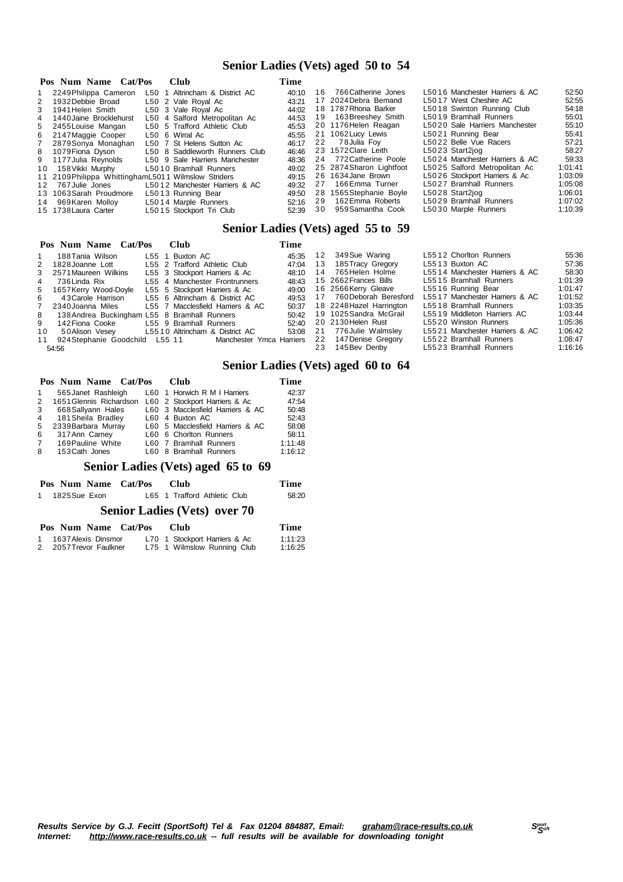## Senior Ladies (Vets) aged 50 to 54

| Pos | Num | Name | Cat/Pos | Club | Time |
|---|---|---|---|---|---|
| 1 | 2249 | Philippa Cameron | L50 1 | Altrincham & District AC | 40:10 |
| 2 | 1932 | Debbie Broad | L50 2 | Vale Royal Ac | 43:21 |
| 3 | 1941 | Helen Smith | L50 3 | Vale Royal Ac | 44:02 |
| 4 | 1440 | Jaine Brocklehurst | L50 4 | Salford Metropolitan Ac | 44:53 |
| 5 | 2455 | Louise Mangan | L50 5 | Trafford Athletic Club | 45:53 |
| 6 | 2147 | Maggie Cooper | L50 6 | Wirral Ac | 45:55 |
| 7 | 2879 | Sonya Monaghan | L50 7 | St Helens Sutton Ac | 46:17 |
| 8 | 1079 | Fiona Dyson | L50 8 | Saddleworth Runners Club | 46:46 |
| 9 | 1177 | Julia Reynolds | L50 9 | Sale Harriers Manchester | 48:36 |
| 10 | 158 | Vikki Murphy | L50 10 | Bramhall Runners | 49:02 |
| 11 | 2109 | Philippa Whittingham | L50 11 | Wilmslow Striders | 49:15 |
| 12 | 767 | Julie Jones | L50 12 | Manchester Harriers & AC | 49:32 |
| 13 | 1063 | Sarah Proudmore | L50 13 | Running Bear | 49:50 |
| 14 | 969 | Karen Molloy | L50 14 | Marple Runners | 52:16 |
| 15 | 1738 | Laura Carter | L50 15 | Stockport Tri Club | 52:39 |
| 16 | 766 | Catherine Jones | L50 16 | Manchester Harriers & AC | 52:50 |
| 17 | 2024 | Debra Bemand | L50 17 | West Cheshire AC | 52:55 |
| 18 | 1787 | Rhona Barker | L50 18 | Swinton Running Club | 54:18 |
| 19 | 163 | Breeshey Smith | L50 19 | Bramhall Runners | 55:01 |
| 20 | 1176 | Helen Reagan | L50 20 | Sale Harriers Manchester | 55:10 |
| 21 | 1062 | Lucy Lewis | L50 21 | Running Bear | 55:41 |
| 22 | 78 | Julia Foy | L50 22 | Belle Vue Racers | 57:21 |
| 23 | 1572 | Clare Leith | L50 23 | Start2jog | 58:27 |
| 24 | 772 | Catherine Poole | L50 24 | Manchester Harriers & AC | 59:33 |
| 25 | 2874 | Sharon Lightfoot | L50 25 | Salford Metropolitan Ac | 1:01:41 |
| 26 | 1634 | Jane Brown | L50 26 | Stockport Harriers & Ac | 1:03:09 |
| 27 | 166 | Emma Turner | L50 27 | Bramhall Runners | 1:05:08 |
| 28 | 1565 | Stephanie Boyle | L50 28 | Start2jog | 1:06:01 |
| 29 | 162 | Emma Roberts | L50 29 | Bramhall Runners | 1:07:02 |
| 30 | 959 | Samantha Cook | L50 30 | Marple Runners | 1:10:39 |

## Senior Ladies (Vets) aged 55 to 59

| Pos | Num | Name | Cat/Pos | Club | Time |
|---|---|---|---|---|---|
| 1 | 188 | Tania Wilson | L55 1 | Buxton AC | 45:35 |
| 2 | 1828 | Joanne Lott | L55 2 | Trafford Athletic Club | 47:04 |
| 3 | 2571 | Maureen Wilkins | L55 3 | Stockport Harriers & Ac | 48:10 |
| 4 | 736 | Linda Rix | L55 4 | Manchester Frontrunners | 48:43 |
| 5 | 1657 | Kerry Wood-Doyle | L55 5 | Stockport Harriers & Ac | 49:00 |
| 6 | 43 | Carole Harrison | L55 6 | Altrincham & District AC | 49:53 |
| 7 | 2340 | Joanna Miles | L55 7 | Macclesfield Harriers & AC | 50:37 |
| 8 | 138 | Andrea Buckingham | L55 8 | Bramhall Runners | 50:42 |
| 9 | 142 | Fiona Cooke | L55 9 | Bramhall Runners | 52:40 |
| 10 | 50 | Alison Vesey | L55 10 | Altrincham & District AC | 53:08 |
| 11 | 924 | Stephanie Goodchild | L55 11 | Manchester Ymca Harriers | 54:56 |
| 12 | 349 | Sue Waring | L55 12 | Chorlton Runners | 55:36 |
| 13 | 185 | Tracy Gregory | L55 13 | Buxton AC | 57:36 |
| 14 | 765 | Helen Holme | L55 14 | Manchester Harriers & AC | 58:30 |
| 15 | 2662 | Frances Bills | L55 15 | Bramhall Runners | 1:01:39 |
| 16 | 2566 | Kerry Gleave | L55 16 | Running Bear | 1:01:47 |
| 17 | 760 | Deborah Beresford | L55 17 | Manchester Harriers & AC | 1:01:52 |
| 18 | 2248 | Hazel Harrington | L55 18 | Bramhall Runners | 1:03:35 |
| 19 | 1025 | Sandra McGrail | L55 19 | Middleton Harriers AC | 1:03:44 |
| 20 | 2130 | Helen Rust | L55 20 | Winston Runners | 1:05:36 |
| 21 | 776 | Julie Walmsley | L55 21 | Manchester Harriers & AC | 1:06:42 |
| 22 | 147 | Denise Gregory | L55 22 | Bramhall Runners | 1:08:47 |
| 23 | 145 | Bev Denby | L55 23 | Bramhall Runners | 1:16:16 |

## Senior Ladies (Vets) aged 60 to 64

| Pos | Num | Name | Cat/Pos | Club | Time |
|---|---|---|---|---|---|
| 1 | 565 | Janet Rashleigh | L60 1 | Horwich R M I Harriers | 42:37 |
| 2 | 1651 | Glennis Richardson | L60 2 | Stockport Harriers & Ac | 47:54 |
| 3 | 668 | Sallyann Hales | L60 3 | Macclesfield Harriers & AC | 50:48 |
| 4 | 181 | Sheila Bradley | L60 4 | Buxton AC | 52:43 |
| 5 | 2339 | Barbara Murray | L60 5 | Macclesfield Harriers & AC | 58:08 |
| 6 | 317 | Ann Carney | L60 6 | Chorlton Runners | 58:11 |
| 7 | 169 | Pauline White | L60 7 | Bramhall Runners | 1:11:48 |
| 8 | 153 | Cath Jones | L60 8 | Bramhall Runners | 1:16:12 |

## Senior Ladies (Vets) aged 65 to 69

| Pos | Num | Name | Cat/Pos | Club | Time |
|---|---|---|---|---|---|
| 1 | 1825 | Sue Exon | L65 1 | Trafford Athletic Club | 58:20 |

## Senior Ladies (Vets) over 70

| Pos | Num | Name | Cat/Pos | Club | Time |
|---|---|---|---|---|---|
| 1 | 1637 | Alexis Dinsmor | L70 1 | Stockport Harriers & Ac | 1:11:23 |
| 2 | 2057 | Trevor Faulkner | L75 1 | Wilmslow Running Club | 1:16:25 |

***Results Service by G.J. Fecitt (SportSoft) Tel & Fax 01204 884887, Email: graham@race-results.co.uk***
***Internet: http://www.race-results.co.uk -- full results will be available for downloading tonight***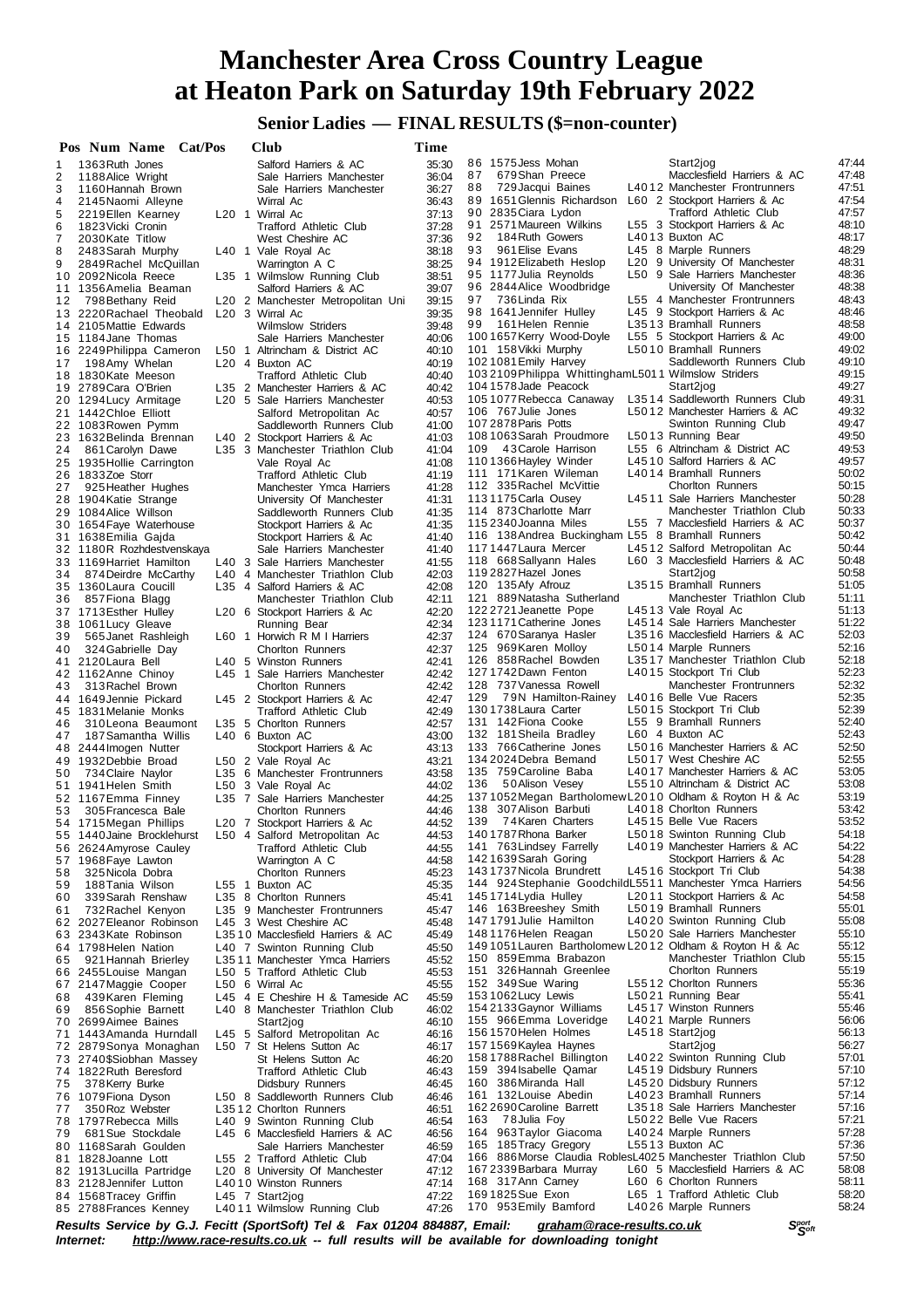# Manchester Area Cross Country League at Heaton Park on Saturday 19th February 2022

## Senior Ladies — FINAL RESULTS ($=non-counter)

| Pos | Num | Name | Cat/Pos | Club | Time |
|---|---|---|---|---|---|
| 1 | 1363 | Ruth Jones | | Salford Harriers & AC | 35:30 |
| 2 | 1188 | Alice Wright | | Sale Harriers Manchester | 36:04 |
| 3 | 1160 | Hannah Brown | | Sale Harriers Manchester | 36:27 |
| 4 | 2145 | Naomi Alleyne | | Wirral Ac | 36:43 |
| 5 | 2219 | Ellen Kearney | L20 1 | Wirral Ac | 37:13 |
| 6 | 1823 | Vicki Cronin | | Trafford Athletic Club | 37:28 |
| 7 | 2030 | Kate Titlow | | West Cheshire AC | 37:36 |
| 8 | 2483 | Sarah Murphy | L40 1 | Vale Royal Ac | 38:18 |
| 9 | 2849 | Rachel McQuillan | | Warrington A C | 38:25 |
| 10 | 2092 | Nicola Reece | L35 1 | Wilmslow Running Club | 38:51 |
| 11 | 1356 | Amelia Beaman | | Salford Harriers & AC | 39:07 |
| 12 | 798 | Bethany Reid | L20 2 | Manchester Metropolitan Uni | 39:15 |
| 13 | 2220 | Rachael Theobald | L20 3 | Wirral Ac | 39:35 |
| 14 | 2105 | Mattie Edwards | | Wilmslow Striders | 39:48 |
| 15 | 1184 | Jane Thomas | | Sale Harriers Manchester | 40:06 |
| 16 | 2249 | Philippa Cameron | L50 1 | Altrincham & District AC | 40:10 |
| 17 | 198 | Amy Whelan | L20 4 | Buxton AC | 40:19 |
| 18 | 1830 | Kate Meeson | | Trafford Athletic Club | 40:40 |
| 19 | 2789 | Cara O'Brien | L35 2 | Manchester Harriers & AC | 40:42 |
| 20 | 1294 | Lucy Armitage | L20 5 | Sale Harriers Manchester | 40:53 |
| 21 | 1442 | Chloe Elliott | | Salford Metropolitan Ac | 40:57 |
| 22 | 1083 | Rowen Pymm | | Saddleworth Runners Club | 41:00 |
| 23 | 1632 | Belinda Brennan | L40 2 | Stockport Harriers & Ac | 41:03 |
| 24 | 861 | Carolyn Dawe | L35 3 | Manchester Triathlon Club | 41:04 |
| 25 | 1935 | Hollie Carrington | | Vale Royal Ac | 41:08 |
| 26 | 1833 | Zoe Storr | | Trafford Athletic Club | 41:19 |
| 27 | 925 | Heather Hughes | | Manchester Ymca Harriers | 41:28 |
| 28 | 1904 | Katie Strange | | University Of Manchester | 41:31 |
| 29 | 1084 | Alice Willson | | Saddleworth Runners Club | 41:35 |
| 30 | 1654 | Faye Waterhouse | | Stockport Harriers & Ac | 41:35 |
| 31 | 1638 | Emilia Gajda | | Stockport Harriers & Ac | 41:40 |
| 32 | 1180 | R Rozhdestvenskaya | | Sale Harriers Manchester | 41:40 |
| 33 | 1169 | Harriet Hamilton | L40 3 | Sale Harriers Manchester | 41:55 |
| 34 | 874 | Deirdre McCarthy | L40 4 | Manchester Triathlon Club | 42:03 |
| 35 | 1360 | Laura Coucill | L35 4 | Salford Harriers & AC | 42:08 |
| 36 | 857 | Fiona Blagg | | Manchester Triathlon Club | 42:11 |
| 37 | 1713 | Esther Hulley | L20 6 | Stockport Harriers & Ac | 42:20 |
| 38 | 1061 | Lucy Gleave | | Running Bear | 42:34 |
| 39 | 565 | Janet Rashleigh | L60 1 | Horwich R M I Harriers | 42:37 |
| 40 | 324 | Gabrielle Day | | Chorlton Runners | 42:37 |
| 41 | 2120 | Laura Bell | L40 5 | Winston Runners | 42:41 |
| 42 | 1162 | Anne Chinoy | L45 1 | Sale Harriers Manchester | 42:42 |
| 43 | 313 | Rachel Brown | | Chorlton Runners | 42:42 |
| 44 | 1649 | Jennie Pickard | L45 2 | Stockport Harriers & Ac | 42:47 |
| 45 | 1831 | Melanie Monks | | Trafford Athletic Club | 42:49 |
| 46 | 310 | Leona Beaumont | L35 5 | Chorlton Runners | 42:57 |
| 47 | 187 | Samantha Willis | L40 6 | Buxton AC | 43:00 |
| 48 | 2444 | Imogen Nutter | | Stockport Harriers & Ac | 43:13 |
| 49 | 1932 | Debbie Broad | L50 2 | Vale Royal Ac | 43:21 |
| 50 | 734 | Claire Naylor | L35 6 | Manchester Frontrunners | 43:58 |
| 51 | 1941 | Helen Smith | L50 3 | Vale Royal Ac | 44:02 |
| 52 | 1167 | Emma Finney | L35 7 | Sale Harriers Manchester | 44:25 |
| 53 | 305 | Francesca Bale | | Chorlton Runners | 44:46 |
| 54 | 1715 | Megan Phillips | L20 7 | Stockport Harriers & Ac | 44:52 |
| 55 | 1440 | Jaine Brocklehurst | L50 4 | Salford Metropolitan Ac | 44:53 |
| 56 | 2624 | Amyrose Cauley | | Trafford Athletic Club | 44:55 |
| 57 | 1968 | Faye Lawton | | Warrington A C | 44:58 |
| 58 | 325 | Nicola Dobra | | Chorlton Runners | 45:23 |
| 59 | 188 | Tania Wilson | L55 1 | Buxton AC | 45:35 |
| 60 | 339 | Sarah Renshaw | L35 8 | Chorlton Runners | 45:41 |
| 61 | 732 | Rachel Kenyon | L35 9 | Manchester Frontrunners | 45:47 |
| 62 | 2027 | Eleanor Robinson | L45 3 | West Cheshire AC | 45:48 |
| 63 | 2343 | Kate Robinson | L35 10 | Macclesfield Harriers & AC | 45:49 |
| 64 | 1798 | Helen Nation | L40 7 | Swinton Running Club | 45:50 |
| 65 | 921 | Hannah Brierley | L35 11 | Manchester Ymca Harriers | 45:52 |
| 66 | 2455 | Louise Mangan | L50 5 | Trafford Athletic Club | 45:53 |
| 67 | 2147 | Maggie Cooper | L50 6 | Wirral Ac | 45:55 |
| 68 | 439 | Karen Fleming | L45 4 | E Cheshire H & Tameside AC | 45:59 |
| 69 | 856 | Sophie Barnett | L40 8 | Manchester Triathlon Club | 46:02 |
| 70 | 2699 | Aimee Baines | | Start2jog | 46:10 |
| 71 | 1443 | Amanda Hurndall | L45 5 | Salford Metropolitan Ac | 46:16 |
| 72 | 2879 | Sonya Monaghan | L50 7 | St Helens Sutton Ac | 46:17 |
| 73 | 2740 | $Siobhan Massey | | St Helens Sutton Ac | 46:20 |
| 74 | 1822 | Ruth Beresford | | Trafford Athletic Club | 46:43 |
| 75 | 378 | Kerry Burke | | Didsbury Runners | 46:45 |
| 76 | 1079 | Fiona Dyson | L50 8 | Saddleworth Runners Club | 46:46 |
| 77 | 350 | Roz Webster | L35 12 | Chorlton Runners | 46:51 |
| 78 | 1797 | Rebecca Mills | L40 9 | Swinton Running Club | 46:54 |
| 79 | 681 | Sue Stockdale | L45 6 | Macclesfield Harriers & AC | 46:56 |
| 80 | 1168 | Sarah Goulden | | Sale Harriers Manchester | 46:59 |
| 81 | 1828 | Joanne Lott | L55 2 | Trafford Athletic Club | 47:04 |
| 82 | 1913 | Lucilla Partridge | L20 8 | University Of Manchester | 47:12 |
| 83 | 2128 | Jennifer Lutton | L40 10 | Winston Runners | 47:14 |
| 84 | 1568 | Tracey Griffin | L45 7 | Start2jog | 47:22 |
| 85 | 2788 | Frances Kenney | L40 11 | Wilmslow Running Club | 47:26 |
| 86 | 1575 | Jess Mohan | | Start2jog | 47:44 |
| 87 | 679 | Shan Preece | | Macclesfield Harriers & AC | 47:48 |
| 88 | 729 | Jacqui Baines | L40 12 | Manchester Frontrunners | 47:51 |
| 89 | 1651 | Glennis Richardson | L60 2 | Stockport Harriers & Ac | 47:54 |
| 90 | 2835 | Ciara Lydon | | Trafford Athletic Club | 47:57 |
| 91 | 2571 | Maureen Wilkins | L55 3 | Stockport Harriers & Ac | 48:10 |
| 92 | 184 | Ruth Gowers | L40 13 | Buxton AC | 48:17 |
| 93 | 961 | Elise Evans | L45 8 | Marple Runners | 48:29 |
| 94 | 1912 | Elizabeth Heslop | L20 9 | University Of Manchester | 48:31 |
| 95 | 1177 | Julia Reynolds | L50 9 | Sale Harriers Manchester | 48:36 |
| 96 | 2844 | Alice Woodbridge | | University Of Manchester | 48:38 |
| 97 | 736 | Linda Rix | L55 4 | Manchester Frontrunners | 48:43 |
| 98 | 1641 | Jennifer Hulley | L45 9 | Stockport Harriers & Ac | 48:46 |
| 99 | 161 | Helen Rennie | L35 13 | Bramhall Runners | 48:58 |
| 100 | 1657 | Kerry Wood-Doyle | L55 5 | Stockport Harriers & Ac | 49:00 |
| 101 | 158 | Vikki Murphy | L50 10 | Bramhall Runners | 49:02 |
| 102 | 1081 | Emily Harvey | | Saddleworth Runners Club | 49:10 |
| 103 | 2109 | Philippa Whittingham | L50 11 | Wilmslow Striders | 49:15 |
| 104 | 1578 | Jade Peacock | | Start2jog | 49:27 |
| 105 | 1077 | Rebecca Canaway | L35 14 | Saddleworth Runners Club | 49:31 |
| 106 | 767 | Julie Jones | L50 12 | Manchester Harriers & AC | 49:32 |
| 107 | 2878 | Paris Potts | | Swinton Running Club | 49:47 |
| 108 | 1063 | Sarah Proudmore | L50 13 | Running Bear | 49:50 |
| 109 | 43 | Carole Harrison | L55 6 | Altrincham & District AC | 49:53 |
| 110 | 1366 | Hayley Winder | L45 10 | Salford Harriers & AC | 49:57 |
| 111 | 171 | Karen Wileman | L40 14 | Bramhall Runners | 50:02 |
| 112 | 335 | Rachel McVittie | | Chorlton Runners | 50:15 |
| 113 | 1175 | Carla Ousey | L45 11 | Sale Harriers Manchester | 50:28 |
| 114 | 873 | Charlotte Marr | | Manchester Triathlon Club | 50:33 |
| 115 | 2340 | Joanna Miles | L55 7 | Macclesfield Harriers & AC | 50:37 |
| 116 | 138 | Andrea Buckingham | L55 8 | Bramhall Runners | 50:42 |
| 117 | 1447 | Laura Mercer | L45 12 | Salford Metropolitan Ac | 50:44 |
| 118 | 668 | Sallyann Hales | L60 3 | Macclesfield Harriers & AC | 50:48 |
| 119 | 2827 | Hazel Jones | | Start2jog | 50:58 |
| 120 | 135 | Afy Afrouz | L35 15 | Bramhall Runners | 51:05 |
| 121 | 889 | Natasha Sutherland | | Manchester Triathlon Club | 51:11 |
| 122 | 2721 | Jeanette Pope | L45 13 | Vale Royal Ac | 51:13 |
| 123 | 1171 | Catherine Jones | L45 14 | Sale Harriers Manchester | 51:22 |
| 124 | 670 | Saranya Hasler | L35 16 | Macclesfield Harriers & AC | 52:03 |
| 125 | 969 | Karen Molloy | L50 14 | Marple Runners | 52:16 |
| 126 | 858 | Rachel Bowden | L35 17 | Manchester Triathlon Club | 52:18 |
| 127 | 1742 | Dawn Fenton | L40 15 | Stockport Tri Club | 52:23 |
| 128 | 737 | Vanessa Rowell | | Manchester Frontrunners | 52:32 |
| 129 | 79 | N Hamilton-Rainey | L40 16 | Belle Vue Racers | 52:35 |
| 130 | 1738 | Laura Carter | L50 15 | Stockport Tri Club | 52:39 |
| 131 | 142 | Fiona Cooke | L55 9 | Bramhall Runners | 52:40 |
| 132 | 181 | Sheila Bradley | L60 4 | Buxton AC | 52:43 |
| 133 | 766 | Catherine Jones | L50 16 | Manchester Harriers & AC | 52:50 |
| 134 | 2024 | Debra Bemand | L50 17 | West Cheshire AC | 52:55 |
| 135 | 759 | Caroline Baba | L40 17 | Manchester Harriers & AC | 53:05 |
| 136 | 50 | Alison Vesey | L50 18 | Altrincham & District AC | 53:08 |
| 137 | 1052 | Megan Bartholomew | L20 10 | Oldham & Royton H & Ac | 53:19 |
| 138 | 307 | Alison Barbuti | L40 18 | Chorlton Runners | 53:42 |
| 139 | 74 | Karen Charters | L45 15 | Belle Vue Racers | 53:52 |
| 140 | 1787 | Rhona Barker | L50 18 | Swinton Running Club | 54:18 |
| 141 | 763 | Lindsey Farrelly | L40 19 | Manchester Harriers & AC | 54:22 |
| 142 | 1639 | Sarah Goring | | Stockport Harriers & Ac | 54:28 |
| 143 | 1737 | Nicola Brundrett | L45 16 | Stockport Tri Club | 54:38 |
| 144 | 924 | Stephanie Goodchild | L55 11 | Manchester Ymca Harriers | 54:56 |
| 145 | 1714 | Lydia Hulley | L20 11 | Stockport Harriers & Ac | 54:58 |
| 146 | 163 | Breeshey Smith | L50 19 | Bramhall Runners | 55:01 |
| 147 | 1791 | Julie Hamilton | L40 20 | Swinton Running Club | 55:08 |
| 148 | 1176 | Helen Reagan | L50 20 | Sale Harriers Manchester | 55:10 |
| 149 | 1051 | Lauren Bartholomew | L20 12 | Oldham & Royton H & Ac | 55:12 |
| 150 | 859 | Emma Brabazon | | Manchester Triathlon Club | 55:15 |
| 151 | 326 | Hannah Greenhow | | Chorlton Runners | 55:19 |
| 152 | 349 | Sue Waring | L55 12 | Chorlton Runners | 55:36 |
| 153 | 1062 | Lucy Lewis | L50 21 | Running Bear | 55:41 |
| 154 | 2133 | Gaynor Williams | L45 17 | Winston Runners | 55:46 |
| 155 | 966 | Emma Loveridge | L40 21 | Marple Runners | 56:06 |
| 156 | 1570 | Helen Holmes | L45 18 | Start2jog | 56:13 |
| 157 | 1569 | Kaylea Haynes | | Start2jog | 56:27 |
| 158 | 1788 | Rachel Billington | L40 22 | Swinton Running Club | 57:01 |
| 159 | 394 | Isabelle Qamar | L45 19 | Didsbury Runners | 57:10 |
| 160 | 386 | Miranda Hall | L45 20 | Didsbury Runners | 57:12 |
| 161 | 132 | Louise Abedin | L40 23 | Bramhall Runners | 57:14 |
| 162 | 2690 | Caroline Barrett | L35 18 | Sale Harriers Manchester | 57:16 |
| 163 | 78 | Julia Foy | L50 22 | Belle Vue Racers | 57:21 |
| 164 | 963 | Taylor Giacoma | L40 24 | Marple Runners | 57:28 |
| 165 | 185 | Tracy Gregory | L55 13 | Buxton AC | 57:36 |
| 166 | 886 | Morise Claudia Robles | L40 25 | Manchester Triathlon Club | 57:50 |
| 167 | 2339 | Barbara Murray | L60 5 | Macclesfield Harriers & AC | 58:08 |
| 168 | 317 | Ann Carney | L60 6 | Chorlton Runners | 58:11 |
| 169 | 1825 | Sue Exon | L65 1 | Trafford Athletic Club | 58:20 |
| 170 | 953 | Emily Bamford | L40 26 | Marple Runners | 58:24 |

*Results Service by G.J. Fecitt (SportSoft) Tel & Fax 01204 884887, Email: graham@race-results.co.uk*
*Internet: http://www.race-results.co.uk -- full results will be available for downloading tonight*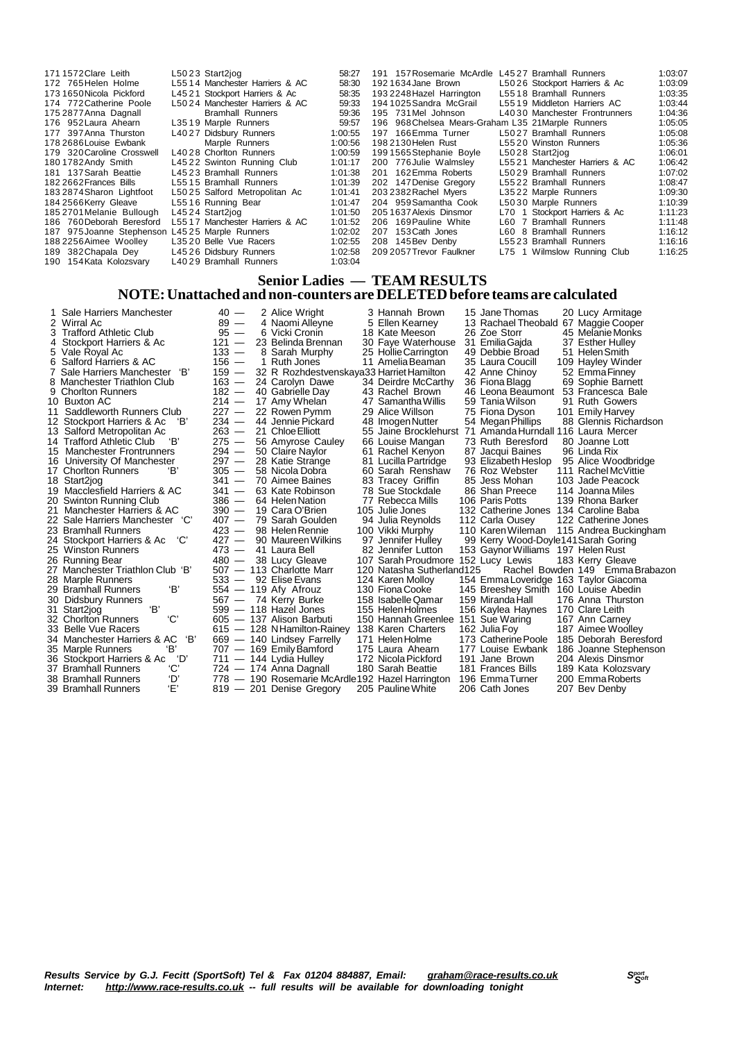| Pos | No | Name | Cat | Club | Time |
|---|---|---|---|---|---|
| 171 | 1572 | Clare Leith | L50 23 | Start2jog | 58:27 |
| 172 | 765 | Helen Holme | L55 14 | Manchester Harriers & AC | 58:30 |
| 173 | 1650 | Nicola Pickford | L45 21 | Stockport Harriers & Ac | 58:35 |
| 174 | 772 | Catherine Poole | L50 24 | Manchester Harriers & AC | 59:33 |
| 175 | 2877 | Anna Dagnall | | Bramhall Runners | 59:36 |
| 176 | 952 | Laura Ahearn | L35 19 | Marple Runners | 59:57 |
| 177 | 397 | Anna Thurston | L40 27 | Didsbury Runners | 1:00:55 |
| 178 | 2686 | Louise Ewbank | | Marple Runners | 1:00:56 |
| 179 | 320 | Caroline Crosswell | L40 28 | Chorlton Runners | 1:00:59 |
| 180 | 1782 | Andy Smith | L45 22 | Swinton Running Club | 1:01:17 |
| 181 | 137 | Sarah Beattie | L45 23 | Bramhall Runners | 1:01:38 |
| 182 | 2662 | Frances Bills | L55 15 | Bramhall Runners | 1:01:39 |
| 183 | 2874 | Sharon Lightfoot | L50 25 | Salford Metropolitan Ac | 1:01:41 |
| 184 | 2566 | Kerry Gleave | L55 16 | Running Bear | 1:01:47 |
| 185 | 2701 | Melanie Bullough | L45 24 | Start2jog | 1:01:50 |
| 186 | 760 | Deborah Beresford | L55 17 | Manchester Harriers & AC | 1:01:52 |
| 187 | 975 | Joanne Stephenson | L45 25 | Marple Runners | 1:02:02 |
| 188 | 2256 | Aimee Woolley | L35 20 | Belle Vue Racers | 1:02:55 |
| 189 | 382 | Chapala Dey | L45 26 | Didsbury Runners | 1:02:58 |
| 190 | 154 | Kata Kolozsvary | L40 29 | Bramhall Runners | 1:03:04 |
| 191 | 157 | Rosemarie McArdle | L45 27 | Bramhall Runners | 1:03:07 |
| 192 | 1634 | Jane Brown | L50 26 | Stockport Harriers & Ac | 1:03:09 |
| 193 | 2248 | Hazel Harrington | L55 18 | Bramhall Runners | 1:03:35 |
| 194 | 1025 | Sandra McGrail | L55 19 | Middleton Harriers AC | 1:03:44 |
| 195 | 731 | Mel Johnson | L40 30 | Manchester Frontrunners | 1:04:36 |
| 196 | 968 | Chelsea Mears-Graham | L35 21 | Marple Runners | 1:05:05 |
| 197 | 166 | Emma Turner | L50 27 | Bramhall Runners | 1:05:08 |
| 198 | 2130 | Helen Rust | L55 20 | Winston Runners | 1:05:36 |
| 199 | 1565 | Stephanie Boyle | L50 28 | Start2jog | 1:06:01 |
| 200 | 776 | Julie Walmsley | L55 21 | Manchester Harriers & AC | 1:06:42 |
| 201 | 162 | Emma Roberts | L50 29 | Bramhall Runners | 1:07:02 |
| 202 | 147 | Denise Gregory | L55 22 | Bramhall Runners | 1:08:47 |
| 203 | 2382 | Rachel Myers | L35 22 | Marple Runners | 1:09:30 |
| 204 | 959 | Samantha Cook | L50 30 | Marple Runners | 1:10:39 |
| 205 | 1637 | Alexis Dinsmor | L70 1 | Stockport Harriers & Ac | 1:11:23 |
| 206 | 169 | Pauline White | L60 7 | Bramhall Runners | 1:11:48 |
| 207 | 153 | Cath Jones | L60 8 | Bramhall Runners | 1:16:12 |
| 208 | 145 | Bev Denby | L55 23 | Bramhall Runners | 1:16:16 |
| 209 | 2057 | Trevor Faulkner | L75 1 | Wilmslow Running Club | 1:16:25 |

## Senior Ladies — TEAM RESULTS

**NOTE: Unattached and non-counters are DELETED before teams are calculated**

| Pos | Team | Pts | 1st | 2nd | 3rd | 4th |
|---|---|---|---|---|---|---|
| 1 | Sale Harriers Manchester | 40 | 2 Alice Wright | 3 Hannah Brown | 15 Jane Thomas | 20 Lucy Armitage |
| 2 | Wirral Ac | 89 | 4 Naomi Alleyne | 5 Ellen Kearney | 13 Rachael Theobald | 67 Maggie Cooper |
| 3 | Trafford Athletic Club | 95 | 6 Vicki Cronin | 18 Kate Meeson | 26 Zoe Storr | 45 Melanie Monks |
| 4 | Stockport Harriers & Ac | 121 | 23 Belinda Brennan | 30 Faye Waterhouse | 31 Emilia Gajda | 37 Esther Hulley |
| 5 | Vale Royal Ac | 133 | 8 Sarah Murphy | 25 Hollie Carrington | 49 Debbie Broad | 51 Helen Smith |
| 6 | Salford Harriers & AC | 156 | 1 Ruth Jones | 11 Amelia Beaman | 35 Laura Coucill | 109 Hayley Winder |
| 7 | Sale Harriers Manchester 'B' | 159 | 32 R Rozhdestvenskaya | 33 Harriet Hamilton | 42 Anne Chinoy | 52 Emma Finney |
| 8 | Manchester Triathlon Club | 163 | 24 Carolyn Dawe | 34 Deirdre McCarthy | 36 Fiona Blagg | 69 Sophie Barnett |
| 9 | Chorlton Runners | 182 | 40 Gabrielle Day | 43 Rachel Brown | 46 Leona Beaumont | 53 Francesca Bale |
| 10 | Buxton AC | 214 | 17 Amy Whelan | 47 Samantha Willis | 59 Tania Wilson | 91 Ruth Gowers |
| 11 | Saddleworth Runners Club | 227 | 22 Rowen Pymm | 29 Alice Willson | 75 Fiona Dyson | 101 Emily Harvey |
| 12 | Stockport Harriers & Ac 'B' | 234 | 44 Jennie Pickard | 48 Imogen Nutter | 54 Megan Phillips | 88 Glennis Richardson |
| 13 | Salford Metropolitan Ac | 263 | 21 Chloe Elliott | 55 Jaine Brocklehurst | 71 Amanda Hurndall | 116 Laura Mercer |
| 14 | Trafford Athletic Club 'B' | 275 | 56 Amyrose Cauley | 66 Louise Mangan | 73 Ruth Beresford | 80 Joanne Lott |
| 15 | Manchester Frontrunners | 294 | 50 Claire Naylor | 61 Rachel Kenyon | 87 Jacqui Baines | 96 Linda Rix |
| 16 | University Of Manchester | 297 | 28 Katie Strange | 81 Lucilla Partridge | 93 Elizabeth Heslop | 95 Alice Woodbridge |
| 17 | Chorlton Runners 'B' | 305 | 58 Nicola Dobra | 60 Sarah Renshaw | 76 Roz Webster | 111 Rachel McVittie |
| 18 | Start2jog | 341 | 70 Aimee Baines | 83 Tracey Griffin | 85 Jess Mohan | 103 Jade Peacock |
| 19 | Macclesfield Harriers & AC | 341 | 63 Kate Robinson | 78 Sue Stockdale | 86 Shan Preece | 114 Joanna Miles |
| 20 | Swinton Running Club | 386 | 64 Helen Nation | 77 Rebecca Mills | 106 Paris Potts | 139 Rhona Barker |
| 21 | Manchester Harriers & AC | 390 | 19 Cara O'Brien | 105 Julie Jones | 132 Catherine Jones | 134 Caroline Baba |
| 22 | Sale Harriers Manchester 'C' | 407 | 79 Sarah Goulden | 94 Julia Reynolds | 112 Carla Ousey | 122 Catherine Jones |
| 23 | Bramhall Runners | 423 | 98 Helen Rennie | 100 Vikki Murphy | 110 Karen Wileman | 115 Andrea Buckingham |
| 24 | Stockport Harriers & Ac 'C' | 427 | 90 Maureen Wilkins | 97 Jennifer Hulley | 99 Kerry Wood-Doyle | 141 Sarah Goring |
| 25 | Winston Runners | 473 | 41 Laura Bell | 82 Jennifer Lutton | 153 Gaynor Williams | 197 Helen Rust |
| 26 | Running Bear | 480 | 38 Lucy Gleave | 107 Sarah Proudmore | 152 Lucy Lewis | 183 Kerry Gleave |
| 27 | Manchester Triathlon Club 'B' | 507 | 113 Charlotte Marr | 120 Natasha Sutherland | 125 Rachel Bowden | 149 Emma Brabazon |
| 28 | Marple Runners | 533 | 92 Elise Evans | 124 Karen Molloy | 154 Emma Loveridge | 163 Taylor Giacoma |
| 29 | Bramhall Runners 'B' | 554 | 119 Afy Afrouz | 130 Fiona Cooke | 145 Breeshey Smith | 160 Louise Abedin |
| 30 | Didsbury Runners | 567 | 74 Kerry Burke | 158 Isabelle Qamar | 159 Miranda Hall | 176 Anna Thurston |
| 31 | Start2jog 'B' | 599 | 118 Hazel Jones | 155 Helen Holmes | 156 Kaylea Haynes | 170 Clare Leith |
| 32 | Chorlton Runners 'C' | 605 | 137 Alison Barbuti | 150 Hannah Greenlee | 151 Sue Waring | 167 Ann Carney |
| 33 | Belle Vue Racers | 615 | 128 N Hamilton-Rainey | 138 Karen Charters | 162 Julia Foy | 187 Aimee Woolley |
| 34 | Manchester Harriers & AC 'B' | 669 | 140 Lindsey Farrelly | 171 Helen Holme | 173 Catherine Poole | 185 Deborah Beresford |
| 35 | Marple Runners 'B' | 707 | 169 Emily Bamford | 175 Laura Ahearn | 177 Louise Ewbank | 186 Joanne Stephenson |
| 36 | Stockport Harriers & Ac 'D' | 711 | 144 Lydia Hulley | 172 Nicola Pickford | 191 Jane Brown | 204 Alexis Dinsmor |
| 37 | Bramhall Runners 'C' | 724 | 174 Anna Dagnall | 180 Sarah Beattie | 181 Frances Bills | 189 Kata Kolozsvary |
| 38 | Bramhall Runners 'D' | 778 | 190 Rosemarie McArdle | 192 Hazel Harrington | 196 Emma Turner | 200 Emma Roberts |
| 39 | Bramhall Runners 'E' | 819 | 201 Denise Gregory | 205 Pauline White | 206 Cath Jones | 207 Bev Denby |

*Results Service by G.J. Fecitt (SportSoft) Tel & Fax 01204 884887, Email: graham@race-results.co.uk*
*Internet: http://www.race-results.co.uk -- full results will be available for downloading tonight*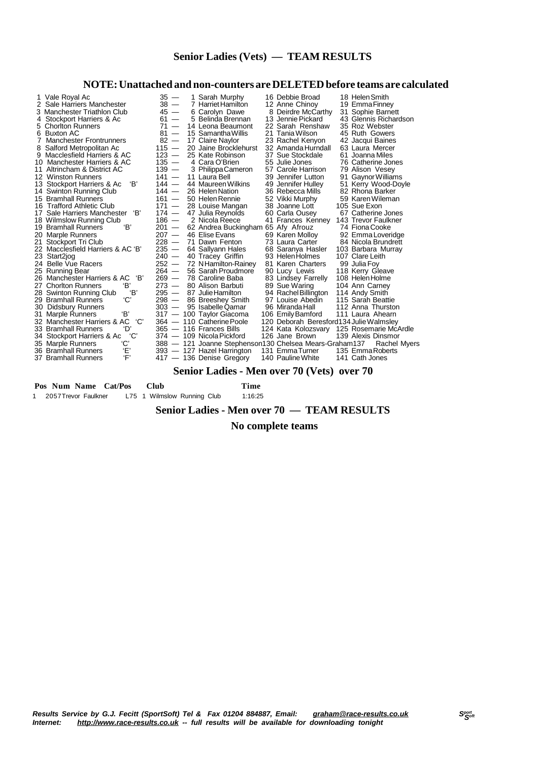## Senior Ladies (Vets) — TEAM RESULTS

### NOTE: Unattached and non-counters are DELETED before teams are calculated

| Pos | Team | Points | | | |
|---|---|---|---|---|---|
| 1 | Vale Royal Ac | 35 — | 1 Sarah Murphy | 16 Debbie Broad | 18 Helen Smith |
| 2 | Sale Harriers Manchester | 38 — | 7 Harriet Hamilton | 12 Anne Chinoy | 19 Emma Finney |
| 3 | Manchester Triathlon Club | 45 — | 6 Carolyn Dawe | 8 Deirdre McCarthy | 31 Sophie Barnett |
| 4 | Stockport Harriers & Ac | 61 — | 5 Belinda Brennan | 13 Jennie Pickard | 43 Glennis Richardson |
| 5 | Chorlton Runners | 71 — | 14 Leona Beaumont | 22 Sarah Renshaw | 35 Roz Webster |
| 6 | Buxton AC | 81 — | 15 Samantha Willis | 21 Tania Wilson | 45 Ruth Gowers |
| 7 | Manchester Frontrunners | 82 — | 17 Claire Naylor | 23 Rachel Kenyon | 42 Jacqui Baines |
| 8 | Salford Metropolitan Ac | 115 — | 20 Jaine Brocklehurst | 32 Amanda Hurndall | 63 Laura Mercer |
| 9 | Macclesfield Harriers & AC | 123 — | 25 Kate Robinson | 37 Sue Stockdale | 61 Joanna Miles |
| 10 | Manchester Harriers & AC | 135 — | 4 Cara O'Brien | 55 Julie Jones | 76 Catherine Jones |
| 11 | Altrincham & District AC | 139 — | 3 Philippa Cameron | 57 Carole Harrison | 79 Alison Vesey |
| 12 | Winston Runners | 141 — | 11 Laura Bell | 39 Jennifer Lutton | 91 Gaynor Williams |
| 13 | Stockport Harriers & Ac 'B' | 144 — | 44 Maureen Wilkins | 49 Jennifer Hulley | 51 Kerry Wood-Doyle |
| 14 | Swinton Running Club | 144 — | 26 Helen Nation | 36 Rebecca Mills | 82 Rhona Barker |
| 15 | Bramhall Runners | 161 — | 50 Helen Rennie | 52 Vikki Murphy | 59 Karen Wileman |
| 16 | Trafford Athletic Club | 171 — | 28 Louise Mangan | 38 Joanne Lott | 105 Sue Exon |
| 17 | Sale Harriers Manchester 'B' | 174 — | 47 Julia Reynolds | 60 Carla Ousey | 67 Catherine Jones |
| 18 | Wilmslow Running Club | 186 — | 2 Nicola Reece | 41 Frances Kenney | 143 Trevor Faulkner |
| 19 | Bramhall Runners 'B' | 201 — | 62 Andrea Buckingham | 65 Afy Afrouz | 74 Fiona Cooke |
| 20 | Marple Runners | 207 — | 46 Elise Evans | 69 Karen Molloy | 92 Emma Loveridge |
| 21 | Stockport Tri Club | 228 — | 71 Dawn Fenton | 73 Laura Carter | 84 Nicola Brundrett |
| 22 | Macclesfield Harriers & AC 'B' | 235 — | 64 Sallyann Hales | 68 Saranya Hasler | 103 Barbara Murray |
| 23 | Start2jog | 240 — | 40 Tracey Griffin | 93 Helen Holmes | 107 Clare Leith |
| 24 | Belle Vue Racers | 252 — | 72 N Hamilton-Rainey | 81 Karen Charters | 99 Julia Foy |
| 25 | Running Bear | 264 — | 56 Sarah Proudmore | 90 Lucy Lewis | 118 Kerry Gleave |
| 26 | Manchester Harriers & AC 'B' | 269 — | 78 Caroline Baba | 83 Lindsey Farrelly | 108 Helen Holme |
| 27 | Chorlton Runners 'B' | 273 — | 80 Alison Barbuti | 89 Sue Waring | 104 Ann Carney |
| 28 | Swinton Running Club 'B' | 295 — | 87 Julie Hamilton | 94 Rachel Billington | 114 Andy Smith |
| 29 | Bramhall Runners 'C' | 298 — | 86 Breeshey Smith | 97 Louise Abedin | 115 Sarah Beattie |
| 30 | Didsbury Runners | 303 — | 95 Isabelle Qamar | 96 Miranda Hall | 112 Anna Thurston |
| 31 | Marple Runners 'B' | 317 — | 100 Taylor Giacoma | 106 Emily Bamford | 111 Laura Ahearn |
| 32 | Manchester Harriers & AC 'C' | 364 — | 110 Catherine Poole | 120 Deborah Beresford | 134 Julie Walmsley |
| 33 | Bramhall Runners 'D' | 365 — | 116 Frances Bills | 124 Kata Kolozsvary | 125 Rosemarie McArdle |
| 34 | Stockport Harriers & Ac 'C' | 374 — | 109 Nicola Pickford | 126 Jane Brown | 139 Alexis Dinsmor |
| 35 | Marple Runners 'C' | 388 — | 121 Joanne Stephenson | 130 Chelsea Mears-Graham | 137 Rachel Myers |
| 36 | Bramhall Runners 'E' | 393 — | 127 Hazel Harrington | 131 Emma Turner | 135 Emma Roberts |
| 37 | Bramhall Runners 'F' | 417 — | 136 Denise Gregory | 140 Pauline White | 141 Cath Jones |

## Senior Ladies - Men over 70 (Vets) over 70

| Pos | Num | Name | Cat/Pos | | Club | Time |
|---|---|---|---|---|---|---|
| 1 | 2057 | Trevor Faulkner | L75 | 1 | Wilmslow Running Club | 1:16:25 |

## Senior Ladies - Men over 70 — TEAM RESULTS

**No complete teams**

*Results Service by G.J. Fecitt (SportSoft) Tel & Fax 01204 884887, Email: graham@race-results.co.uk*
*Internet: http://www.race-results.co.uk -- full results will be available for downloading tonight*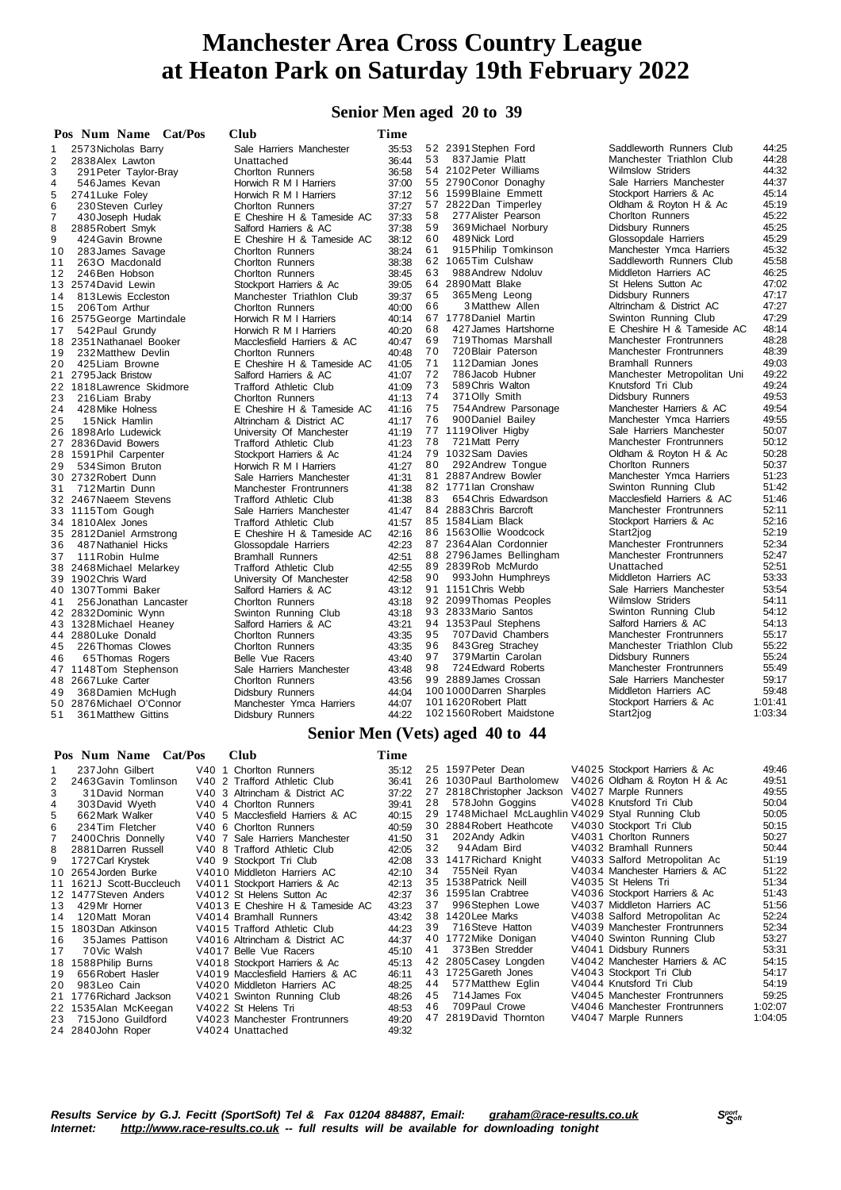# Manchester Area Cross Country League at Heaton Park on Saturday 19th February 2022

## Senior Men aged 20 to 39

| Pos | Num | Name | Cat/Pos | Club | Time |
|---|---|---|---|---|---|
| 1 | 2573 | Nicholas Barry | | Sale Harriers Manchester | 35:53 |
| 2 | 2838 | Alex Lawton | | Unattached | 36:44 |
| 3 | 291 | Peter Taylor-Bray | | Chorlton Runners | 36:58 |
| 4 | 546 | James Kevan | | Horwich R M I Harriers | 37:00 |
| 5 | 2741 | Luke Foley | | Horwich R M I Harriers | 37:12 |
| 6 | 230 | Steven Curley | | Chorlton Runners | 37:27 |
| 7 | 430 | Joseph Hudak | | E Cheshire H & Tameside AC | 37:33 |
| 8 | 2885 | Robert Smyk | | Salford Harriers & AC | 37:38 |
| 9 | 424 | Gavin Browne | | E Cheshire H & Tameside AC | 38:12 |
| 10 | 283 | James Savage | | Chorlton Runners | 38:24 |
| 11 | 263 | O Macdonald | | Chorlton Runners | 38:38 |
| 12 | 246 | Ben Hobson | | Chorlton Runners | 38:45 |
| 13 | 2574 | David Lewin | | Stockport Harriers & Ac | 39:05 |
| 14 | 813 | Lewis Eccleston | | Manchester Triathlon Club | 39:37 |
| 15 | 206 | Tom Arthur | | Chorlton Runners | 40:00 |
| 16 | 2575 | George Martindale | | Horwich R M I Harriers | 40:14 |
| 17 | 542 | Paul Grundy | | Horwich R M I Harriers | 40:20 |
| 18 | 2351 | Nathanael Booker | | Macclesfield Harriers & AC | 40:47 |
| 19 | 232 | Matthew Devlin | | Chorlton Runners | 40:48 |
| 20 | 425 | Liam Browne | | E Cheshire H & Tameside AC | 41:05 |
| 21 | 2795 | Jack Bristow | | Salford Harriers & AC | 41:07 |
| 22 | 1818 | Lawrence Skidmore | | Trafford Athletic Club | 41:09 |
| 23 | 216 | Liam Braby | | Chorlton Runners | 41:13 |
| 24 | 428 | Mike Holness | | E Cheshire H & Tameside AC | 41:16 |
| 25 | 15 | Nick Hamlin | | Altrincham & District AC | 41:17 |
| 26 | 1898 | Arlo Ludewick | | University Of Manchester | 41:19 |
| 27 | 2836 | David Bowers | | Trafford Athletic Club | 41:23 |
| 28 | 1591 | Phil Carpenter | | Stockport Harriers & Ac | 41:24 |
| 29 | 534 | Simon Bruton | | Horwich R M I Harriers | 41:27 |
| 30 | 2732 | Robert Dunn | | Sale Harriers Manchester | 41:31 |
| 31 | 712 | Martin Dunn | | Manchester Frontrunners | 41:38 |
| 32 | 2467 | Naeem Stevens | | Trafford Athletic Club | 41:38 |
| 33 | 1115 | Tom Gough | | Sale Harriers Manchester | 41:47 |
| 34 | 1810 | Alex Jones | | Trafford Athletic Club | 41:57 |
| 35 | 2812 | Daniel Armstrong | | E Cheshire H & Tameside AC | 42:16 |
| 36 | 487 | Nathaniel Hicks | | Glossopdale Harriers | 42:23 |
| 37 | 111 | Robin Hulme | | Bramhall Runners | 42:51 |
| 38 | 2468 | Michael Melarkey | | Trafford Athletic Club | 42:55 |
| 39 | 1902 | Chris Ward | | University Of Manchester | 42:58 |
| 40 | 1307 | Tommi Baker | | Salford Harriers & AC | 43:12 |
| 41 | 256 | Jonathan Lancaster | | Chorlton Runners | 43:18 |
| 42 | 2832 | Dominic Wynn | | Swinton Running Club | 43:18 |
| 43 | 1328 | Michael Heaney | | Salford Harriers & AC | 43:21 |
| 44 | 2880 | Luke Donald | | Chorlton Runners | 43:35 |
| 45 | 226 | Thomas Clowes | | Chorlton Runners | 43:35 |
| 46 | 65 | Thomas Rogers | | Belle Vue Racers | 43:40 |
| 47 | 1148 | Tom Stephenson | | Sale Harriers Manchester | 43:48 |
| 48 | 2667 | Luke Carter | | Chorlton Runners | 43:56 |
| 49 | 368 | Damien McHugh | | Didsbury Runners | 44:04 |
| 50 | 2876 | Michael O'Connor | | Manchester Ymca Harriers | 44:07 |
| 51 | 361 | Matthew Gittins | | Didsbury Runners | 44:22 |
| 52 | 2391 | Stephen Ford | | Saddleworth Runners Club | 44:25 |
| 53 | 837 | Jamie Platt | | Manchester Triathlon Club | 44:28 |
| 54 | 2102 | Peter Williams | | Wilmslow Striders | 44:32 |
| 55 | 2790 | Conor Donaghy | | Sale Harriers Manchester | 44:37 |
| 56 | 1599 | Blaine Emmett | | Stockport Harriers & Ac | 45:14 |
| 57 | 2822 | Dan Timperley | | Oldham & Royton H & Ac | 45:19 |
| 58 | 277 | Alister Pearson | | Chorlton Runners | 45:22 |
| 59 | 369 | Michael Norbury | | Didsbury Runners | 45:25 |
| 60 | 489 | Nick Lord | | Glossopdale Harriers | 45:29 |
| 61 | 915 | Philip Tomkinson | | Manchester Ymca Harriers | 45:32 |
| 62 | 1065 | Tim Culshaw | | Saddleworth Runners Club | 45:58 |
| 63 | 988 | Andrew Ndoluv | | Middleton Harriers AC | 46:25 |
| 64 | 2890 | Matt Blake | | St Helens Sutton Ac | 47:02 |
| 65 | 365 | Meng Leong | | Didsbury Runners | 47:17 |
| 66 | 3 | Matthew Allen | | Altrincham & District AC | 47:27 |
| 67 | 1778 | Daniel Martin | | Swinton Running Club | 47:29 |
| 68 | 427 | James Hartshorne | | E Cheshire H & Tameside AC | 48:14 |
| 69 | 719 | Thomas Marshall | | Manchester Frontrunners | 48:28 |
| 70 | 720 | Blair Paterson | | Manchester Frontrunners | 48:39 |
| 71 | 112 | Damian Jones | | Bramhall Runners | 49:03 |
| 72 | 786 | Jacob Hubner | | Manchester Metropolitan Uni | 49:22 |
| 73 | 589 | Chris Walton | | Knutsford Tri Club | 49:24 |
| 74 | 371 | Olly Smith | | Didsbury Runners | 49:53 |
| 75 | 754 | Andrew Parsonage | | Manchester Harriers & AC | 49:54 |
| 76 | 900 | Daniel Bailey | | Manchester Ymca Harriers | 49:55 |
| 77 | 1119 | Oliver Higby | | Sale Harriers Manchester | 50:07 |
| 78 | 721 | Matt Perry | | Manchester Frontrunners | 50:12 |
| 79 | 1032 | Sam Davies | | Oldham & Royton H & Ac | 50:28 |
| 80 | 292 | Andrew Tongue | | Chorlton Runners | 50:37 |
| 81 | 2887 | Andrew Bowler | | Manchester Ymca Harriers | 51:23 |
| 82 | 1771 | Ian Cronshaw | | Swinton Running Club | 51:42 |
| 83 | 654 | Chris Edwardson | | Macclesfield Harriers & AC | 51:46 |
| 84 | 2883 | Chris Barcroft | | Manchester Frontrunners | 52:11 |
| 85 | 1584 | Liam Black | | Stockport Harriers & Ac | 52:16 |
| 86 | 1563 | Ollie Woodcock | | Start2jog | 52:19 |
| 87 | 2364 | Alan Cordonnier | | Manchester Frontrunners | 52:34 |
| 88 | 2796 | James Bellingham | | Manchester Frontrunners | 52:47 |
| 89 | 2839 | Rob McMurdo | | Unattached | 52:51 |
| 90 | 993 | John Humphreys | | Middleton Harriers AC | 53:33 |
| 91 | 1151 | Chris Webb | | Sale Harriers Manchester | 53:54 |
| 92 | 2099 | Thomas Peoples | | Wilmslow Striders | 54:11 |
| 93 | 2833 | Mario Santos | | Swinton Running Club | 54:12 |
| 94 | 1353 | Paul Stephens | | Salford Harriers & AC | 54:13 |
| 95 | 707 | David Chambers | | Manchester Frontrunners | 55:17 |
| 96 | 843 | Greg Strachey | | Manchester Triathlon Club | 55:22 |
| 97 | 379 | Martin Carolan | | Didsbury Runners | 55:24 |
| 98 | 724 | Edward Roberts | | Manchester Frontrunners | 55:49 |
| 99 | 2889 | James Crossan | | Sale Harriers Manchester | 59:17 |
| 100 | 1000 | Darren Sharples | | Middleton Harriers AC | 59:48 |
| 101 | 1620 | Robert Platt | | Stockport Harriers & Ac | 1:01:41 |
| 102 | 1560 | Robert Maidstone | | Start2jog | 1:03:34 |

## Senior Men (Vets) aged 40 to 44

| Pos | Num | Name | Cat/Pos | Club | Time |
|---|---|---|---|---|---|
| 1 | 237 | John Gilbert | V40 1 | Chorlton Runners | 35:12 |
| 2 | 2463 | Gavin Tomlinson | V40 2 | Trafford Athletic Club | 36:41 |
| 3 | 31 | David Norman | V40 3 | Altrincham & District AC | 37:22 |
| 4 | 303 | David Wyeth | V40 4 | Chorlton Runners | 39:41 |
| 5 | 662 | Mark Walker | V40 5 | Macclesfield Harriers & AC | 40:15 |
| 6 | 234 | Tim Fletcher | V40 6 | Chorlton Runners | 40:59 |
| 7 | 2400 | Chris Donnelly | V40 7 | Sale Harriers Manchester | 41:50 |
| 8 | 2881 | Darren Russell | V40 8 | Trafford Athletic Club | 42:05 |
| 9 | 1727 | Carl Krystek | V40 9 | Stockport Tri Club | 42:08 |
| 10 | 2654 | Jorden Burke | V4010 | Middleton Harriers AC | 42:10 |
| 11 | 1621 | J Scott-Buccleuch | V4011 | Stockport Harriers & Ac | 42:13 |
| 12 | 1477 | Steven Anders | V4012 | St Helens Sutton Ac | 42:37 |
| 13 | 429 | Mr Horner | V4013 | E Cheshire H & Tameside AC | 43:23 |
| 14 | 120 | Matt Moran | V4014 | Bramhall Runners | 43:42 |
| 15 | 1803 | Dan Atkinson | V4015 | Trafford Athletic Club | 44:23 |
| 16 | 35 | James Pattison | V4016 | Altrincham & District AC | 44:37 |
| 17 | 70 | Vic Walsh | V4017 | Belle Vue Racers | 45:10 |
| 18 | 1588 | Philip Burns | V4018 | Stockport Harriers & Ac | 45:13 |
| 19 | 656 | Robert Hasler | V4019 | Macclesfield Harriers & AC | 46:11 |
| 20 | 983 | Leo Cain | V4020 | Middleton Harriers AC | 48:25 |
| 21 | 1776 | Richard Jackson | V4021 | Swinton Running Club | 48:26 |
| 22 | 1535 | Alan McKeegan | V4022 | St Helens Tri | 48:53 |
| 23 | 715 | Jono Guildford | V4023 | Manchester Frontrunners | 49:20 |
| 24 | 2840 | John Roper | V4024 | Unattached | 49:32 |
| 25 | 1597 | Peter Dean | V4025 | Stockport Harriers & Ac | 49:46 |
| 26 | 1030 | Paul Bartholomew | V4026 | Oldham & Royton H & Ac | 49:51 |
| 27 | 2818 | Christopher Jackson | V4027 | Marple Runners | 49:55 |
| 28 | 578 | John Goggins | V4028 | Knutsford Tri Club | 50:04 |
| 29 | 1748 | Michael McLaughlin | V4029 | Styal Running Club | 50:05 |
| 30 | 2884 | Robert Heathcote | V4030 | Stockport Tri Club | 50:15 |
| 31 | 202 | Andy Adkin | V4031 | Chorlton Runners | 50:27 |
| 32 | 94 | Adam Bird | V4032 | Bramhall Runners | 50:44 |
| 33 | 1417 | Richard Knight | V4033 | Salford Metropolitan Ac | 51:19 |
| 34 | 755 | Neil Ryan | V4034 | Manchester Harriers & AC | 51:22 |
| 35 | 1538 | Patrick Neill | V4035 | St Helens Tri | 51:34 |
| 36 | 1595 | Ian Crabtree | V4036 | Stockport Harriers & Ac | 51:43 |
| 37 | 996 | Stephen Lowe | V4037 | Middleton Harriers AC | 51:56 |
| 38 | 1420 | Lee Marks | V4038 | Salford Metropolitan Ac | 52:24 |
| 39 | 716 | Steve Hatton | V4039 | Manchester Frontrunners | 52:34 |
| 40 | 1772 | Mike Donigan | V4040 | Swinton Running Club | 53:27 |
| 41 | 373 | Ben Stredder | V4041 | Didsbury Runners | 53:31 |
| 42 | 2805 | Casey Longden | V4042 | Manchester Harriers & AC | 54:15 |
| 43 | 1725 | Gareth Jones | V4043 | Stockport Tri Club | 54:17 |
| 44 | 577 | Matthew Eglin | V4044 | Knutsford Tri Club | 54:19 |
| 45 | 714 | James Fox | V4045 | Manchester Frontrunners | 59:25 |
| 46 | 709 | Paul Crowe | V4046 | Manchester Frontrunners | 1:02:07 |
| 47 | 2819 | David Thornton | V4047 | Marple Runners | 1:04:05 |

*Results Service by G.J. Fecitt (SportSoft) Tel & Fax 01204 884887, Email: graham@race-results.co.uk*
*Internet: http://www.race-results.co.uk -- full results will be available for downloading tonight*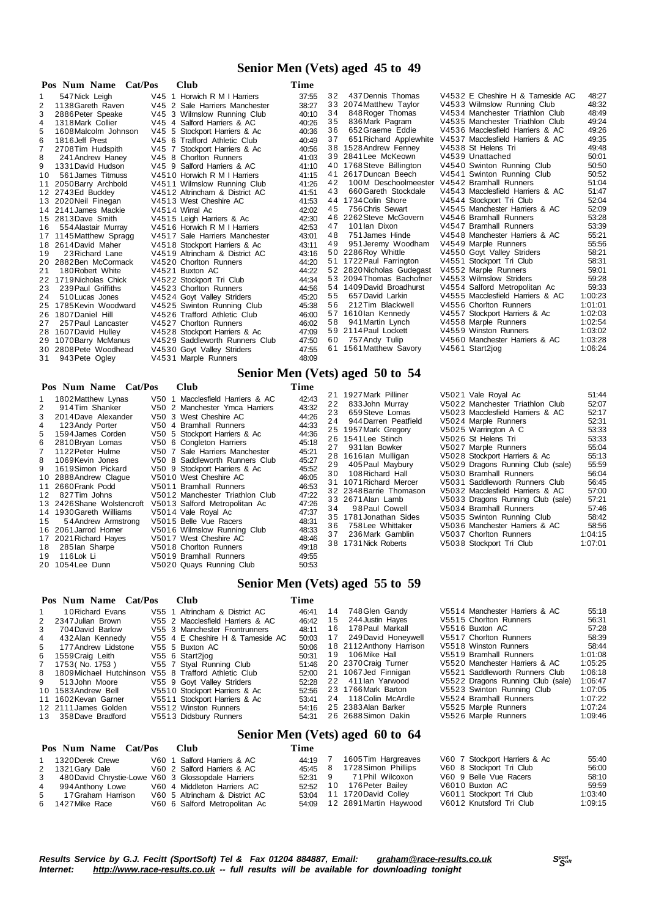# Senior Men (Vets) aged 45 to 49

| Pos | Num | Name | Cat/Pos | Club | Time |
|---|---|---|---|---|---|
| 1 | 547 | Nick Leigh | V45 1 | Horwich R M I Harriers | 37:55 |
| 2 | 1138 | Gareth Raven | V45 2 | Sale Harriers Manchester | 38:27 |
| 3 | 2886 | Peter Speake | V45 3 | Wilmslow Running Club | 40:10 |
| 4 | 1318 | Mark Collier | V45 4 | Salford Harriers & AC | 40:26 |
| 5 | 1608 | Malcolm Johnson | V45 5 | Stockport Harriers & Ac | 40:36 |
| 6 | 1816 | Jeff Prest | V45 6 | Trafford Athletic Club | 40:49 |
| 7 | 2708 | Tim Hudspith | V45 7 | Stockport Harriers & Ac | 40:56 |
| 8 | 241 | Andrew Haney | V45 8 | Chorlton Runners | 41:03 |
| 9 | 1331 | David Hudson | V45 9 | Salford Harriers & AC | 41:10 |
| 10 | 561 | James Titmuss | V4510 | Horwich R M I Harriers | 41:15 |
| 11 | 2050 | Barry Archbold | V4511 | Wilmslow Running Club | 41:26 |
| 12 | 2743 | Ed Buckley | V4512 | Altrincham & District AC | 41:51 |
| 13 | 2020 | Neil Finegan | V4513 | West Cheshire AC | 41:53 |
| 14 | 2141 | James Mackie | V4514 | Wirral Ac | 42:02 |
| 15 | 2813 | Dave Smith | V4515 | Leigh Harriers & Ac | 42:30 |
| 16 | 554 | Alastair Murray | V4516 | Horwich R M I Harriers | 42:53 |
| 17 | 1145 | Matthew Spragg | V4517 | Sale Harriers Manchester | 43:01 |
| 18 | 2614 | David Maher | V4518 | Stockport Harriers & Ac | 43:11 |
| 19 | 23 | Richard Lane | V4519 | Altrincham & District AC | 43:16 |
| 20 | 2882 | Ben McCormack | V4520 | Chorlton Runners | 44:20 |
| 21 | 180 | Robert White | V4521 | Buxton AC | 44:22 |
| 22 | 1719 | Nicholas Chick | V4522 | Stockport Tri Club | 44:34 |
| 23 | 239 | Paul Griffiths | V4523 | Chorlton Runners | 44:56 |
| 24 | 510 | Lucas Jones | V4524 | Goyt Valley Striders | 45:20 |
| 25 | 1785 | Kevin Woodward | V4525 | Swinton Running Club | 45:38 |
| 26 | 1807 | Daniel Hill | V4526 | Trafford Athletic Club | 46:00 |
| 27 | 257 | Paul Lancaster | V4527 | Chorlton Runners | 46:02 |
| 28 | 1607 | David Hulley | V4528 | Stockport Harriers & Ac | 47:09 |
| 29 | 1070 | Barry McManus | V4529 | Saddleworth Runners Club | 47:50 |
| 30 | 2808 | Pete Woodhead | V4530 | Goyt Valley Striders | 47:55 |
| 31 | 943 | Pete Ogley | V4531 | Marple Runners | 48:09 |
| 32 | 437 | Dennis Thomas | V4532 | E Cheshire H & Tameside AC | 48:27 |
| 33 | 2074 | Matthew Taylor | V4533 | Wilmslow Running Club | 48:32 |
| 34 | 848 | Roger Thomas | V4534 | Manchester Triathlon Club | 48:49 |
| 35 | 836 | Mark Pagram | V4535 | Manchester Triathlon Club | 49:24 |
| 36 | 652 | Graeme Eddie | V4536 | Macclesfield Harriers & AC | 49:26 |
| 37 | 651 | Richard Applewhite | V4537 | Macclesfield Harriers & AC | 49:35 |
| 38 | 1528 | Andrew Fenney | V4538 | St Helens Tri | 49:48 |
| 39 | 2841 | Lee McKeown | V4539 | Unattached | 50:01 |
| 40 | 1768 | Steve Billington | V4540 | Swinton Running Club | 50:50 |
| 41 | 2617 | Duncan Beech | V4541 | Swinton Running Club | 50:52 |
| 42 | 100 | M Deschoolmeester | V4542 | Bramhall Runners | 51:04 |
| 43 | 660 | Gareth Stockdale | V4543 | Macclesfield Harriers & AC | 51:47 |
| 44 | 1734 | Colin Shore | V4544 | Stockport Tri Club | 52:04 |
| 45 | 756 | Chris Sewart | V4545 | Manchester Harriers & AC | 52:09 |
| 46 | 2262 | Steve McGovern | V4546 | Bramhall Runners | 53:28 |
| 47 | 101 | Ian Dixon | V4547 | Bramhall Runners | 53:39 |
| 48 | 751 | James Hinde | V4548 | Manchester Harriers & AC | 55:21 |
| 49 | 951 | Jeremy Woodham | V4549 | Marple Runners | 55:56 |
| 50 | 2286 | Roy Whittle | V4550 | Goyt Valley Striders | 58:21 |
| 51 | 1722 | Paul Farrington | V4551 | Stockport Tri Club | 58:31 |
| 52 | 2820 | Nicholas Gudegast | V4552 | Marple Runners | 59:01 |
| 53 | 2094 | Thomas Bachofner | V4553 | Wilmslow Striders | 59:28 |
| 54 | 1409 | David Broadhurst | V4554 | Salford Metropolitan Ac | 59:33 |
| 55 | 657 | David Larkin | V4555 | Macclesfield Harriers & AC | 1:00:23 |
| 56 | 212 | Tim Blackwell | V4556 | Chorlton Runners | 1:01:01 |
| 57 | 1610 | Ian Kennedy | V4557 | Stockport Harriers & Ac | 1:02:03 |
| 58 | 941 | Martin Lynch | V4558 | Marple Runners | 1:02:54 |
| 59 | 2114 | Paul Lockett | V4559 | Winston Runners | 1:03:02 |
| 60 | 757 | Andy Tulip | V4560 | Manchester Harriers & AC | 1:03:28 |
| 61 | 1561 | Matthew Savory | V4561 | Start2jog | 1:06:24 |

# Senior Men (Vets) aged 50 to 54

| Pos | Num | Name | Cat/Pos | Club | Time |
|---|---|---|---|---|---|
| 1 | 1802 | Matthew Lynas | V50 1 | Macclesfield Harriers & AC | 42:43 |
| 2 | 914 | Tim Shanker | V50 2 | Manchester Ymca Harriers | 43:32 |
| 3 | 2014 | Dave Alexander | V50 3 | West Cheshire AC | 44:26 |
| 4 | 123 | Andy Porter | V50 4 | Bramhall Runners | 44:33 |
| 5 | 1594 | James Corden | V50 5 | Stockport Harriers & Ac | 44:36 |
| 6 | 2810 | Bryan Lomas | V50 6 | Congleton Harriers | 45:18 |
| 7 | 1122 | Peter Hulme | V50 7 | Sale Harriers Manchester | 45:21 |
| 8 | 1069 | Kevin Jones | V50 8 | Saddleworth Runners Club | 45:27 |
| 9 | 1619 | Simon Pickard | V50 9 | Stockport Harriers & Ac | 45:52 |
| 10 | 2888 | Andrew Clague | V5010 | West Cheshire AC | 46:05 |
| 11 | 2660 | Frank Podd | V5011 | Bramhall Runners | 46:53 |
| 12 | 827 | Tim Johns | V5012 | Manchester Triathlon Club | 47:22 |
| 13 | 2426 | Shane Wolstencroft | V5013 | Salford Metropolitan Ac | 47:26 |
| 14 | 1930 | Gareth Williams | V5014 | Vale Royal Ac | 47:37 |
| 15 | 54 | Andrew Armstrong | V5015 | Belle Vue Racers | 48:31 |
| 16 | 2061 | Jarrod Homer | V5016 | Wilmslow Running Club | 48:33 |
| 17 | 2021 | Richard Hayes | V5017 | West Cheshire AC | 48:46 |
| 18 | 285 | Ian Sharpe | V5018 | Chorlton Runners | 49:18 |
| 19 | 116 | Lok Li | V5019 | Bramhall Runners | 49:55 |
| 20 | 1054 | Lee Dunn | V5020 | Quays Running Club | 50:53 |
| 21 | 1927 | Mark Pilliner | V5021 | Vale Royal Ac | 51:44 |
| 22 | 833 | John Murray | V5022 | Manchester Triathlon Club | 52:07 |
| 23 | 659 | Steve Lomas | V5023 | Macclesfield Harriers & AC | 52:17 |
| 24 | 944 | Darren Peatfield | V5024 | Marple Runners | 52:31 |
| 25 | 1957 | Mark Gregory | V5025 | Warrington A C | 53:33 |
| 26 | 1541 | Lee Stinch | V5026 | St Helens Tri | 53:33 |
| 27 | 931 | Ian Bowker | V5027 | Marple Runners | 55:04 |
| 28 | 1616 | Ian Mulligan | V5028 | Stockport Harriers & Ac | 55:13 |
| 29 | 405 | Paul Maybury | V5029 | Dragons Running Club (sale) | 55:59 |
| 30 | 108 | Richard Hall | V5030 | Bramhall Runners | 56:04 |
| 31 | 1071 | Richard Mercer | V5031 | Saddleworth Runners Club | 56:45 |
| 32 | 2348 | Barrie Thomason | V5032 | Macclesfield Harriers & AC | 57:00 |
| 33 | 2671 | Alan Lamb | V5033 | Dragons Running Club (sale) | 57:21 |
| 34 | 98 | Paul Cowell | V5034 | Bramhall Runners | 57:46 |
| 35 | 1781 | Jonathan Sides | V5035 | Swinton Running Club | 58:42 |
| 36 | 758 | Lee Whittaker | V5036 | Manchester Harriers & AC | 58:56 |
| 37 | 236 | Mark Gamblin | V5037 | Chorlton Runners | 1:04:15 |
| 38 | 1731 | Nick Roberts | V5038 | Stockport Tri Club | 1:07:01 |

# Senior Men (Vets) aged 55 to 59

| Pos | Num | Name | Cat/Pos | Club | Time |
|---|---|---|---|---|---|
| 1 | 10 | Richard Evans | V55 1 | Altrincham & District AC | 46:41 |
| 2 | 2347 | Julian Brown | V55 2 | Macclesfield Harriers & AC | 46:42 |
| 3 | 704 | David Barlow | V55 3 | Manchester Frontrunners | 48:11 |
| 4 | 432 | Alan Kennedy | V55 4 | E Cheshire H & Tameside AC | 50:03 |
| 5 | 177 | Andrew Lidstone | V55 5 | Buxton AC | 50:06 |
| 6 | 1559 | Craig Leith | V55 6 | Start2jog | 50:31 |
| 7 | 1753 | ( No. 1753 ) | V55 7 | Styal Running Club | 51:46 |
| 8 | 1809 | Michael Hutchinson | V55 8 | Trafford Athletic Club | 52:00 |
| 9 | 513 | John Moore | V55 9 | Goyt Valley Striders | 52:28 |
| 10 | 1583 | Andrew Bell | V5510 | Stockport Harriers & Ac | 52:56 |
| 11 | 1602 | Kevan Garner | V5511 | Stockport Harriers & Ac | 53:41 |
| 12 | 2111 | James Golden | V5512 | Winston Runners | 54:16 |
| 13 | 358 | Dave Bradford | V5513 | Didsbury Runners | 54:31 |
| 14 | 748 | Glen Gandy | V5514 | Manchester Harriers & AC | 55:18 |
| 15 | 244 | Justin Hayes | V5515 | Chorlton Runners | 56:31 |
| 16 | 178 | Paul Markall | V5516 | Buxton AC | 57:28 |
| 17 | 249 | David Honeywell | V5517 | Chorlton Runners | 58:39 |
| 18 | 2112 | Anthony Harrison | V5518 | Winston Runners | 58:44 |
| 19 | 106 | Mike Hall | V5519 | Bramhall Runners | 1:01:08 |
| 20 | 2370 | Craig Turner | V5520 | Manchester Harriers & AC | 1:05:25 |
| 21 | 1067 | Jed Finnigan | V5521 | Saddleworth Runners Club | 1:06:18 |
| 22 | 411 | Ian Yarwood | V5522 | Dragons Running Club (sale) | 1:06:47 |
| 23 | 1766 | Mark Eaton | V5523 | Swinton Running Club | 1:07:05 |
| 24 | 118 | Colin McArdle | V5524 | Bramhall Runners | 1:07:22 |
| 25 | 2383 | Alan Barker | V5525 | Marple Runners | 1:07:24 |
| 26 | 2688 | Simon Dakin | V5526 | Marple Runners | 1:09:46 |

# Senior Men (Vets) aged 60 to 64

| Pos | Num | Name | Cat/Pos | Club | Time |
|---|---|---|---|---|---|
| 1 | 1320 | Derek Crewe | V60 1 | Salford Harriers & AC | 44:19 |
| 2 | 1321 | Gary Dale | V60 2 | Salford Harriers & AC | 45:45 |
| 3 | 480 | David Chrystie-Lowe | V60 3 | Glossopdale Harriers | 52:31 |
| 4 | 994 | Anthony Lowe | V60 4 | Middleton Harriers AC | 52:52 |
| 5 | 17 | Graham Harrison | V60 5 | Altrincham & District AC | 53:04 |
| 6 | 1427 | Mike Race | V60 6 | Salford Metropolitan Ac | 54:09 |
| 7 | 1605 | Tim Hargreaves | V60 7 | Stockport Harriers & Ac | 55:40 |
| 8 | 1728 | Simon Phillips | V60 8 | Stockport Tri Club | 56:00 |
| 9 | 71 | Phil Wilcoxon | V60 9 | Belle Vue Racers | 58:10 |
| 10 | 176 | Peter Bailey | V6010 | Buxton AC | 59:59 |
| 11 | 1720 | David Colley | V6011 | Stockport Tri Club | 1:03:40 |
| 12 | 2891 | Martin Haywood | V6012 | Knutsford Tri Club | 1:09:15 |

***Results Service by G.J. Fecitt (SportSoft) Tel & Fax 01204 884887, Email: graham@race-results.co.uk***
***Internet: http://www.race-results.co.uk -- full results will be available for downloading tonight***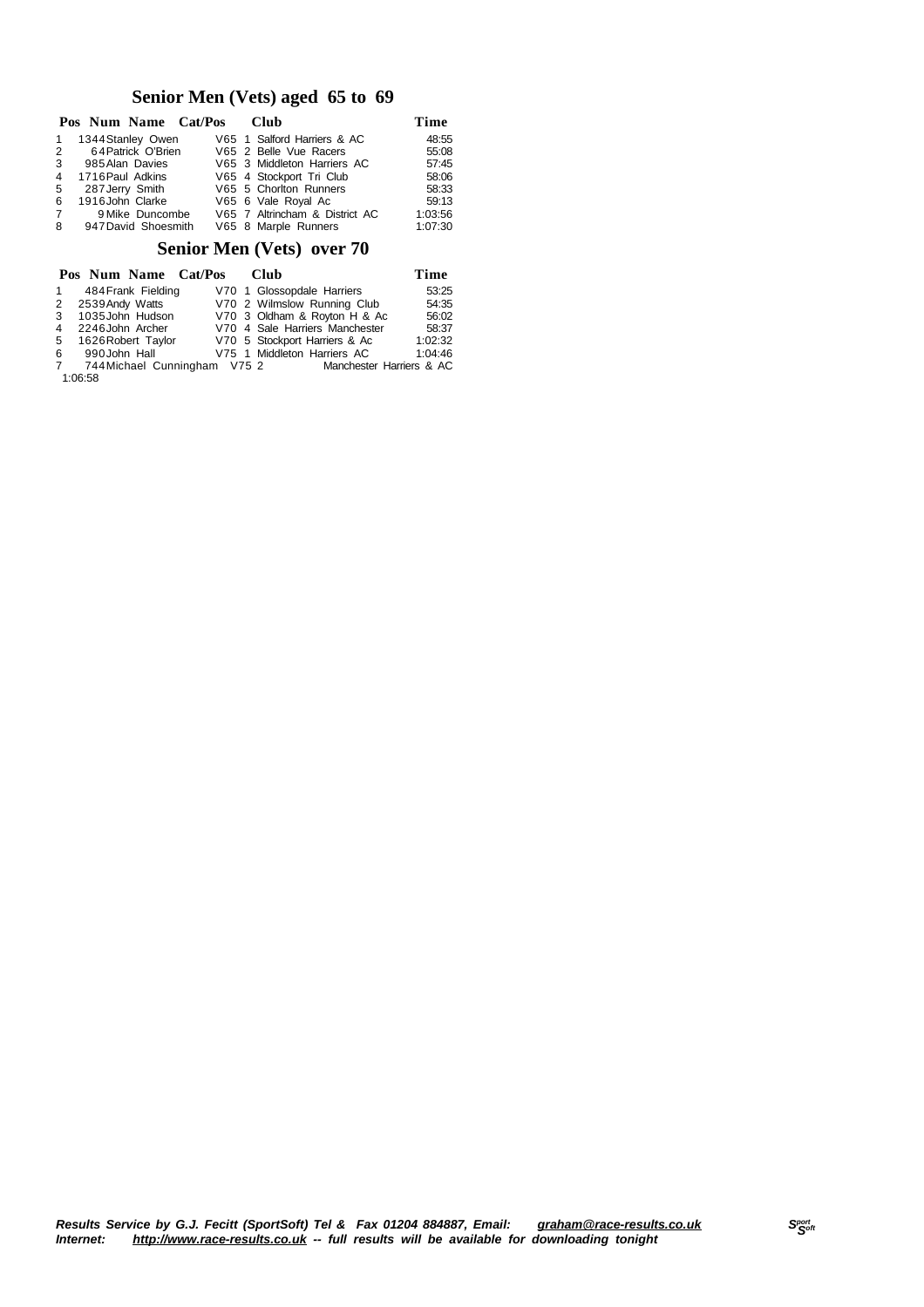## Senior Men (Vets) aged 65 to 69

| Pos | Num | Name | Cat/Pos | | Club | Time |
|---|---|---|---|---|---|---|
| 1 | 1344 | Stanley Owen | V65 | 1 | Salford Harriers & AC | 48:55 |
| 2 | 64 | Patrick O'Brien | V65 | 2 | Belle Vue Racers | 55:08 |
| 3 | 985 | Alan Davies | V65 | 3 | Middleton Harriers AC | 57:45 |
| 4 | 1716 | Paul Adkins | V65 | 4 | Stockport Tri Club | 58:06 |
| 5 | 287 | Jerry Smith | V65 | 5 | Chorlton Runners | 58:33 |
| 6 | 1916 | John Clarke | V65 | 6 | Vale Royal Ac | 59:13 |
| 7 | 9 | Mike Duncombe | V65 | 7 | Altrincham & District AC | 1:03:56 |
| 8 | 947 | David Shoesmith | V65 | 8 | Marple Runners | 1:07:30 |

## Senior Men (Vets) over 70

| Pos | Num | Name | Cat/Pos | | Club | Time |
|---|---|---|---|---|---|---|
| 1 | 484 | Frank Fielding | V70 | 1 | Glossopdale Harriers | 53:25 |
| 2 | 2539 | Andy Watts | V70 | 2 | Wilmslow Running Club | 54:35 |
| 3 | 1035 | John Hudson | V70 | 3 | Oldham & Royton H & Ac | 56:02 |
| 4 | 2246 | John Archer | V70 | 4 | Sale Harriers Manchester | 58:37 |
| 5 | 1626 | Robert Taylor | V70 | 5 | Stockport Harriers & Ac | 1:02:32 |
| 6 | 990 | John Hall | V75 | 1 | Middleton Harriers AC | 1:04:46 |
| 7 | 744 | Michael Cunningham | V75 | 2 | Manchester Harriers & AC | 1:06:58 |

***Results Service by G.J. Fecitt (SportSoft) Tel & Fax 01204 884887, Email: graham@race-results.co.uk***
***Internet: http://www.race-results.co.uk -- full results will be available for downloading tonight***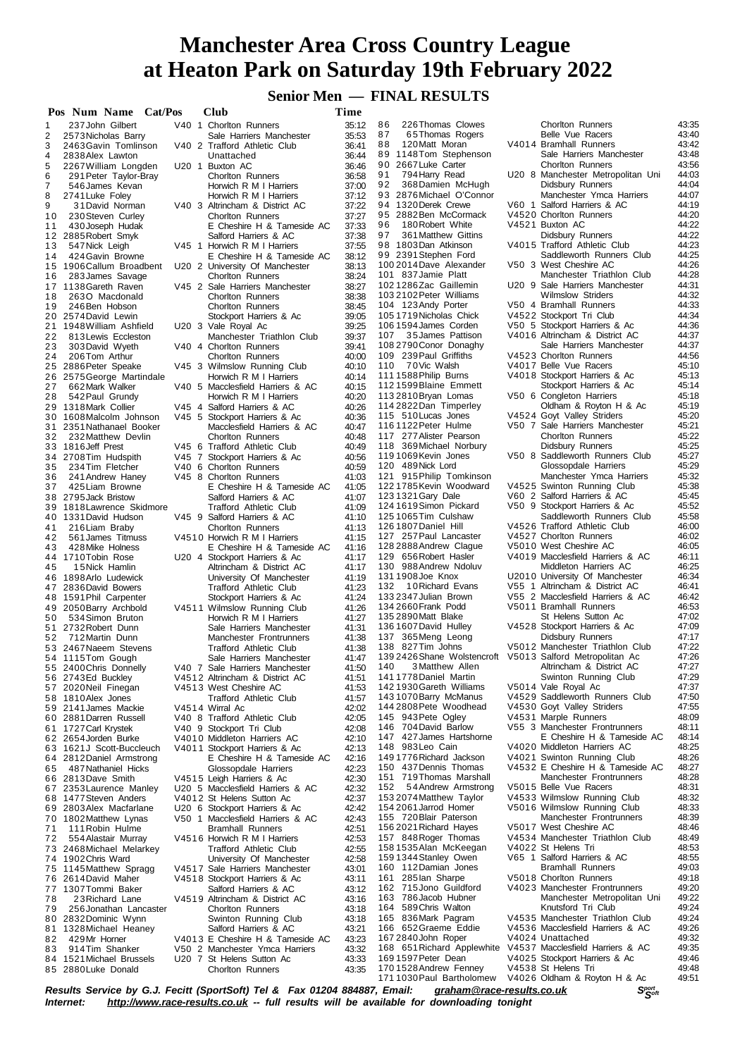# Manchester Area Cross Country League at Heaton Park on Saturday 19th February 2022

## Senior Men — FINAL RESULTS

| Pos | Num | Name | Cat/Pos | Club | Time |
|---|---|---|---|---|---|
| 1 | 237 | John Gilbert | V40 1 | Chorlton Runners | 35:12 |
| 2 | 2573 | Nicholas Barry | | Sale Harriers Manchester | 35:53 |
| 3 | 2463 | Gavin Tomlinson | V40 2 | Trafford Athletic Club | 36:41 |
| 4 | 2838 | Alex Lawton | | Unattached | 36:44 |
| 5 | 2267 | William Longden | U20 1 | Buxton AC | 36:46 |
| 6 | 291 | Peter Taylor-Bray | | Chorlton Runners | 36:58 |
| 7 | 546 | James Kevan | | Horwich R M I Harriers | 37:00 |
| 8 | 2741 | Luke Foley | | Horwich R M I Harriers | 37:12 |
| 9 | 31 | David Norman | V40 3 | Altrincham & District AC | 37:22 |
| 10 | 230 | Steven Curley | | Chorlton Runners | 37:27 |
| 11 | 430 | Joseph Hudak | | E Cheshire H & Tameside AC | 37:33 |
| 12 | 2885 | Robert Smyk | | Salford Harriers & AC | 37:38 |
| 13 | 547 | Nick Leigh | V45 1 | Horwich R M I Harriers | 37:55 |
| 14 | 424 | Gavin Browne | | E Cheshire H & Tameside AC | 38:12 |
| 15 | 1906 | Callum Broadbent | U20 2 | University Of Manchester | 38:13 |
| 16 | 283 | James Savage | | Chorlton Runners | 38:24 |
| 17 | 1138 | Gareth Raven | V45 2 | Sale Harriers Manchester | 38:27 |
| 18 | 263 | O Macdonald | | Chorlton Runners | 38:38 |
| 19 | 246 | Ben Hobson | | Chorlton Runners | 38:45 |
| 20 | 2574 | David Lewin | | Stockport Harriers & Ac | 39:05 |
| 21 | 1948 | William Ashfield | U20 3 | Vale Royal Ac | 39:25 |
| 22 | 813 | Lewis Eccleston | | Manchester Triathlon Club | 39:37 |
| 23 | 303 | David Wyeth | V40 4 | Chorlton Runners | 39:41 |
| 24 | 206 | Tom Arthur | | Chorlton Runners | 40:00 |
| 25 | 2886 | Peter Speake | V45 3 | Wilmslow Running Club | 40:10 |
| 26 | 2575 | George Martindale | | Horwich R M I Harriers | 40:14 |
| 27 | 662 | Mark Walker | V40 5 | Macclesfield Harriers & AC | 40:15 |
| 28 | 542 | Paul Grundy | | Horwich R M I Harriers | 40:20 |
| 29 | 1318 | Mark Collier | V45 4 | Salford Harriers & AC | 40:26 |
| 30 | 1608 | Malcolm Johnson | V45 5 | Stockport Harriers & Ac | 40:36 |
| 31 | 2351 | Nathanael Booker | | Macclesfield Harriers & AC | 40:47 |
| 32 | 232 | Matthew Devlin | | Chorlton Runners | 40:48 |
| 33 | 1816 | Jeff Prest | V45 6 | Trafford Athletic Club | 40:49 |
| 34 | 2708 | Tim Hudspith | V45 7 | Stockport Harriers & Ac | 40:56 |
| 35 | 234 | Tim Fletcher | V40 6 | Chorlton Runners | 40:59 |
| 36 | 241 | Andrew Haney | V45 8 | Chorlton Runners | 41:03 |
| 37 | 425 | Liam Browne | | E Cheshire H & Tameside AC | 41:05 |
| 38 | 2795 | Jack Bristow | | Salford Harriers & AC | 41:07 |
| 39 | 1818 | Lawrence Skidmore | | Trafford Athletic Club | 41:09 |
| 40 | 1331 | David Hudson | V45 9 | Salford Harriers & AC | 41:10 |
| 41 | 216 | Liam Braby | | Chorlton Runners | 41:13 |
| 42 | 561 | James Titmuss | V4510 | Horwich R M I Harriers | 41:15 |
| 43 | 428 | Mike Holness | | E Cheshire H & Tameside AC | 41:16 |
| 44 | 1710 | Tobin Rose | U20 4 | Stockport Harriers & Ac | 41:17 |
| 45 | 15 | Nick Hamlin | | Altrincham & District AC | 41:17 |
| 46 | 1898 | Arlo Ludewick | | University Of Manchester | 41:19 |
| 47 | 2836 | David Bowers | | Trafford Athletic Club | 41:23 |
| 48 | 1591 | Phil Carpenter | | Stockport Harriers & Ac | 41:24 |
| 49 | 2050 | Barry Archbold | V4511 | Wilmslow Running Club | 41:26 |
| 50 | 534 | Simon Bruton | | Horwich R M I Harriers | 41:27 |
| 51 | 2732 | Robert Dunn | | Sale Harriers Manchester | 41:31 |
| 52 | 712 | Martin Dunn | | Manchester Frontrunners | 41:38 |
| 53 | 2467 | Naeem Stevens | | Trafford Athletic Club | 41:38 |
| 54 | 1115 | Tom Gough | | Sale Harriers Manchester | 41:47 |
| 55 | 2400 | Chris Donnelly | V40 7 | Sale Harriers Manchester | 41:50 |
| 56 | 2743 | Ed Buckley | V4512 | Altrincham & District AC | 41:51 |
| 57 | 2020 | Neil Finegan | V4513 | West Cheshire AC | 41:53 |
| 58 | 1810 | Alex Jones | | Trafford Athletic Club | 41:57 |
| 59 | 2141 | James Mackie | V4514 | Wirral Ac | 42:02 |
| 60 | 2881 | Darren Russell | V40 8 | Trafford Athletic Club | 42:05 |
| 61 | 1727 | Carl Krystek | V40 9 | Stockport Tri Club | 42:08 |
| 62 | 2654 | Jorden Burke | V4010 | Middleton Harriers AC | 42:10 |
| 63 | 1621 | J Scott-Buccleuch | V4011 | Stockport Harriers & Ac | 42:13 |
| 64 | 2812 | Daniel Armstrong | | E Cheshire H & Tameside AC | 42:16 |
| 65 | 487 | Nathaniel Hicks | | Glossopdale Harriers | 42:23 |
| 66 | 2813 | Dave Smith | V4515 | Leigh Harriers & Ac | 42:30 |
| 67 | 2353 | Laurence Manley | U20 5 | Macclesfield Harriers & AC | 42:32 |
| 68 | 1477 | Steven Anders | V4012 | St Helens Sutton Ac | 42:37 |
| 69 | 2803 | Alex Macfarlane | U20 6 | Stockport Harriers & Ac | 42:42 |
| 70 | 1802 | Matthew Lynas | V50 1 | Macclesfield Harriers & AC | 42:43 |
| 71 | 111 | Robin Hulme | | Bramhall Runners | 42:51 |
| 72 | 554 | Alastair Murray | V4516 | Horwich R M I Harriers | 42:53 |
| 73 | 2468 | Michael Melarkey | | Trafford Athletic Club | 42:55 |
| 74 | 1902 | Chris Ward | | University Of Manchester | 42:58 |
| 75 | 1145 | Matthew Spragg | V4517 | Sale Harriers Manchester | 43:01 |
| 76 | 2614 | David Maher | V4518 | Stockport Harriers & Ac | 43:11 |
| 77 | 1307 | Tommi Baker | | Salford Harriers & AC | 43:12 |
| 78 | 23 | Richard Lane | V4519 | Altrincham & District AC | 43:16 |
| 79 | 256 | Jonathan Lancaster | | Chorlton Runners | 43:18 |
| 80 | 2832 | Dominic Wynn | | Swinton Running Club | 43:18 |
| 81 | 1328 | Michael Heaney | | Salford Harriers & AC | 43:21 |
| 82 | 429 | Mr Horner | V4013 | E Cheshire H & Tameside AC | 43:23 |
| 83 | 914 | Tim Shanker | V50 2 | Manchester Ymca Harriers | 43:32 |
| 84 | 1521 | Michael Brussels | U20 7 | St Helens Sutton Ac | 43:33 |
| 85 | 2880 | Luke Donald | | Chorlton Runners | 43:35 |
| 86 | 226 | Thomas Clowes | | Chorlton Runners | 43:35 |
| 87 | 65 | Thomas Rogers | | Belle Vue Racers | 43:40 |
| 88 | 120 | Matt Moran | V4014 | Bramhall Runners | 43:42 |
| 89 | 1148 | Tom Stephenson | | Sale Harriers Manchester | 43:48 |
| 90 | 2667 | Luke Carter | | Chorlton Runners | 43:56 |
| 91 | 794 | Harry Read | U20 8 | Manchester Metropolitan Uni | 44:03 |
| 92 | 368 | Damien McHugh | | Didsbury Runners | 44:04 |
| 93 | 2876 | Michael O'Connor | | Manchester Ymca Harriers | 44:07 |
| 94 | 1320 | Derek Crewe | V60 1 | Salford Harriers & AC | 44:19 |
| 95 | 2882 | Ben McCormack | V4520 | Chorlton Runners | 44:20 |
| 96 | 180 | Robert White | V4521 | Buxton AC | 44:22 |
| 97 | 361 | Matthew Gittins | | Didsbury Runners | 44:22 |
| 98 | 1803 | Dan Atkinson | V4015 | Trafford Athletic Club | 44:23 |
| 99 | 2391 | Stephen Ford | | Saddleworth Runners Club | 44:25 |
| 100 | 2014 | Dave Alexander | V50 3 | West Cheshire AC | 44:26 |
| 101 | 837 | Jamie Platt | | Manchester Triathlon Club | 44:28 |
| 102 | 1286 | Zac Gaillemin | U20 9 | Sale Harriers Manchester | 44:31 |
| 103 | 2102 | Peter Williams | | Wilmslow Striders | 44:32 |
| 104 | 123 | Andy Porter | V50 4 | Bramhall Runners | 44:33 |
| 105 | 1719 | Nicholas Chick | V4522 | Stockport Tri Club | 44:34 |
| 106 | 1594 | James Corden | V50 5 | Stockport Harriers & Ac | 44:36 |
| 107 | 35 | James Pattison | V4016 | Altrincham & District AC | 44:37 |
| 108 | 2790 | Conor Donaghy | | Sale Harriers Manchester | 44:37 |
| 109 | 239 | Paul Griffiths | V4523 | Chorlton Runners | 44:56 |
| 110 | 70 | Vic Walsh | V4017 | Belle Vue Racers | 45:10 |
| 111 | 1588 | Philip Burns | V4018 | Stockport Harriers & Ac | 45:13 |
| 112 | 1599 | Blaine Emmett | | Stockport Harriers & Ac | 45:14 |
| 113 | 2810 | Bryan Lomas | V50 6 | Congleton Harriers | 45:18 |
| 114 | 2822 | Dan Timperley | | Oldham & Royton H & Ac | 45:19 |
| 115 | 510 | Lucas Jones | V4524 | Goyt Valley Striders | 45:20 |
| 116 | 1122 | Peter Hulme | V50 7 | Sale Harriers Manchester | 45:21 |
| 117 | 277 | Alister Pearson | | Chorlton Runners | 45:22 |
| 118 | 369 | Michael Norbury | | Didsbury Runners | 45:25 |
| 119 | 1069 | Kevin Jones | V50 8 | Saddleworth Runners Club | 45:27 |
| 120 | 489 | Nick Lord | | Glossopdale Harriers | 45:29 |
| 121 | 915 | Philip Tomkinson | | Manchester Ymca Harriers | 45:32 |
| 122 | 1785 | Kevin Woodward | V4525 | Swinton Running Club | 45:38 |
| 123 | 1321 | Gary Dale | V60 2 | Salford Harriers & AC | 45:45 |
| 124 | 1619 | Simon Pickard | V50 9 | Stockport Harriers & Ac | 45:52 |
| 125 | 1065 | Tim Culshaw | | Saddleworth Runners Club | 45:58 |
| 126 | 1807 | Daniel Hill | V4526 | Trafford Athletic Club | 46:00 |
| 127 | 257 | Paul Lancaster | V4527 | Chorlton Runners | 46:02 |
| 128 | 2888 | Andrew Clague | V5010 | West Cheshire AC | 46:05 |
| 129 | 656 | Robert Hasler | V4019 | Macclesfield Harriers & AC | 46:11 |
| 130 | 988 | Andrew Ndoluv | | Middleton Harriers AC | 46:25 |
| 131 | 1908 | Joe Knox | U2010 | University Of Manchester | 46:34 |
| 132 | 10 | Richard Evans | V55 1 | Altrincham & District AC | 46:41 |
| 133 | 2347 | Julian Brown | V55 2 | Macclesfield Harriers & AC | 46:42 |
| 134 | 2660 | Frank Podd | V5011 | Bramhall Runners | 46:53 |
| 135 | 2890 | Matt Blake | | St Helens Sutton Ac | 47:02 |
| 136 | 1607 | David Hulley | V4528 | Stockport Harriers & Ac | 47:09 |
| 137 | 365 | Meng Leong | | Didsbury Runners | 47:17 |
| 138 | 827 | Tim Johns | V5012 | Manchester Triathlon Club | 47:22 |
| 139 | 2426 | Shane Wolstencroft | V5013 | Salford Metropolitan Ac | 47:26 |
| 140 | 3 | Matthew Allen | | Altrincham & District AC | 47:27 |
| 141 | 1778 | Daniel Martin | | Swinton Running Club | 47:29 |
| 142 | 1930 | Gareth Williams | V5014 | Vale Royal Ac | 47:37 |
| 143 | 1070 | Barry McManus | V4529 | Saddleworth Runners Club | 47:50 |
| 144 | 2808 | Mark Woodhead | V4530 | Goyt Valley Striders | 47:55 |
| 145 | 943 | Pete Ogley | V4531 | Marple Runners | 48:09 |
| 146 | 704 | David Barlow | V55 3 | Manchester Frontrunners | 48:11 |
| 147 | 427 | James Hartshorne | | E Cheshire H & Tameside AC | 48:14 |
| 148 | 983 | Leo Cain | V4020 | Middleton Harriers AC | 48:25 |
| 149 | 1776 | Richard Jackson | V4021 | Swinton Running Club | 48:26 |
| 150 | 437 | Dennis Thomas | V4532 | E Cheshire H & Tameside AC | 48:27 |
| 151 | 719 | Thomas Marshall | | Manchester Frontrunners | 48:28 |
| 152 | 54 | Andrew Armstrong | V5015 | Belle Vue Racers | 48:31 |
| 153 | 2074 | Matthew Taylor | V4533 | Wilmslow Running Club | 48:32 |
| 154 | 2061 | Jarrod Homer | V5016 | Wilmslow Running Club | 48:33 |
| 155 | 720 | Blair Paterson | | Manchester Frontrunners | 48:39 |
| 156 | 2021 | Richard Hayes | V5017 | West Cheshire AC | 48:46 |
| 157 | 848 | Roger Thomas | V4534 | Manchester Triathlon Club | 48:49 |
| 158 | 1535 | Alan McKeegan | V4022 | St Helens Tri | 48:53 |
| 159 | 1344 | Stanley Owen | V65 1 | Salford Harriers & AC | 48:55 |
| 160 | 112 | Damian Jones | | Bramhall Runners | 49:03 |
| 161 | 285 | Ian Sharpe | V5018 | Chorlton Runners | 49:18 |
| 162 | 715 | Jono Guildford | V4023 | Manchester Frontrunners | 49:20 |
| 163 | 786 | Jacob Hubner | | Manchester Metropolitan Uni | 49:22 |
| 164 | 589 | Chris Walton | | Knutsford Tri Club | 49:24 |
| 165 | 836 | Mark Pagram | V4535 | Manchester Triathlon Club | 49:24 |
| 166 | 652 | Graeme Eddie | V4536 | Macclesfield Harriers & AC | 49:26 |
| 167 | 2840 | John Roper | V4024 | Unattached | 49:32 |
| 168 | 651 | Richard Applewhite | V4537 | Macclesfield Harriers & AC | 49:35 |
| 169 | 1597 | Peter Dean | V4025 | Stockport Harriers & Ac | 49:46 |
| 170 | 1528 | Andrew Fenney | V4538 | St Helens Tri | 49:48 |
| 171 | 1030 | Paul Bartholomew | V4026 | Oldham & Royton H & Ac | 49:51 |

*Results Service by G.J. Fecitt (SportSoft) Tel & Fax 01204 884887, Email: graham@race-results.co.uk*
*Internet: http://www.race-results.co.uk -- full results will be available for downloading tonight*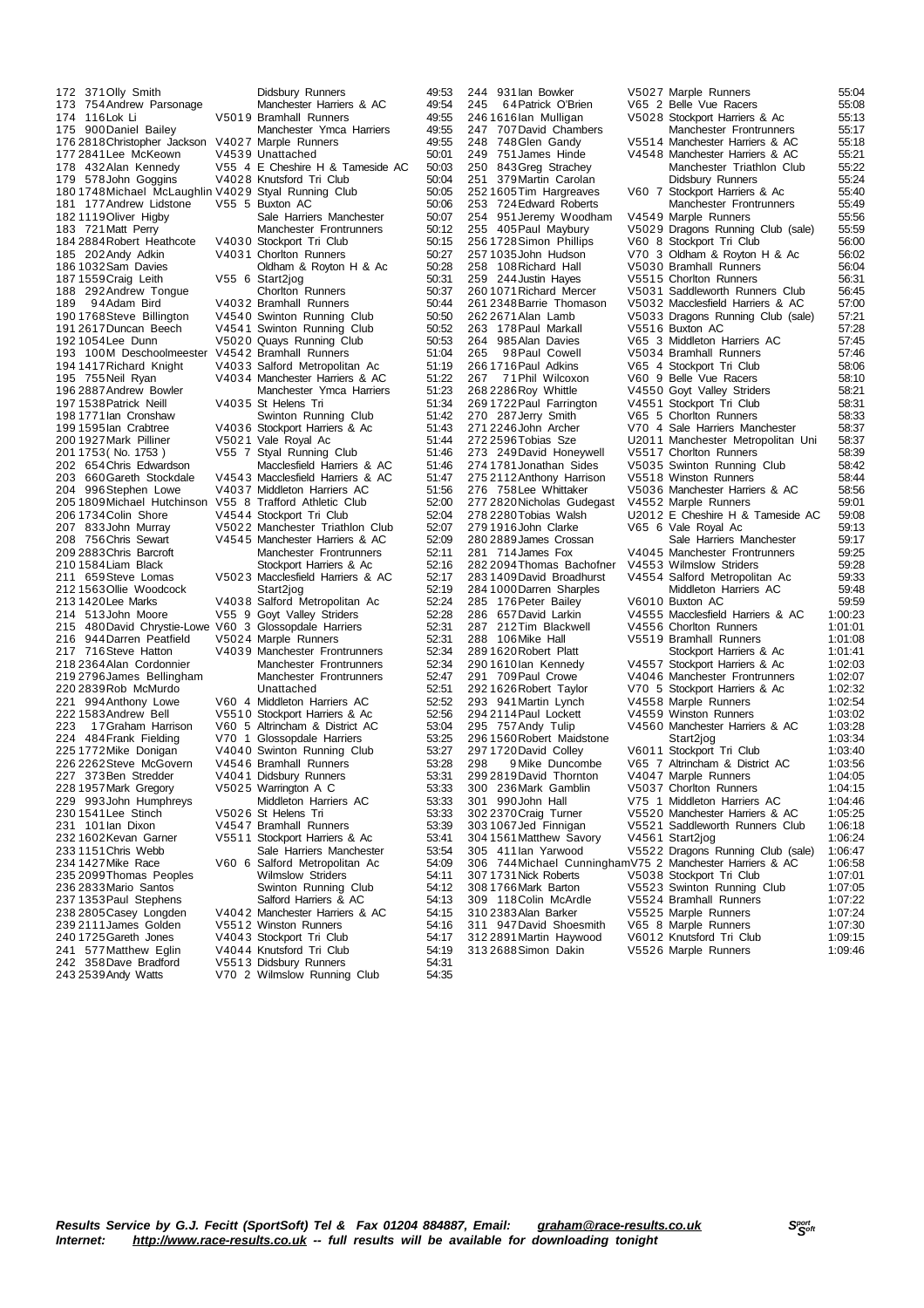| Pos | No | Name | Cat | Club | Time |
|---|---|---|---|---|---|
| 172 | 371 | Olly Smith | | Didsbury Runners | 49:53 |
| 173 | 754 | Andrew Parsonage | | Manchester Harriers & AC | 49:54 |
| 174 | 116 | Lok Li | V5019 | Bramhall Runners | 49:55 |
| 175 | 900 | Daniel Bailey | | Manchester Ymca Harriers | 49:55 |
| 176 | 2818 | Christopher Jackson | V4027 | Marple Runners | 49:55 |
| 177 | 2841 | Lee McKeown | V4539 | Unattached | 50:01 |
| 178 | 432 | Alan Kennedy | V55 4 | E Cheshire H & Tameside AC | 50:03 |
| 179 | 578 | John Goggins | V4028 | Knutsford Tri Club | 50:04 |
| 180 | 1748 | Michael McLaughlin | V4029 | Styal Running Club | 50:05 |
| 181 | 177 | Andrew Lidstone | V55 5 | Buxton AC | 50:06 |
| 182 | 1119 | Oliver Higby | | Sale Harriers Manchester | 50:07 |
| 183 | 721 | Matt Perry | | Manchester Frontrunners | 50:12 |
| 184 | 2884 | Robert Heathcote | V4030 | Stockport Tri Club | 50:15 |
| 185 | 202 | Andy Adkin | V4031 | Chorlton Runners | 50:27 |
| 186 | 1032 | Sam Davies | | Oldham & Royton H & Ac | 50:28 |
| 187 | 1559 | Craig Leith | V55 6 | Start2jog | 50:31 |
| 188 | 292 | Andrew Tongue | | Chorlton Runners | 50:37 |
| 189 | 94 | Adam Bird | V4032 | Bramhall Runners | 50:44 |
| 190 | 1768 | Steve Billington | V4540 | Swinton Running Club | 50:50 |
| 191 | 2617 | Duncan Beech | V4541 | Swinton Running Club | 50:52 |
| 192 | 1054 | Lee Dunn | V5020 | Quays Running Club | 50:53 |
| 193 | 100M | Deschoolmeester | V4542 | Bramhall Runners | 51:04 |
| 194 | 1417 | Richard Knight | V4033 | Salford Metropolitan Ac | 51:19 |
| 195 | 755 | Neil Ryan | V4034 | Manchester Harriers & AC | 51:22 |
| 196 | 2887 | Andrew Bowler | | Manchester Ymca Harriers | 51:23 |
| 197 | 1538 | Patrick Neill | V4035 | St Helens Tri | 51:34 |
| 198 | 1771 | Ian Cronshaw | | Swinton Running Club | 51:42 |
| 199 | 1595 | Ian Crabtree | V4036 | Stockport Harriers & Ac | 51:43 |
| 200 | 1927 | Mark Pilliner | V5021 | Vale Royal Ac | 51:44 |
| 201 | 1753 | ( No. 1753 ) | V55 7 | Styal Running Club | 51:46 |
| 202 | 654 | Chris Edwardson | | Macclesfield Harriers & AC | 51:46 |
| 203 | 660 | Gareth Stockdale | V4543 | Macclesfield Harriers & AC | 51:47 |
| 204 | 996 | Stephen Lowe | V4037 | Middleton Harriers AC | 51:56 |
| 205 | 1809 | Michael Hutchinson | V55 8 | Trafford Athletic Club | 52:00 |
| 206 | 1734 | Colin Shore | V4544 | Stockport Tri Club | 52:04 |
| 207 | 833 | John Murray | V5022 | Manchester Triathlon Club | 52:07 |
| 208 | 756 | Chris Sewart | V4545 | Manchester Harriers & AC | 52:09 |
| 209 | 2883 | Chris Barcroft | | Manchester Frontrunners | 52:11 |
| 210 | 1584 | Liam Black | | Stockport Harriers & Ac | 52:16 |
| 211 | 659 | Steve Lomas | V5023 | Macclesfield Harriers & AC | 52:17 |
| 212 | 1563 | Ollie Woodcock | | Start2jog | 52:19 |
| 213 | 1420 | Lee Marks | V4038 | Salford Metropolitan Ac | 52:24 |
| 214 | 513 | John Moore | V55 9 | Goyt Valley Striders | 52:28 |
| 215 | 480 | David Chrystie-Lowe | V60 3 | Glossopdale Harriers | 52:31 |
| 216 | 944 | Darren Peatfield | V5024 | Marple Runners | 52:31 |
| 217 | 716 | Steve Hatton | V4039 | Manchester Frontrunners | 52:34 |
| 218 | 2364 | Alan Cordonnier | | Manchester Frontrunners | 52:34 |
| 219 | 2796 | James Bellingham | | Manchester Frontrunners | 52:47 |
| 220 | 2839 | Rob McMurdo | | Unattached | 52:51 |
| 221 | 994 | Anthony Lowe | V60 4 | Middleton Harriers AC | 52:52 |
| 222 | 1583 | Andrew Bell | V5510 | Stockport Harriers & Ac | 52:56 |
| 223 | 17 | Graham Harrison | V60 5 | Altrincham & District AC | 53:04 |
| 224 | 484 | Frank Fielding | V70 1 | Glossopdale Harriers | 53:25 |
| 225 | 1772 | Mike Donigan | V4040 | Swinton Running Club | 53:27 |
| 226 | 2262 | Steve McGovern | V4546 | Bramhall Runners | 53:28 |
| 227 | 373 | Ben Stredder | V4041 | Didsbury Runners | 53:31 |
| 228 | 1957 | Mark Gregory | V5025 | Warrington A C | 53:33 |
| 229 | 993 | John Humphreys | | Middleton Harriers AC | 53:33 |
| 230 | 1541 | Lee Stinch | V5026 | St Helens Tri | 53:33 |
| 231 | 101 | Ian Dixon | V4547 | Bramhall Runners | 53:39 |
| 232 | 1602 | Kevan Garner | V5511 | Stockport Harriers & Ac | 53:41 |
| 233 | 1151 | Chris Webb | | Sale Harriers Manchester | 53:54 |
| 234 | 1427 | Mike Race | V60 6 | Salford Metropolitan Ac | 54:09 |
| 235 | 2099 | Thomas Peoples | | Wilmslow Striders | 54:11 |
| 236 | 2833 | Mario Santos | | Swinton Running Club | 54:12 |
| 237 | 1353 | Paul Stephens | | Salford Harriers & AC | 54:13 |
| 238 | 2805 | Casey Longden | V4042 | Manchester Harriers & AC | 54:15 |
| 239 | 2111 | James Golden | V5512 | Winston Runners | 54:16 |
| 240 | 1725 | Gareth Jones | V4043 | Stockport Tri Club | 54:17 |
| 241 | 577 | Matthew Eglin | V4044 | Knutsford Tri Club | 54:19 |
| 242 | 358 | Dave Bradford | V5513 | Didsbury Runners | 54:31 |
| 243 | 2539 | Andy Watts | V70 2 | Wilmslow Running Club | 54:35 |
| 244 | 931 | Ian Bowker | V5027 | Marple Runners | 55:04 |
| 245 | 64 | Patrick O'Brien | V65 2 | Belle Vue Racers | 55:08 |
| 246 | 1616 | Ian Mulligan | V5028 | Stockport Harriers & Ac | 55:13 |
| 247 | 707 | David Chambers | | Manchester Frontrunners | 55:17 |
| 248 | 748 | Glen Gandy | V5514 | Manchester Harriers & AC | 55:18 |
| 249 | 751 | James Hinde | V4548 | Manchester Harriers & AC | 55:21 |
| 250 | 843 | Greg Strachey | | Manchester Triathlon Club | 55:22 |
| 251 | 379 | Martin Carolan | | Didsbury Runners | 55:24 |
| 252 | 1605 | Tim Hargreaves | V60 7 | Stockport Harriers & Ac | 55:40 |
| 253 | 724 | Edward Roberts | | Manchester Frontrunners | 55:49 |
| 254 | 951 | Jeremy Woodham | V4549 | Marple Runners | 55:56 |
| 255 | 405 | Paul Maybury | V5029 | Dragons Running Club (sale) | 55:59 |
| 256 | 1728 | Simon Phillips | V60 8 | Stockport Tri Club | 56:00 |
| 257 | 1035 | John Hudson | V70 3 | Oldham & Royton H & Ac | 56:02 |
| 258 | 108 | Richard Hall | V5030 | Bramhall Runners | 56:04 |
| 259 | 244 | Justin Hayes | V5515 | Chorlton Runners | 56:31 |
| 260 | 1071 | Richard Mercer | V5031 | Saddleworth Runners Club | 56:45 |
| 261 | 2348 | Barrie Thomason | V5032 | Macclesfield Harriers & AC | 57:00 |
| 262 | 2671 | Alan Lamb | V5033 | Dragons Running Club (sale) | 57:21 |
| 263 | 178 | Paul Markall | V5516 | Buxton AC | 57:28 |
| 264 | 985 | Alan Davies | V65 3 | Middleton Harriers AC | 57:45 |
| 265 | 98 | Paul Cowell | V5034 | Bramhall Runners | 57:46 |
| 266 | 1716 | Paul Adkins | V65 4 | Stockport Tri Club | 58:06 |
| 267 | 71 | Phil Wilcoxon | V60 9 | Belle Vue Racers | 58:10 |
| 268 | 2286 | Roy Whittle | V4550 | Goyt Valley Striders | 58:21 |
| 269 | 1722 | Paul Farrington | V4551 | Stockport Tri Club | 58:31 |
| 270 | 287 | Jerry Smith | V65 5 | Chorlton Runners | 58:33 |
| 271 | 2246 | John Archer | V70 4 | Sale Harriers Manchester | 58:37 |
| 272 | 2596 | Tobias Sze | U2011 | Manchester Metropolitan Uni | 58:37 |
| 273 | 249 | David Honeywell | V5517 | Chorlton Runners | 58:39 |
| 274 | 1781 | Jonathan Sides | V5035 | Swinton Running Club | 58:42 |
| 275 | 2112 | Anthony Harrison | V5518 | Winston Runners | 58:44 |
| 276 | 758 | Lee Whittaker | V5036 | Manchester Harriers & AC | 58:56 |
| 277 | 2820 | Nicholas Gudegast | V4552 | Marple Runners | 59:01 |
| 278 | 2280 | Tobias Walsh | U2012 | E Cheshire H & Tameside AC | 59:08 |
| 279 | 1916 | John Clarke | V65 6 | Vale Royal Ac | 59:13 |
| 280 | 2889 | James Crossan | | Sale Harriers Manchester | 59:17 |
| 281 | 714 | James Fox | V4045 | Manchester Frontrunners | 59:25 |
| 282 | 2094 | Thomas Bachofner | V4553 | Wilmslow Striders | 59:28 |
| 283 | 1409 | David Broadhurst | V4554 | Salford Metropolitan Ac | 59:33 |
| 284 | 1000 | Darren Sharples | | Middleton Harriers AC | 59:48 |
| 285 | 176 | Peter Bailey | V6010 | Buxton AC | 59:59 |
| 286 | 657 | David Larkin | V4555 | Macclesfield Harriers & AC | 1:00:23 |
| 287 | 212 | Tim Blackwell | V4556 | Chorlton Runners | 1:01:01 |
| 288 | 106 | Mike Hall | V5519 | Bramhall Runners | 1:01:08 |
| 289 | 1620 | Robert Platt | | Stockport Harriers & Ac | 1:01:41 |
| 290 | 1610 | Ian Kennedy | V4557 | Stockport Harriers & Ac | 1:02:03 |
| 291 | 709 | Paul Crowe | V4046 | Manchester Frontrunners | 1:02:07 |
| 292 | 1626 | Robert Taylor | V70 5 | Stockport Harriers & Ac | 1:02:32 |
| 293 | 941 | Martin Lynch | V4558 | Marple Runners | 1:02:54 |
| 294 | 2114 | Paul Lockett | V4559 | Winston Runners | 1:03:02 |
| 295 | 757 | Andy Tulip | V4560 | Manchester Harriers & AC | 1:03:28 |
| 296 | 1560 | Robert Maidstone | | Start2jog | 1:03:34 |
| 297 | 1720 | David Colley | V6011 | Stockport Tri Club | 1:03:40 |
| 298 | 9 | Mike Duncombe | V65 7 | Altrincham & District AC | 1:03:56 |
| 299 | 2819 | David Thornton | V4047 | Marple Runners | 1:04:05 |
| 300 | 236 | Mark Gamblin | V5037 | Chorlton Runners | 1:04:15 |
| 301 | 990 | John Hall | V75 1 | Middleton Harriers AC | 1:04:46 |
| 302 | 2370 | Craig Turner | V5520 | Manchester Harriers & AC | 1:05:25 |
| 303 | 1067 | Jed Finnigan | V5521 | Saddleworth Runners Club | 1:06:18 |
| 304 | 1561 | Matthew Savory | V4561 | Start2jog | 1:06:24 |
| 305 | 411 | Ian Yarwood | V5522 | Dragons Running Club (sale) | 1:06:47 |
| 306 | 744 | Michael Cunningham | V75 2 | Manchester Harriers & AC | 1:06:58 |
| 307 | 1731 | Nick Roberts | V5038 | Stockport Tri Club | 1:07:01 |
| 308 | 1766 | Mark Barton | V5523 | Swinton Running Club | 1:07:05 |
| 309 | 118 | Colin McArdle | V5524 | Bramhall Runners | 1:07:22 |
| 310 | 2383 | Alan Barker | V5525 | Marple Runners | 1:07:24 |
| 311 | 947 | David Shoesmith | V65 8 | Marple Runners | 1:07:30 |
| 312 | 2891 | Martin Haywood | V6012 | Knutsford Tri Club | 1:09:15 |
| 313 | 2688 | Simon Dakin | V5526 | Marple Runners | 1:09:46 |

***Results Service by G.J. Fecitt (SportSoft) Tel & Fax 01204 884887, Email: graham@race-results.co.uk***
***Internet: http://www.race-results.co.uk -- full results will be available for downloading tonight***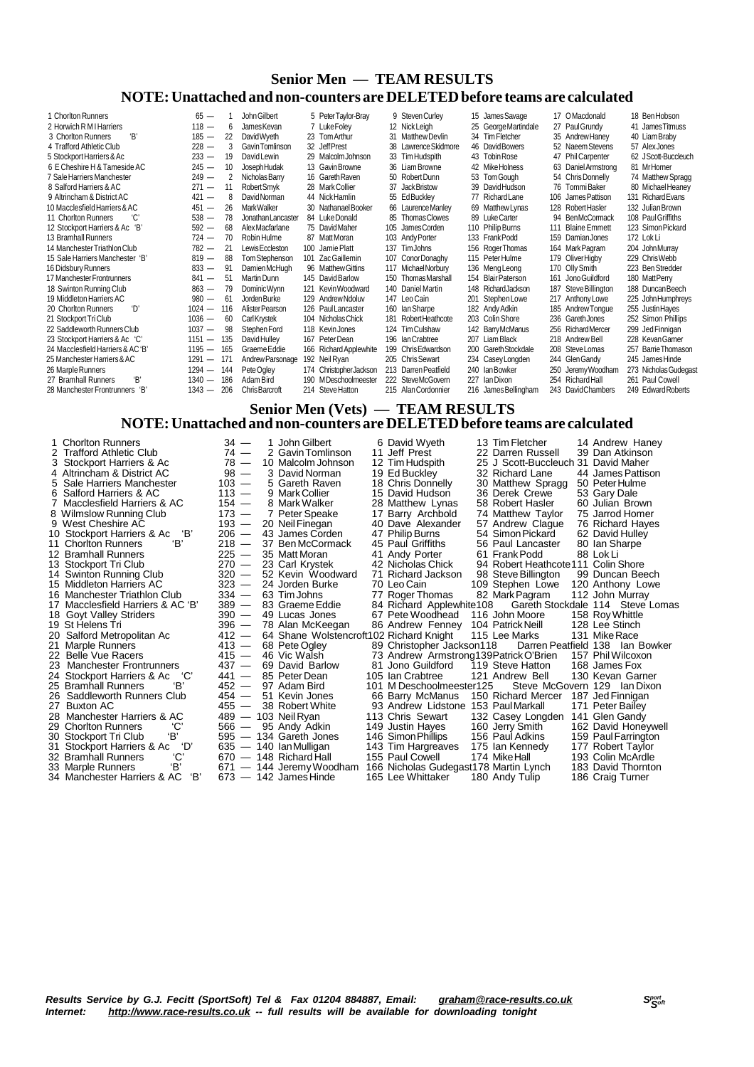# Senior Men — TEAM RESULTS

## NOTE: Unattached and non-counters are DELETED before teams are calculated

| | | | | | | | | | |
|---|---|---|---|---|---|---|---|---|---|
| 1 Chorlton Runners | 65 — | 1 John Gilbert | 5 Peter Taylor-Bray | 9 Steven Curley | 15 James Savage | 17 O Macdonald | 18 Ben Hobson |
| 2 Horwich R M I Harriers | 118 — | 6 James Kevan | 7 Luke Foley | 12 Nick Leigh | 25 George Martindale | 27 Paul Grundy | 41 James Titmuss |
| 3 Chorlton Runners 'B' | 185 — | 22 David Wyeth | 23 Tom Arthur | 31 Matthew Devlin | 34 Tim Fletcher | 35 Andrew Haney | 40 Liam Braby |
| 4 Trafford Athletic Club | 228 — | 3 Gavin Tomlinson | 32 Jeff Prest | 38 Lawrence Skidmore | 46 David Bowers | 52 Naeem Stevens | 57 Alex Jones |
| 5 Stockport Harriers & Ac | 233 — | 19 David Lewin | 29 Malcolm Johnson | 33 Tim Hudspith | 43 Tobin Rose | 47 Phil Carpenter | 62 J Scott-Buccleuch |
| 6 E Cheshire H & Tameside AC | 245 — | 10 Joseph Hudak | 13 Gavin Browne | 36 Liam Browne | 42 Mike Holness | 63 Daniel Armstrong | 81 Mr Horner |
| 7 Sale Harriers Manchester | 249 — | 2 Nicholas Barry | 16 Gareth Raven | 50 Robert Dunn | 53 Tom Gough | 54 Chris Donnelly | 74 Matthew Spragg |
| 8 Salford Harriers & AC | 271 — | 11 Robert Smyk | 28 Mark Collier | 37 Jack Bristow | 39 David Hudson | 76 Tommi Baker | 80 Michael Heaney |
| 9 Altrincham & District AC | 421 — | 8 David Norman | 44 Nick Hamlin | 55 Ed Buckley | 77 Richard Lane | 106 James Pattison | 131 Richard Evans |
| 10 Macclesfield Harriers & AC | 451 — | 26 Mark Walker | 30 Nathanael Booker | 66 Laurence Manley | 69 Matthew Lynas | 128 Robert Hasler | 132 Julian Brown |
| 11 Chorlton Runners 'C' | 538 — | 78 Jonathan Lancaster | 84 Luke Donald | 85 Thomas Clowes | 89 Luke Carter | 94 Ben McCormack | 108 Paul Griffiths |
| 12 Stockport Harriers & Ac 'B' | 592 — | 68 Alex Macfarlane | 75 David Maher | 105 James Corden | 110 Philip Burns | 111 Blaine Emmett | 123 Simon Pickard |
| 13 Bramhall Runners | 724 — | 70 Robin Hulme | 87 Matt Moran | 103 Andy Porter | 133 Frank Podd | 159 Damian Jones | 172 Lok Li |
| 14 Manchester Triathlon Club | 782 — | 21 Lewis Eccleston | 100 Jamie Platt | 137 Tim Johns | 156 Roger Thomas | 164 Mark Pagram | 204 John Murray |
| 15 Sale Harriers Manchester 'B' | 819 — | 88 Tom Stephenson | 101 Zac Gaillemin | 107 Conor Donaghy | 115 Peter Hulme | 179 Oliver Higby | 229 Chris Webb |
| 16 Didsbury Runners | 833 — | 91 Damien McHugh | 96 Matthew Gittins | 117 Michael Norbury | 136 Meng Leong | 170 Olly Smith | 223 Ben Stredder |
| 17 Manchester Frontrunners | 841 — | 51 Martin Dunn | 145 David Barlow | 150 Thomas Marshall | 154 Blair Paterson | 161 Jono Guildford | 180 Matt Perry |
| 18 Swinton Running Club | 863 — | 79 Dominic Wynn | 121 Kevin Woodward | 140 Daniel Martin | 148 Richard Jackson | 187 Steve Billington | 188 Duncan Beech |
| 19 Middleton Harriers AC | 980 — | 61 Jorden Burke | 129 Andrew Ndoluv | 147 Leo Cain | 201 Stephen Lowe | 217 Anthony Lowe | 225 John Humphreys |
| 20 Chorlton Runners 'D' | 1024 — | 116 Alister Pearson | 126 Paul Lancaster | 160 Ian Sharpe | 182 Andy Adkin | 185 Andrew Tongue | 255 Justin Hayes |
| 21 Stockport Tri Club | 1036 — | 60 Carl Krystek | 104 Nicholas Chick | 181 Robert Heathcote | 203 Colin Shore | 236 Gareth Jones | 252 Simon Phillips |
| 22 Saddleworth Runners Club | 1037 — | 98 Stephen Ford | 118 Kevin Jones | 124 Tim Culshaw | 142 Barry McManus | 256 Richard Mercer | 299 Jed Finnigan |
| 23 Stockport Harriers & Ac 'C' | 1151 — | 135 David Hulley | 167 Peter Dean | 196 Ian Crabtree | 207 Liam Black | 218 Andrew Bell | 228 Kevan Garner |
| 24 Macclesfield Harriers & AC 'B' | 1195 — | 165 Graeme Eddie | 166 Richard Applewhite | 199 Chris Edwardson | 200 Gareth Stockdale | 208 Steve Lomas | 257 Barrie Thomason |
| 25 Manchester Harriers & AC | 1291 — | 171 Andrew Parsonage | 192 Neil Ryan | 205 Chris Sewart | 234 Casey Longden | 244 Glen Gandy | 245 James Hinde |
| 26 Marple Runners | 1294 — | 144 Pete Ogley | 174 Christopher Jackson | 213 Darren Peatfield | 240 Ian Bowker | 250 Jeremy Woodham | 273 Nicholas Gudegast |
| 27 Bramhall Runners 'B' | 1340 — | 186 Adam Bird | 190 M Deschoolmeester | 222 Steve McGovern | 227 Ian Dixon | 254 Richard Hall | 261 Paul Cowell |
| 28 Manchester Frontrunners 'B' | 1343 — | 206 Chris Barcroft | 214 Steve Hatton | 215 Alan Cordonnier | 216 James Bellingham | 243 David Chambers | 249 Edward Roberts |

# Senior Men (Vets) — TEAM RESULTS

## NOTE: Unattached and non-counters are DELETED before teams are calculated

| | | | | | |
|---|---|---|---|---|---|
| 1 Chorlton Runners | 34 — | 1 John Gilbert | 6 David Wyeth | 13 Tim Fletcher | 14 Andrew Haney |
| 2 Trafford Athletic Club | 74 — | 2 Gavin Tomlinson | 11 Jeff Prest | 22 Darren Russell | 39 Dan Atkinson |
| 3 Stockport Harriers & Ac | 78 — | 10 Malcolm Johnson | 12 Tim Hudspith | 25 J Scott-Buccleuch | 31 David Maher |
| 4 Altrincham & District AC | 98 — | 3 David Norman | 19 Ed Buckley | 32 Richard Lane | 44 James Pattison |
| 5 Sale Harriers Manchester | 103 — | 5 Gareth Raven | 18 Chris Donnelly | 30 Matthew Spragg | 50 Peter Hulme |
| 6 Salford Harriers & AC | 113 — | 9 Mark Collier | 15 David Hudson | 36 Derek Crewe | 53 Gary Dale |
| 7 Macclesfield Harriers & AC | 154 — | 8 Mark Walker | 28 Matthew Lynas | 58 Robert Hasler | 60 Julian Brown |
| 8 Wilmslow Running Club | 173 — | 7 Peter Speake | 17 Barry Archbold | 74 Matthew Taylor | 75 Jarrod Homer |
| 9 West Cheshire AC | 193 — | 20 Neil Finegan | 40 Dave Alexander | 57 Andrew Clague | 76 Richard Hayes |
| 10 Stockport Harriers & Ac 'B' | 206 — | 43 James Corden | 47 Philip Burns | 54 Simon Pickard | 62 David Hulley |
| 11 Chorlton Runners 'B' | 218 — | 37 Ben McCormack | 45 Paul Griffiths | 56 Paul Lancaster | 80 Ian Sharpe |
| 12 Bramhall Runners | 225 — | 35 Matt Moran | 41 Andy Porter | 61 Frank Podd | 88 Lok Li |
| 13 Stockport Tri Club | 270 — | 23 Carl Krystek | 42 Nicholas Chick | 94 Robert Heathcote | 111 Colin Shore |
| 14 Swinton Running Club | 320 — | 52 Kevin Woodward | 71 Richard Jackson | 98 Steve Billington | 99 Duncan Beech |
| 15 Middleton Harriers AC | 323 — | 24 Jorden Burke | 70 Leo Cain | 109 Stephen Lowe | 120 Anthony Lowe |
| 16 Manchester Triathlon Club | 334 — | 63 Tim Johns | 77 Roger Thomas | 82 Mark Pagram | 112 John Murray |
| 17 Macclesfield Harriers & AC 'B' | 389 — | 83 Graeme Eddie | 84 Richard Applewhite | 108 Gareth Stockdale | 114 Steve Lomas |
| 18 Goyt Valley Striders | 390 — | 49 Lucas Jones | 67 Pete Woodhead | 116 John Moore | 158 Roy Whittle |
| 19 St Helens Tri | 396 — | 78 Alan McKeegan | 86 Andrew Fenney | 104 Patrick Neill | 128 Lee Stinch |
| 20 Salford Metropolitan Ac | 412 — | 64 Shane Wolstencroft | 102 Richard Knight | 115 Lee Marks | 131 Mike Race |
| 21 Marple Runners | 413 — | 68 Pete Ogley | 89 Christopher Jackson | 118 Darren Peatfield | 138 Ian Bowker |
| 22 Belle Vue Racers | 415 — | 46 Vic Walsh | 73 Andrew Armstrong | 139 Patrick O'Brien | 157 Phil Wilcoxon |
| 23 Manchester Frontrunners | 437 — | 69 David Barlow | 81 Jono Guildford | 119 Steve Hatton | 168 James Fox |
| 24 Stockport Harriers & Ac 'C' | 441 — | 85 Peter Dean | 105 Ian Crabtree | 121 Andrew Bell | 130 Kevan Garner |
| 25 Bramhall Runners 'B' | 452 — | 97 Adam Bird | 101 M Deschoolmeester | 125 Steve McGovern | 129 Ian Dixon |
| 26 Saddleworth Runners Club | 454 — | 51 Kevin Jones | 66 Barry McManus | 150 Richard Mercer | 187 Jed Finnigan |
| 27 Buxton AC | 455 — | 38 Robert White | 93 Andrew Lidstone | 153 Paul Markall | 171 Peter Bailey |
| 28 Manchester Harriers & AC | 489 — | 103 Neil Ryan | 113 Chris Sewart | 132 Casey Longden | 141 Glen Gandy |
| 29 Chorlton Runners 'C' | 566 — | 95 Andy Adkin | 149 Justin Hayes | 160 Jerry Smith | 162 David Honeywell |
| 30 Stockport Tri Club 'B' | 595 — | 134 Gareth Jones | 146 Simon Phillips | 156 Paul Adkins | 159 Paul Farrington |
| 31 Stockport Harriers & Ac 'D' | 635 — | 140 Ian Mulligan | 143 Tim Hargreaves | 175 Ian Kennedy | 177 Robert Taylor |
| 32 Bramhall Runners 'C' | 670 — | 148 Richard Hall | 155 Paul Cowell | 174 Mike Hall | 193 Colin McArdle |
| 33 Marple Runners 'B' | 671 — | 144 Jeremy Woodham | 166 Nicholas Gudegast | 178 Martin Lynch | 183 David Thornton |
| 34 Manchester Harriers & AC 'B' | 673 — | 142 James Hinde | 165 Lee Whittaker | 180 Andy Tulip | 186 Craig Turner |

*Results Service by G.J. Fecitt (SportSoft) Tel & Fax 01204 884887, Email: graham@race-results.co.uk*
*Internet: http://www.race-results.co.uk -- full results will be available for downloading tonight*